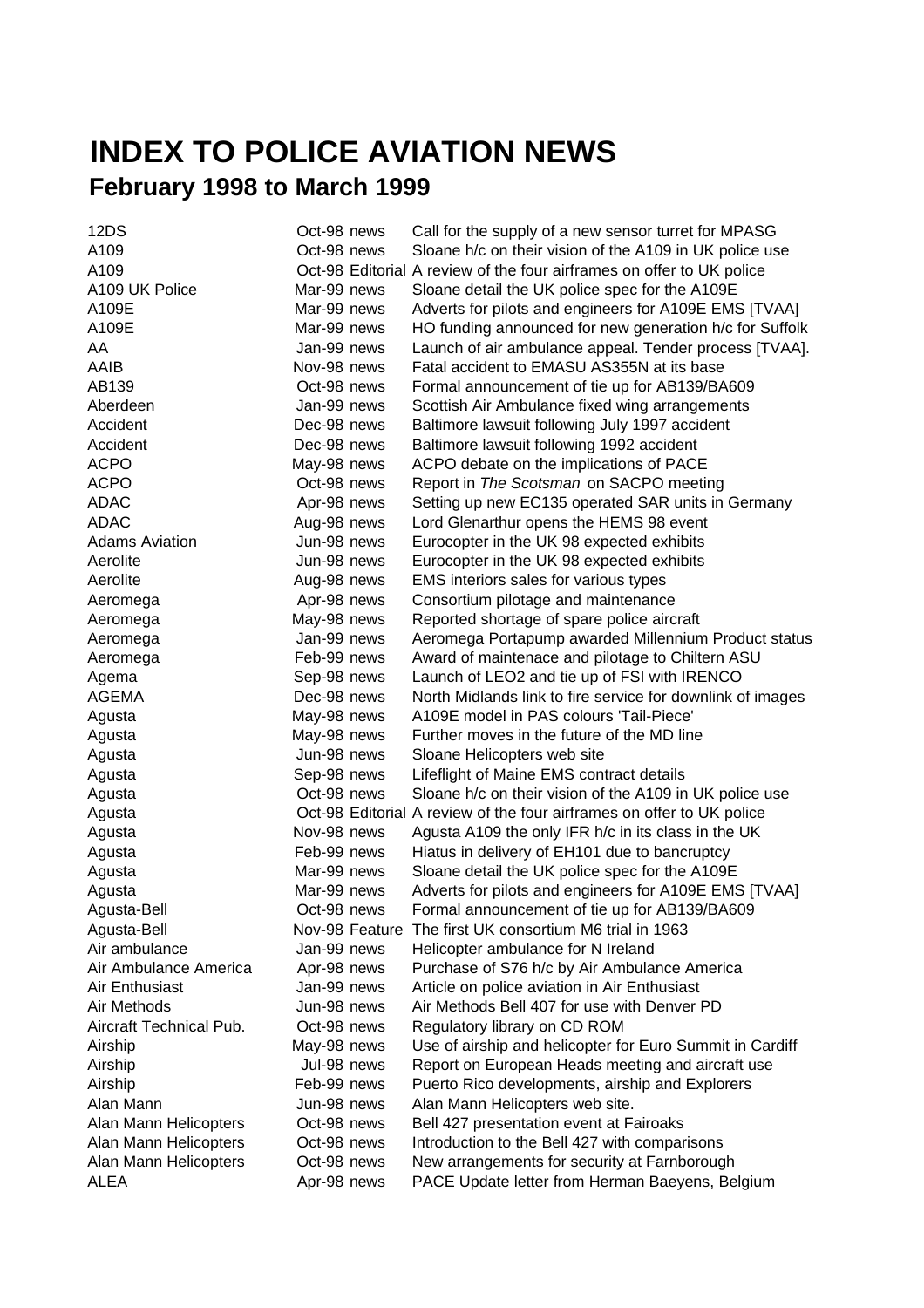# INDEX TO POLICE AVIATION NEWS

## February 1998 to March 1999

| | | | |
|---|---|---|---|
| 12DS | Oct-98 | news | Call for the supply of a new sensor turret for MPASG |
| A109 | Oct-98 | news | Sloane h/c on their vision of the A109 in UK police use |
| A109 | Oct-98 | Editorial | A review of the four airframes on offer to UK police |
| A109 UK Police | Mar-99 | news | Sloane detail the UK police spec for the A109E |
| A109E | Mar-99 | news | Adverts for pilots and engineers for A109E EMS [TVAA] |
| A109E | Mar-99 | news | HO funding announced for new generation h/c for Suffolk |
| AA | Jan-99 | news | Launch of air ambulance appeal. Tender process [TVAA]. |
| AAIB | Nov-98 | news | Fatal accident to EMASU AS355N at its base |
| AB139 | Oct-98 | news | Formal announcement of tie up for AB139/BA609 |
| Aberdeen | Jan-99 | news | Scottish Air Ambulance fixed wing arrangements |
| Accident | Dec-98 | news | Baltimore lawsuit following July 1997 accident |
| Accident | Dec-98 | news | Baltimore lawsuit following 1992 accident |
| ACPO | May-98 | news | ACPO debate on the implications of PACE |
| ACPO | Oct-98 | news | Report in *The Scotsman* on SACPO meeting |
| ADAC | Apr-98 | news | Setting up new EC135 operated SAR units in Germany |
| ADAC | Aug-98 | news | Lord Glenarthur opens the HEMS 98 event |
| Adams Aviation | Jun-98 | news | Eurocopter in the UK 98 expected exhibits |
| Aerolite | Jun-98 | news | Eurocopter in the UK 98 expected exhibits |
| Aerolite | Aug-98 | news | EMS interiors sales for various types |
| Aeromega | Apr-98 | news | Consortium pilotage and maintenance |
| Aeromega | May-98 | news | Reported shortage of spare police aircraft |
| Aeromega | Jan-99 | news | Aeromega Portapump awarded Millennium Product status |
| Aeromega | Feb-99 | news | Award of maintenace and pilotage to Chiltern ASU |
| Agema | Sep-98 | news | Launch of LEO2 and tie up of FSI with IRENCO |
| AGEMA | Dec-98 | news | North Midlands link to fire service for downlink of images |
| Agusta | May-98 | news | A109E model in PAS colours 'Tail-Piece' |
| Agusta | May-98 | news | Further moves in the future of the MD line |
| Agusta | Jun-98 | news | Sloane Helicopters web site |
| Agusta | Sep-98 | news | Lifeflight of Maine EMS contract details |
| Agusta | Oct-98 | news | Sloane h/c on their vision of the A109 in UK police use |
| Agusta | Oct-98 | Editorial | A review of the four airframes on offer to UK police |
| Agusta | Nov-98 | news | Agusta A109 the only IFR h/c in its class in the UK |
| Agusta | Feb-99 | news | Hiatus in delivery of EH101 due to bancruptcy |
| Agusta | Mar-99 | news | Sloane detail the UK police spec for the A109E |
| Agusta | Mar-99 | news | Adverts for pilots and engineers for A109E EMS [TVAA] |
| Agusta-Bell | Oct-98 | news | Formal announcement of tie up for AB139/BA609 |
| Agusta-Bell | Nov-98 | Feature | The first UK consortium M6 trial in 1963 |
| Air ambulance | Jan-99 | news | Helicopter ambulance for N Ireland |
| Air Ambulance America | Apr-98 | news | Purchase of S76 h/c by Air Ambulance America |
| Air Enthusiast | Jan-99 | news | Article on police aviation in Air Enthusiast |
| Air Methods | Jun-98 | news | Air Methods Bell 407 for use with Denver PD |
| Aircraft Technical Pub. | Oct-98 | news | Regulatory library on CD ROM |
| Airship | May-98 | news | Use of airship and helicopter for Euro Summit in Cardiff |
| Airship | Jul-98 | news | Report on European Heads meeting and aircraft use |
| Airship | Feb-99 | news | Puerto Rico developments, airship and Explorers |
| Alan Mann | Jun-98 | news | Alan Mann Helicopters web site. |
| Alan Mann Helicopters | Oct-98 | news | Bell 427 presentation event at Fairoaks |
| Alan Mann Helicopters | Oct-98 | news | Introduction to the Bell 427 with comparisons |
| Alan Mann Helicopters | Oct-98 | news | New arrangements for security at Farnborough |
| ALEA | Apr-98 | news | PACE Update letter from Herman Baeyens, Belgium |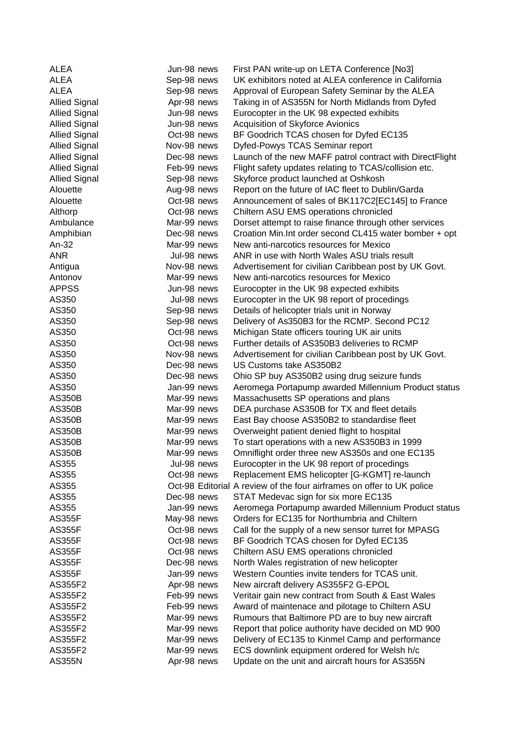| | | | |
|---|---|---|---|
| ALEA | Jun-98 | news | First PAN write-up on LETA Conference [No3] |
| ALEA | Sep-98 | news | UK exhibitors noted at ALEA conference in California |
| ALEA | Sep-98 | news | Approval of European Safety Seminar by the ALEA |
| Allied Signal | Apr-98 | news | Taking in of AS355N for North Midlands from Dyfed |
| Allied Signal | Jun-98 | news | Eurocopter in the UK 98 expected exhibits |
| Allied Signal | Jun-98 | news | Acquisition of Skyforce Avionics |
| Allied Signal | Oct-98 | news | BF Goodrich TCAS chosen for Dyfed EC135 |
| Allied Signal | Nov-98 | news | Dyfed-Powys TCAS Seminar report |
| Allied Signal | Dec-98 | news | Launch of the new MAFF patrol contract with DirectFlight |
| Allied Signal | Feb-99 | news | Flight safety updates relating to TCAS/collision etc. |
| Allied Signal | Sep-98 | news | Skyforce product launched at Oshkosh |
| Alouette | Aug-98 | news | Report on the future of IAC fleet to Dublin/Garda |
| Alouette | Oct-98 | news | Announcement of sales of BK117C2[EC145] to France |
| Althorp | Oct-98 | news | Chiltern ASU EMS operations chronicled |
| Ambulance | Mar-99 | news | Dorset attempt to raise finance through other services |
| Amphibian | Dec-98 | news | Croation Min.Int order second CL415 water bomber + opt |
| An-32 | Mar-99 | news | New anti-narcotics resources for Mexico |
| ANR | Jul-98 | news | ANR in use with North Wales ASU trials result |
| Antigua | Nov-98 | news | Advertisement for civilian Caribbean post by UK Govt. |
| Antonov | Mar-99 | news | New anti-narcotics resources for Mexico |
| APPSS | Jun-98 | news | Eurocopter in the UK 98 expected exhibits |
| AS350 | Jul-98 | news | Eurocopter in the UK 98 report of procedings |
| AS350 | Sep-98 | news | Details of helicopter trials unit in Norway |
| AS350 | Sep-98 | news | Delivery of As350B3 for the RCMP. Second PC12 |
| AS350 | Oct-98 | news | Michigan State officers touring UK air units |
| AS350 | Oct-98 | news | Further details of AS350B3 deliveries to RCMP |
| AS350 | Nov-98 | news | Advertisement for civilian Caribbean post by UK Govt. |
| AS350 | Dec-98 | news | US Customs take AS350B2 |
| AS350 | Dec-98 | news | Ohio SP buy AS350B2 using drug seizure funds |
| AS350 | Jan-99 | news | Aeromega Portapump awarded Millennium Product status |
| AS350B | Mar-99 | news | Massachusetts SP operations and plans |
| AS350B | Mar-99 | news | DEA purchase AS350B for TX and fleet details |
| AS350B | Mar-99 | news | East Bay choose AS350B2 to standardise fleet |
| AS350B | Mar-99 | news | Overweight patient denied flight to hospital |
| AS350B | Mar-99 | news | To start operations with a new AS350B3 in 1999 |
| AS350B | Mar-99 | news | Omniflight order three new AS350s and one EC135 |
| AS355 | Jul-98 | news | Eurocopter in the UK 98 report of procedings |
| AS355 | Oct-98 | news | Replacement EMS helicopter [G-KGMT] re-launch |
| AS355 | Oct-98 | Editorial | A review of the four airframes on offer to UK police |
| AS355 | Dec-98 | news | STAT Medevac sign for six more EC135 |
| AS355 | Jan-99 | news | Aeromega Portapump awarded Millennium Product status |
| AS355F | May-98 | news | Orders for EC135 for Northumbria and Chiltern |
| AS355F | Oct-98 | news | Call for the supply of a new sensor turret for MPASG |
| AS355F | Oct-98 | news | BF Goodrich TCAS chosen for Dyfed EC135 |
| AS355F | Oct-98 | news | Chiltern ASU EMS operations chronicled |
| AS355F | Dec-98 | news | North Wales registration of new helicopter |
| AS355F | Jan-99 | news | Western Counties invite tenders for TCAS unit. |
| AS355F2 | Apr-98 | news | New aircraft delivery AS355F2 G-EPOL |
| AS355F2 | Feb-99 | news | Veritair gain new contract from South & East Wales |
| AS355F2 | Feb-99 | news | Award of maintenace and pilotage to Chiltern ASU |
| AS355F2 | Mar-99 | news | Rumours that Baltimore PD are to buy new aircraft |
| AS355F2 | Mar-99 | news | Report that police authority have decided on MD 900 |
| AS355F2 | Mar-99 | news | Delivery of EC135 to Kinmel Camp and performance |
| AS355F2 | Mar-99 | news | ECS downlink equipment ordered for Welsh h/c |
| AS355N | Apr-98 | news | Update on the unit and aircraft hours for AS355N |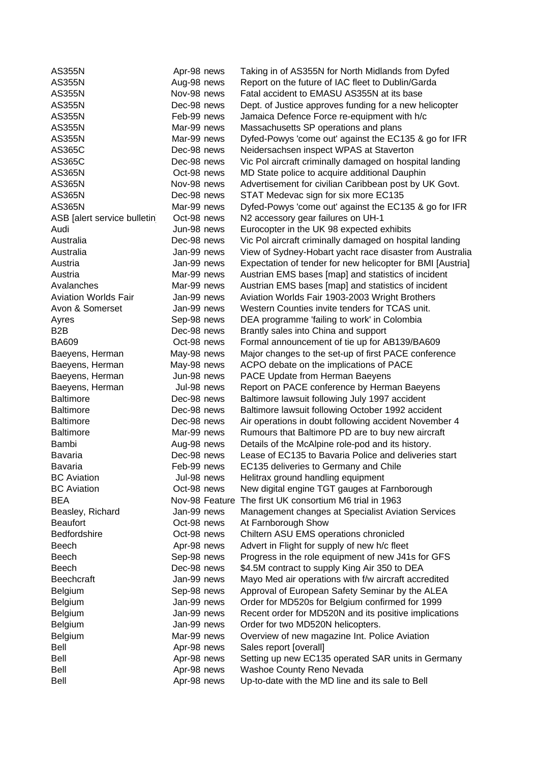| | | |
|---|---|---|
| AS355N | Apr-98 news | Taking in of AS355N for North Midlands from Dyfed |
| AS355N | Aug-98 news | Report on the future of IAC fleet to Dublin/Garda |
| AS355N | Nov-98 news | Fatal accident to EMASU AS355N at its base |
| AS355N | Dec-98 news | Dept. of Justice approves funding for a new helicopter |
| AS355N | Feb-99 news | Jamaica Defence Force re-equipment with h/c |
| AS355N | Mar-99 news | Massachusetts SP operations and plans |
| AS355N | Mar-99 news | Dyfed-Powys 'come out' against the EC135 & go for IFR |
| AS365C | Dec-98 news | Neidersachsen inspect WPAS at Staverton |
| AS365C | Dec-98 news | Vic Pol aircraft criminally damaged on hospital landing |
| AS365N | Oct-98 news | MD State police to acquire additional Dauphin |
| AS365N | Nov-98 news | Advertisement for civilian Caribbean post by UK Govt. |
| AS365N | Dec-98 news | STAT Medevac sign for six more EC135 |
| AS365N | Mar-99 news | Dyfed-Powys 'come out' against the EC135 & go for IFR |
| ASB [alert service bulletin | Oct-98 news | N2 accessory gear failures on UH-1 |
| Audi | Jun-98 news | Eurocopter in the UK 98 expected exhibits |
| Australia | Dec-98 news | Vic Pol aircraft criminally damaged on hospital landing |
| Australia | Jan-99 news | View of Sydney-Hobart yacht race disaster from Australia |
| Austria | Jan-99 news | Expectation of tender for new helicopter for BMI [Austria] |
| Austria | Mar-99 news | Austrian EMS bases [map] and statistics of incident |
| Avalanches | Mar-99 news | Austrian EMS bases [map] and statistics of incident |
| Aviation Worlds Fair | Jan-99 news | Aviation Worlds Fair 1903-2003 Wright Brothers |
| Avon & Somerset | Jan-99 news | Western Counties invite tenders for TCAS unit. |
| Ayres | Sep-98 news | DEA programme 'failing to work' in Colombia |
| B2B | Dec-98 news | Brantly sales into China and support |
| BA609 | Oct-98 news | Formal announcement of tie up for AB139/BA609 |
| Baeyens, Herman | May-98 news | Major changes to the set-up of first PACE conference |
| Baeyens, Herman | May-98 news | ACPO debate on the implications of PACE |
| Baeyens, Herman | Jun-98 news | PACE Update from Herman Baeyens |
| Baeyens, Herman | Jul-98 news | Report on PACE conference by Herman Baeyens |
| Baltimore | Dec-98 news | Baltimore lawsuit following July 1997 accident |
| Baltimore | Dec-98 news | Baltimore lawsuit following October 1992 accident |
| Baltimore | Dec-98 news | Air operations in doubt following accident November 4 |
| Baltimore | Mar-99 news | Rumours that Baltimore PD are to buy new aircraft |
| Bambi | Aug-98 news | Details of the McAlpine role-pod and its history. |
| Bavaria | Dec-98 news | Lease of EC135 to Bavaria Police and deliveries start |
| Bavaria | Feb-99 news | EC135 deliveries to Germany and Chile |
| BC Aviation | Jul-98 news | Helitrax ground handling equipment |
| BC Aviation | Oct-98 news | New digital engine TGT gauges at Farnborough |
| BEA | Nov-98 Feature | The first UK consortium M6 trial in 1963 |
| Beasley, Richard | Jan-99 news | Management changes at Specialist Aviation Services |
| Beaufort | Oct-98 news | At Farnborough Show |
| Bedfordshire | Oct-98 news | Chiltern ASU EMS operations chronicled |
| Beech | Apr-98 news | Advert in Flight for supply of new h/c fleet |
| Beech | Sep-98 news | Progress in the role equipment of new J41s for GFS |
| Beech | Dec-98 news | $4.5M contract to supply King Air 350 to DEA |
| Beechcraft | Jan-99 news | Mayo Med air operations with f/w aircraft accredited |
| Belgium | Sep-98 news | Approval of European Safety Seminar by the ALEA |
| Belgium | Jan-99 news | Order for MD520s for Belgium confirmed for 1999 |
| Belgium | Jan-99 news | Recent order for MD520N and its positive implications |
| Belgium | Jan-99 news | Order for two MD520N helicopters. |
| Belgium | Mar-99 news | Overview of new magazine Int. Police Aviation |
| Bell | Apr-98 news | Sales report [overall] |
| Bell | Apr-98 news | Setting up new EC135 operated SAR units in Germany |
| Bell | Apr-98 news | Washoe County Reno Nevada |
| Bell | Apr-98 news | Up-to-date with the MD line and its sale to Bell |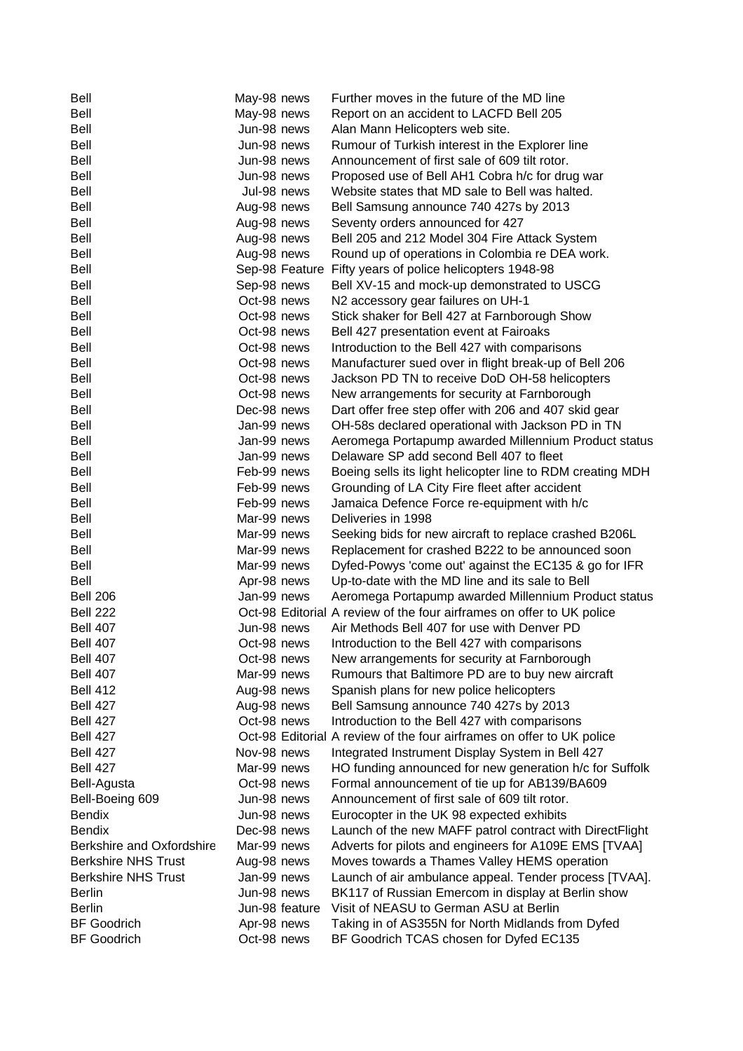| | | | |
|---|---|---|---|
| Bell | May-98 | news | Further moves in the future of the MD line |
| Bell | May-98 | news | Report on an accident to LACFD Bell 205 |
| Bell | Jun-98 | news | Alan Mann Helicopters web site. |
| Bell | Jun-98 | news | Rumour of Turkish interest in the Explorer line |
| Bell | Jun-98 | news | Announcement of first sale of 609 tilt rotor. |
| Bell | Jun-98 | news | Proposed use of Bell AH1 Cobra h/c for drug war |
| Bell | Jul-98 | news | Website states that MD sale to Bell was halted. |
| Bell | Aug-98 | news | Bell Samsung announce 740 427s by 2013 |
| Bell | Aug-98 | news | Seventy orders announced for 427 |
| Bell | Aug-98 | news | Bell 205 and 212 Model 304 Fire Attack System |
| Bell | Aug-98 | news | Round up of operations in Colombia re DEA work. |
| Bell | Sep-98 | Feature | Fifty years of police helicopters 1948-98 |
| Bell | Sep-98 | news | Bell XV-15 and mock-up demonstrated to USCG |
| Bell | Oct-98 | news | N2 accessory gear failures on UH-1 |
| Bell | Oct-98 | news | Stick shaker for Bell 427 at Farnborough Show |
| Bell | Oct-98 | news | Bell 427 presentation event at Fairoaks |
| Bell | Oct-98 | news | Introduction to the Bell 427 with comparisons |
| Bell | Oct-98 | news | Manufacturer sued over in flight break-up of Bell 206 |
| Bell | Oct-98 | news | Jackson PD TN to receive DoD OH-58 helicopters |
| Bell | Oct-98 | news | New arrangements for security at Farnborough |
| Bell | Dec-98 | news | Dart offer free step offer with 206 and 407 skid gear |
| Bell | Jan-99 | news | OH-58s declared operational with Jackson PD in TN |
| Bell | Jan-99 | news | Aeromega Portapump awarded Millennium Product status |
| Bell | Jan-99 | news | Delaware SP add second Bell 407 to fleet |
| Bell | Feb-99 | news | Boeing sells its light helicopter line to RDM creating MDH |
| Bell | Feb-99 | news | Grounding of LA City Fire fleet after accident |
| Bell | Feb-99 | news | Jamaica Defence Force re-equipment with h/c |
| Bell | Mar-99 | news | Deliveries in 1998 |
| Bell | Mar-99 | news | Seeking bids for new aircraft to replace crashed B206L |
| Bell | Mar-99 | news | Replacement for crashed B222 to be announced soon |
| Bell | Mar-99 | news | Dyfed-Powys 'come out' against the EC135 & go for IFR |
| Bell | Apr-98 | news | Up-to-date with the MD line and its sale to Bell |
| Bell 206 | Jan-99 | news | Aeromega Portapump awarded Millennium Product status |
| Bell 222 | Oct-98 | Editorial | A review of the four airframes on offer to UK police |
| Bell 407 | Jun-98 | news | Air Methods Bell 407 for use with Denver PD |
| Bell 407 | Oct-98 | news | Introduction to the Bell 427 with comparisons |
| Bell 407 | Oct-98 | news | New arrangements for security at Farnborough |
| Bell 407 | Mar-99 | news | Rumours that Baltimore PD are to buy new aircraft |
| Bell 412 | Aug-98 | news | Spanish plans for new police helicopters |
| Bell 427 | Aug-98 | news | Bell Samsung announce 740 427s by 2013 |
| Bell 427 | Oct-98 | news | Introduction to the Bell 427 with comparisons |
| Bell 427 | Oct-98 | Editorial | A review of the four airframes on offer to UK police |
| Bell 427 | Nov-98 | news | Integrated Instrument Display System in Bell 427 |
| Bell 427 | Mar-99 | news | HO funding announced for new generation h/c for Suffolk |
| Bell-Agusta | Oct-98 | news | Formal announcement of tie up for AB139/BA609 |
| Bell-Boeing 609 | Jun-98 | news | Announcement of first sale of 609 tilt rotor. |
| Bendix | Jun-98 | news | Eurocopter in the UK 98 expected exhibits |
| Bendix | Dec-98 | news | Launch of the new MAFF patrol contract with DirectFlight |
| Berkshire and Oxfordshire | Mar-99 | news | Adverts for pilots and engineers for A109E EMS [TVAA] |
| Berkshire NHS Trust | Aug-98 | news | Moves towards a Thames Valley HEMS operation |
| Berkshire NHS Trust | Jan-99 | news | Launch of air ambulance appeal. Tender process [TVAA]. |
| Berlin | Jun-98 | news | BK117 of Russian Emercom in display at Berlin show |
| Berlin | Jun-98 | feature | Visit of NEASU to German ASU at Berlin |
| BF Goodrich | Apr-98 | news | Taking in of AS355N for North Midlands from Dyfed |
| BF Goodrich | Oct-98 | news | BF Goodrich TCAS chosen for Dyfed EC135 |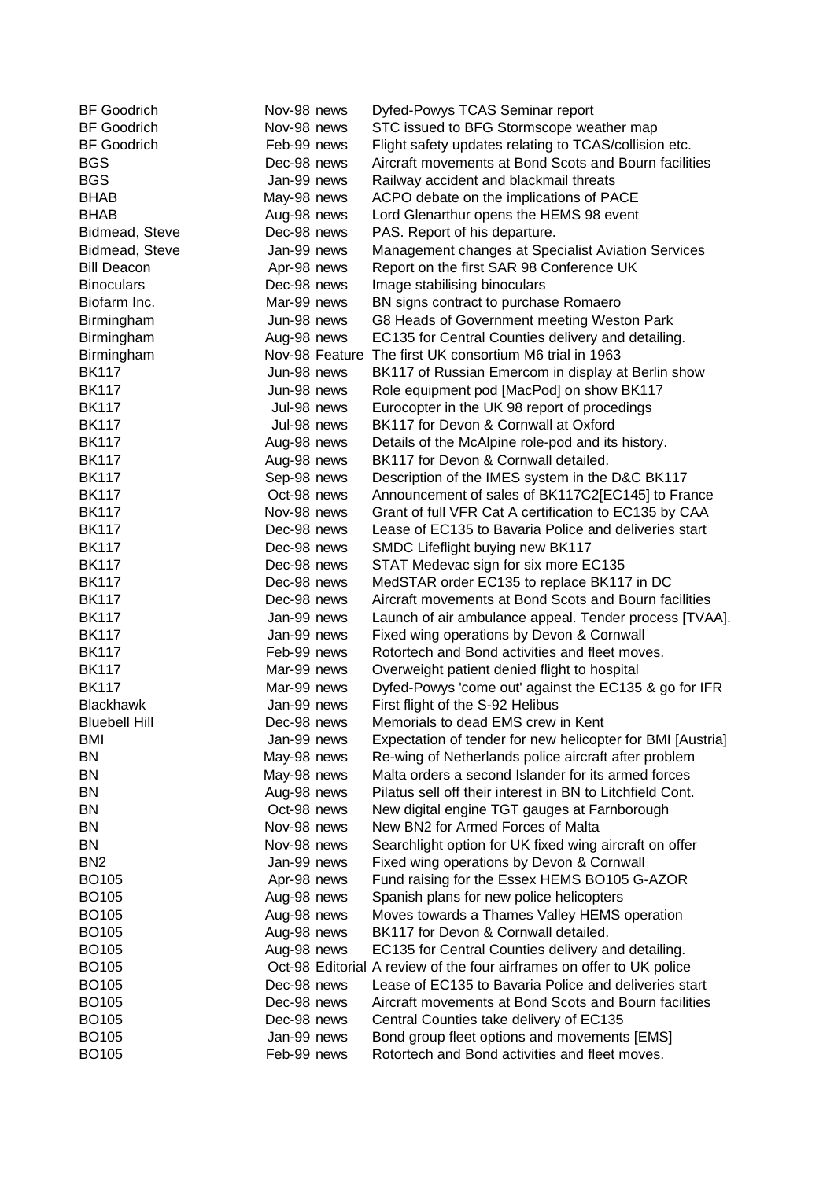| | | | |
|---|---|---|---|
| BF Goodrich | Nov-98 | news | Dyfed-Powys TCAS Seminar report |
| BF Goodrich | Nov-98 | news | STC issued to BFG Stormscope weather map |
| BF Goodrich | Feb-99 | news | Flight safety updates relating to TCAS/collision etc. |
| BGS | Dec-98 | news | Aircraft movements at Bond Scots and Bourn facilities |
| BGS | Jan-99 | news | Railway accident and blackmail threats |
| BHAB | May-98 | news | ACPO debate on the implications of PACE |
| BHAB | Aug-98 | news | Lord Glenarthur opens the HEMS 98 event |
| Bidmead, Steve | Dec-98 | news | PAS. Report of his departure. |
| Bidmead, Steve | Jan-99 | news | Management changes at Specialist Aviation Services |
| Bill Deacon | Apr-98 | news | Report on the first SAR 98 Conference UK |
| Binoculars | Dec-98 | news | Image stabilising binoculars |
| Biofarm Inc. | Mar-99 | news | BN signs contract to purchase Romaero |
| Birmingham | Jun-98 | news | G8 Heads of Government meeting Weston Park |
| Birmingham | Aug-98 | news | EC135 for Central Counties delivery and detailing. |
| Birmingham | Nov-98 | Feature | The first UK consortium M6 trial in 1963 |
| BK117 | Jun-98 | news | BK117 of Russian Emercom in display at Berlin show |
| BK117 | Jun-98 | news | Role equipment pod [MacPod] on show BK117 |
| BK117 | Jul-98 | news | Eurocopter in the UK 98 report of procedings |
| BK117 | Jul-98 | news | BK117 for Devon & Cornwall at Oxford |
| BK117 | Aug-98 | news | Details of the McAlpine role-pod and its history. |
| BK117 | Aug-98 | news | BK117 for Devon & Cornwall detailed. |
| BK117 | Sep-98 | news | Description of the IMES system in the D&C BK117 |
| BK117 | Oct-98 | news | Announcement of sales of BK117C2[EC145] to France |
| BK117 | Nov-98 | news | Grant of full VFR Cat A certification to EC135 by CAA |
| BK117 | Dec-98 | news | Lease of EC135 to Bavaria Police and deliveries start |
| BK117 | Dec-98 | news | SMDC Lifeflight buying new BK117 |
| BK117 | Dec-98 | news | STAT Medevac sign for six more EC135 |
| BK117 | Dec-98 | news | MedSTAR order EC135 to replace BK117 in DC |
| BK117 | Dec-98 | news | Aircraft movements at Bond Scots and Bourn facilities |
| BK117 | Jan-99 | news | Launch of air ambulance appeal. Tender process [TVAA]. |
| BK117 | Jan-99 | news | Fixed wing operations by Devon & Cornwall |
| BK117 | Feb-99 | news | Rotortech and Bond activities and fleet moves. |
| BK117 | Mar-99 | news | Overweight patient denied flight to hospital |
| BK117 | Mar-99 | news | Dyfed-Powys 'come out' against the EC135 & go for IFR |
| Blackhawk | Jan-99 | news | First flight of the S-92 Helibus |
| Bluebell Hill | Dec-98 | news | Memorials to dead EMS crew in Kent |
| BMI | Jan-99 | news | Expectation of tender for new helicopter for BMI [Austria] |
| BN | May-98 | news | Re-wing of Netherlands police aircraft after problem |
| BN | May-98 | news | Malta orders a second Islander for its armed forces |
| BN | Aug-98 | news | Pilatus sell off their interest in BN to Litchfield Cont. |
| BN | Oct-98 | news | New digital engine TGT gauges at Farnborough |
| BN | Nov-98 | news | New BN2 for Armed Forces of Malta |
| BN | Nov-98 | news | Searchlight option for UK fixed wing aircraft on offer |
| BN2 | Jan-99 | news | Fixed wing operations by Devon & Cornwall |
| BO105 | Apr-98 | news | Fund raising for the Essex HEMS BO105 G-AZOR |
| BO105 | Aug-98 | news | Spanish plans for new police helicopters |
| BO105 | Aug-98 | news | Moves towards a Thames Valley HEMS operation |
| BO105 | Aug-98 | news | BK117 for Devon & Cornwall detailed. |
| BO105 | Aug-98 | news | EC135 for Central Counties delivery and detailing. |
| BO105 | Oct-98 | Editorial | A review of the four airframes on offer to UK police |
| BO105 | Dec-98 | news | Lease of EC135 to Bavaria Police and deliveries start |
| BO105 | Dec-98 | news | Aircraft movements at Bond Scots and Bourn facilities |
| BO105 | Dec-98 | news | Central Counties take delivery of EC135 |
| BO105 | Jan-99 | news | Bond group fleet options and movements [EMS] |
| BO105 | Feb-99 | news | Rotortech and Bond activities and fleet moves. |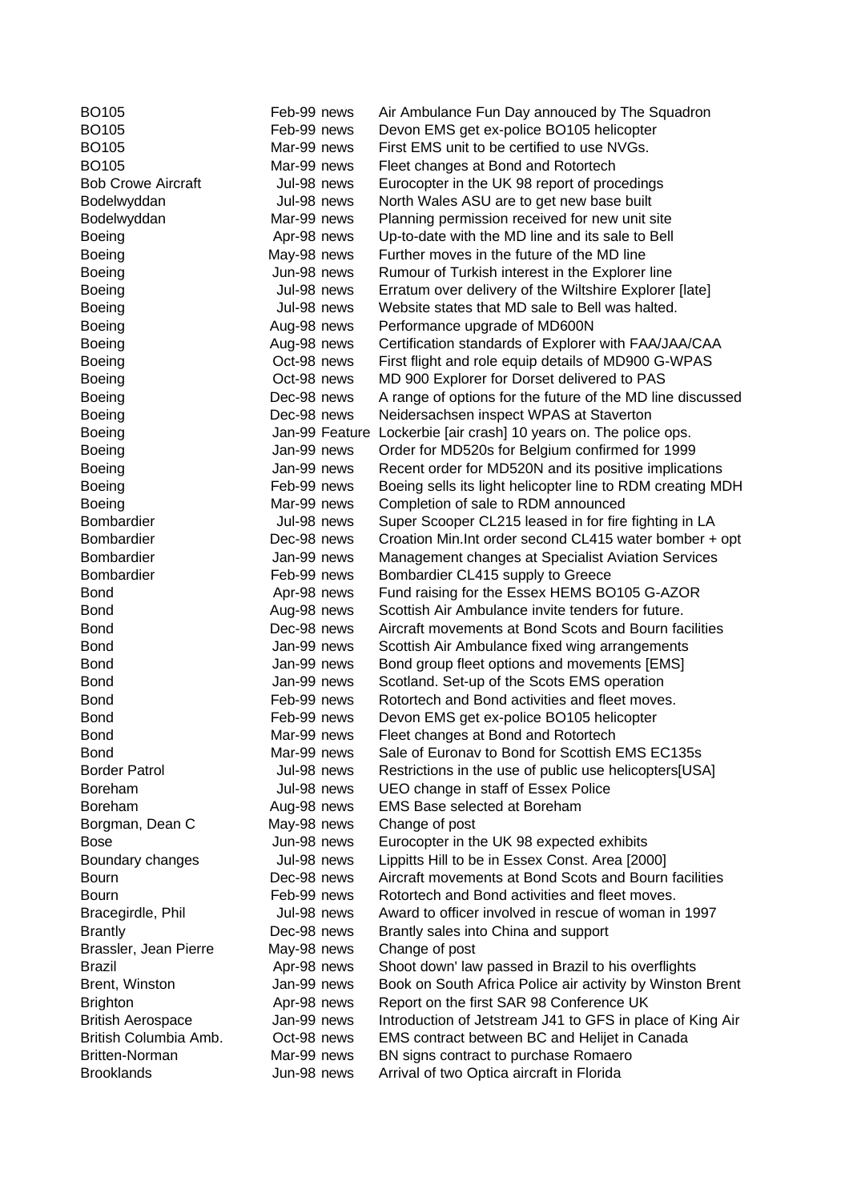| | | |
|---|---|---|
| BO105 | Feb-99 news | Air Ambulance Fun Day annouced by The Squadron |
| BO105 | Feb-99 news | Devon EMS get ex-police BO105 helicopter |
| BO105 | Mar-99 news | First EMS unit to be certified to use NVGs. |
| BO105 | Mar-99 news | Fleet changes at Bond and Rotortech |
| Bob Crowe Aircraft | Jul-98 news | Eurocopter in the UK 98 report of procedings |
| Bodelwyddan | Jul-98 news | North Wales ASU are to get new base built |
| Bodelwyddan | Mar-99 news | Planning permission received for new unit site |
| Boeing | Apr-98 news | Up-to-date with the MD line and its sale to Bell |
| Boeing | May-98 news | Further moves in the future of the MD line |
| Boeing | Jun-98 news | Rumour of Turkish interest in the Explorer line |
| Boeing | Jul-98 news | Erratum over delivery of the Wiltshire Explorer [late] |
| Boeing | Jul-98 news | Website states that MD sale to Bell was halted. |
| Boeing | Aug-98 news | Performance upgrade of MD600N |
| Boeing | Aug-98 news | Certification standards of Explorer with FAA/JAA/CAA |
| Boeing | Oct-98 news | First flight and role equip details of MD900 G-WPAS |
| Boeing | Oct-98 news | MD 900 Explorer for Dorset delivered to PAS |
| Boeing | Dec-98 news | A range of options for the future of the MD line discussed |
| Boeing | Dec-98 news | Neidersachsen inspect WPAS at Staverton |
| Boeing | Jan-99 Feature | Lockerbie [air crash] 10 years on. The police ops. |
| Boeing | Jan-99 news | Order for MD520s for Belgium confirmed for 1999 |
| Boeing | Jan-99 news | Recent order for MD520N and its positive implications |
| Boeing | Feb-99 news | Boeing sells its light helicopter line to RDM creating MDH |
| Boeing | Mar-99 news | Completion of sale to RDM announced |
| Bombardier | Jul-98 news | Super Scooper CL215 leased in for fire fighting in LA |
| Bombardier | Dec-98 news | Croation Min.Int order second CL415 water bomber + opt |
| Bombardier | Jan-99 news | Management changes at Specialist Aviation Services |
| Bombardier | Feb-99 news | Bombardier CL415 supply to Greece |
| Bond | Apr-98 news | Fund raising for the Essex HEMS BO105 G-AZOR |
| Bond | Aug-98 news | Scottish Air Ambulance invite tenders for future. |
| Bond | Dec-98 news | Aircraft movements at Bond Scots and Bourn facilities |
| Bond | Jan-99 news | Scottish Air Ambulance fixed wing arrangements |
| Bond | Jan-99 news | Bond group fleet options and movements [EMS] |
| Bond | Jan-99 news | Scotland. Set-up of the Scots EMS operation |
| Bond | Feb-99 news | Rotortech and Bond activities and fleet moves. |
| Bond | Feb-99 news | Devon EMS get ex-police BO105 helicopter |
| Bond | Mar-99 news | Fleet changes at Bond and Rotortech |
| Bond | Mar-99 news | Sale of Euronav to Bond for Scottish EMS EC135s |
| Border Patrol | Jul-98 news | Restrictions in the use of public use helicopters[USA] |
| Boreham | Jul-98 news | UEO change in staff of Essex Police |
| Boreham | Aug-98 news | EMS Base selected at Boreham |
| Borgman, Dean C | May-98 news | Change of post |
| Bose | Jun-98 news | Eurocopter in the UK 98 expected exhibits |
| Boundary changes | Jul-98 news | Lippitts Hill to be in Essex Const. Area [2000] |
| Bourn | Dec-98 news | Aircraft movements at Bond Scots and Bourn facilities |
| Bourn | Feb-99 news | Rotortech and Bond activities and fleet moves. |
| Bracegirdle, Phil | Jul-98 news | Award to officer involved in rescue of woman in 1997 |
| Brantly | Dec-98 news | Brantly sales into China and support |
| Brassler, Jean Pierre | May-98 news | Change of post |
| Brazil | Apr-98 news | Shoot down' law passed in Brazil to his overflights |
| Brent, Winston | Jan-99 news | Book on South Africa Police air activity by Winston Brent |
| Brighton | Apr-98 news | Report on the first SAR 98 Conference UK |
| British Aerospace | Jan-99 news | Introduction of Jetstream J41 to GFS in place of King Air |
| British Columbia Amb. | Oct-98 news | EMS contract between BC and Helijet in Canada |
| Britten-Norman | Mar-99 news | BN signs contract to purchase Romaero |
| Brooklands | Jun-98 news | Arrival of two Optica aircraft in Florida |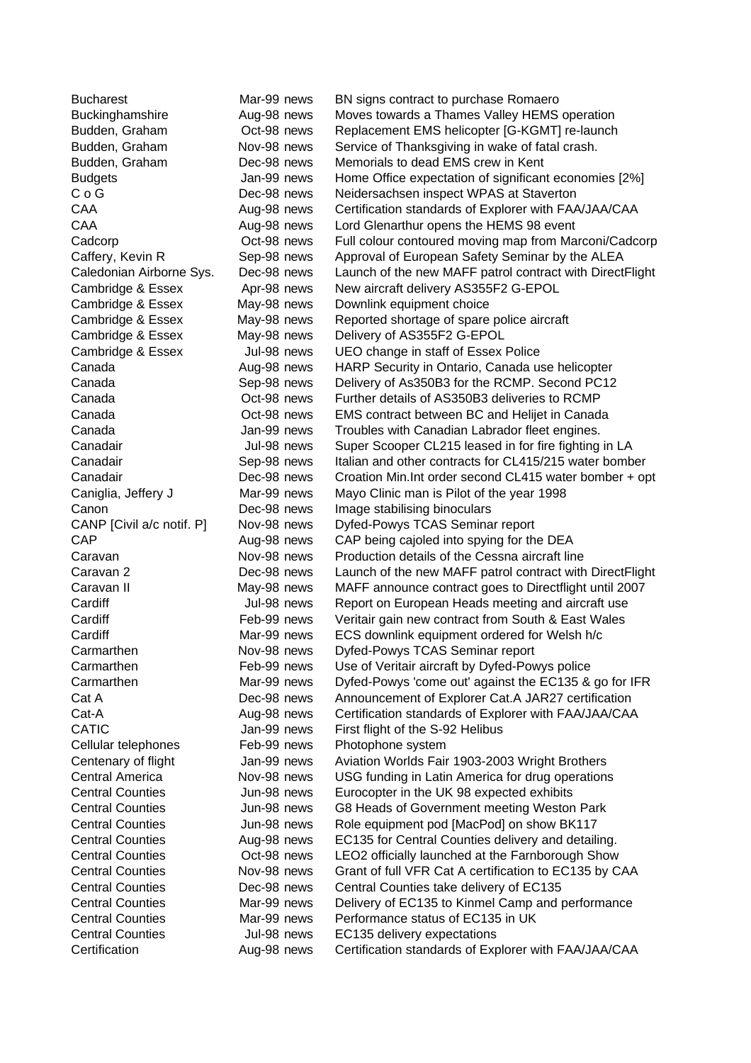| | | |
|---|---|---|
| Bucharest | Mar-99 news | BN signs contract to purchase Romaero |
| Buckinghamshire | Aug-98 news | Moves towards a Thames Valley HEMS operation |
| Budden, Graham | Oct-98 news | Replacement EMS helicopter [G-KGMT] re-launch |
| Budden, Graham | Nov-98 news | Service of Thanksgiving in wake of fatal crash. |
| Budden, Graham | Dec-98 news | Memorials to dead EMS crew in Kent |
| Budgets | Jan-99 news | Home Office expectation of significant economies [2%] |
| C o G | Dec-98 news | Neidersachsen inspect WPAS at Staverton |
| CAA | Aug-98 news | Certification standards of Explorer with FAA/JAA/CAA |
| CAA | Aug-98 news | Lord Glenarthur opens the HEMS 98 event |
| Cadcorp | Oct-98 news | Full colour contoured moving map from Marconi/Cadcorp |
| Caffery, Kevin R | Sep-98 news | Approval of European Safety Seminar by the ALEA |
| Caledonian Airborne Sys. | Dec-98 news | Launch of the new MAFF patrol contract with DirectFlight |
| Cambridge & Essex | Apr-98 news | New aircraft delivery AS355F2 G-EPOL |
| Cambridge & Essex | May-98 news | Downlink equipment choice |
| Cambridge & Essex | May-98 news | Reported shortage of spare police aircraft |
| Cambridge & Essex | May-98 news | Delivery of AS355F2 G-EPOL |
| Cambridge & Essex | Jul-98 news | UEO change in staff of Essex Police |
| Canada | Aug-98 news | HARP Security in Ontario, Canada use helicopter |
| Canada | Sep-98 news | Delivery of As350B3 for the RCMP. Second PC12 |
| Canada | Oct-98 news | Further details of AS350B3 deliveries to RCMP |
| Canada | Oct-98 news | EMS contract between BC and Helijet in Canada |
| Canada | Jan-99 news | Troubles with Canadian Labrador fleet engines. |
| Canadair | Jul-98 news | Super Scooper CL215 leased in for fire fighting in LA |
| Canadair | Sep-98 news | Italian and other contracts for CL415/215 water bomber |
| Canadair | Dec-98 news | Croation Min.Int order second CL415 water bomber + opt |
| Caniglia, Jeffery J | Mar-99 news | Mayo Clinic man is Pilot of the year 1998 |
| Canon | Dec-98 news | Image stabilising binoculars |
| CANP [Civil a/c notif. P] | Nov-98 news | Dyfed-Powys TCAS Seminar report |
| CAP | Aug-98 news | CAP being cajoled into spying for the DEA |
| Caravan | Nov-98 news | Production details of the Cessna aircraft line |
| Caravan 2 | Dec-98 news | Launch of the new MAFF patrol contract with DirectFlight |
| Caravan II | May-98 news | MAFF announce contract goes to Directflight until 2007 |
| Cardiff | Jul-98 news | Report on European Heads meeting and aircraft use |
| Cardiff | Feb-99 news | Veritair gain new contract from South & East Wales |
| Cardiff | Mar-99 news | ECS downlink equipment ordered for Welsh h/c |
| Carmarthen | Nov-98 news | Dyfed-Powys TCAS Seminar report |
| Carmarthen | Feb-99 news | Use of Veritair aircraft by Dyfed-Powys police |
| Carmarthen | Mar-99 news | Dyfed-Powys 'come out' against the EC135 & go for IFR |
| Cat A | Dec-98 news | Announcement of Explorer Cat.A JAR27 certification |
| Cat-A | Aug-98 news | Certification standards of Explorer with FAA/JAA/CAA |
| CATIC | Jan-99 news | First flight of the S-92 Helibus |
| Cellular telephones | Feb-99 news | Photophone system |
| Centenary of flight | Jan-99 news | Aviation Worlds Fair 1903-2003 Wright Brothers |
| Central America | Nov-98 news | USG funding in Latin America for drug operations |
| Central Counties | Jun-98 news | Eurocopter in the UK 98 expected exhibits |
| Central Counties | Jun-98 news | G8 Heads of Government meeting Weston Park |
| Central Counties | Jun-98 news | Role equipment pod [MacPod] on show BK117 |
| Central Counties | Aug-98 news | EC135 for Central Counties delivery and detailing. |
| Central Counties | Oct-98 news | LEO2 officially launched at the Farnborough Show |
| Central Counties | Nov-98 news | Grant of full VFR Cat A certification to EC135 by CAA |
| Central Counties | Dec-98 news | Central Counties take delivery of EC135 |
| Central Counties | Mar-99 news | Delivery of EC135 to Kinmel Camp and performance |
| Central Counties | Mar-99 news | Performance status of EC135 in UK |
| Central Counties | Jul-98 news | EC135 delivery expectations |
| Certification | Aug-98 news | Certification standards of Explorer with FAA/JAA/CAA |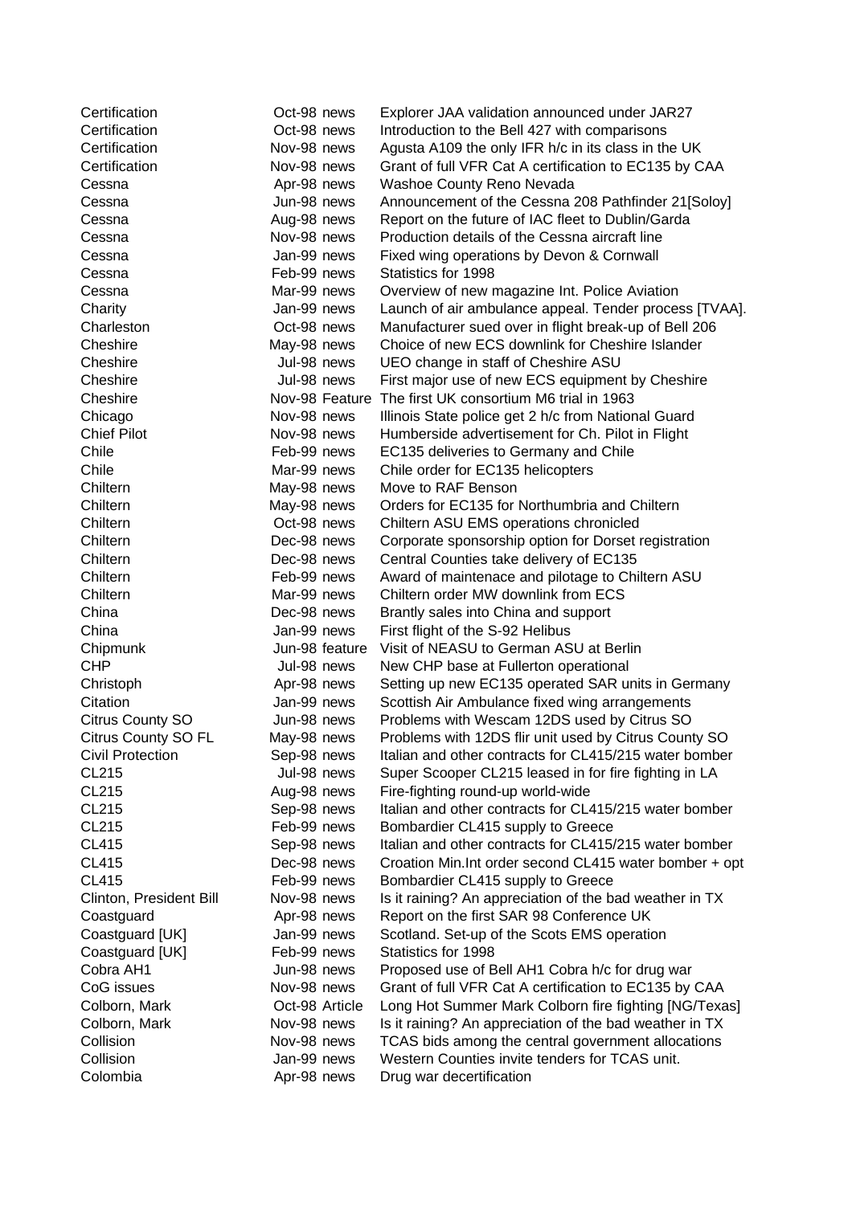| | | |
|---|---|---|
| Certification | Oct-98 news | Explorer JAA validation announced under JAR27 |
| Certification | Oct-98 news | Introduction to the Bell 427 with comparisons |
| Certification | Nov-98 news | Agusta A109 the only IFR h/c in its class in the UK |
| Certification | Nov-98 news | Grant of full VFR Cat A certification to EC135 by CAA |
| Cessna | Apr-98 news | Washoe County Reno Nevada |
| Cessna | Jun-98 news | Announcement of the Cessna 208 Pathfinder 21[Soloy] |
| Cessna | Aug-98 news | Report on the future of IAC fleet to Dublin/Garda |
| Cessna | Nov-98 news | Production details of the Cessna aircraft line |
| Cessna | Jan-99 news | Fixed wing operations by Devon & Cornwall |
| Cessna | Feb-99 news | Statistics for 1998 |
| Cessna | Mar-99 news | Overview of new magazine Int. Police Aviation |
| Charity | Jan-99 news | Launch of air ambulance appeal. Tender process [TVAA]. |
| Charleston | Oct-98 news | Manufacturer sued over in flight break-up of Bell 206 |
| Cheshire | May-98 news | Choice of new ECS downlink for Cheshire Islander |
| Cheshire | Jul-98 news | UEO change in staff of Cheshire ASU |
| Cheshire | Jul-98 news | First major use of new ECS equipment by Cheshire |
| Cheshire | Nov-98 Feature | The first UK consortium M6 trial in 1963 |
| Chicago | Nov-98 news | Illinois State police get 2 h/c from National Guard |
| Chief Pilot | Nov-98 news | Humberside advertisement for Ch. Pilot in Flight |
| Chile | Feb-99 news | EC135 deliveries to Germany and Chile |
| Chile | Mar-99 news | Chile order for EC135 helicopters |
| Chiltern | May-98 news | Move to RAF Benson |
| Chiltern | May-98 news | Orders for EC135 for Northumbria and Chiltern |
| Chiltern | Oct-98 news | Chiltern ASU EMS operations chronicled |
| Chiltern | Dec-98 news | Corporate sponsorship option for Dorset registration |
| Chiltern | Dec-98 news | Central Counties take delivery of EC135 |
| Chiltern | Feb-99 news | Award of maintenace and pilotage to Chiltern ASU |
| Chiltern | Mar-99 news | Chiltern order MW downlink from ECS |
| China | Dec-98 news | Brantly sales into China and support |
| China | Jan-99 news | First flight of the S-92 Helibus |
| Chipmunk | Jun-98 feature | Visit of NEASU to German ASU at Berlin |
| CHP | Jul-98 news | New CHP base at Fullerton operational |
| Christoph | Apr-98 news | Setting up new EC135 operated SAR units in Germany |
| Citation | Jan-99 news | Scottish Air Ambulance fixed wing arrangements |
| Citrus County SO | Jun-98 news | Problems with Wescam 12DS used by Citrus SO |
| Citrus County SO FL | May-98 news | Problems with 12DS flir unit used by Citrus County SO |
| Civil Protection | Sep-98 news | Italian and other contracts for CL415/215 water bomber |
| CL215 | Jul-98 news | Super Scooper CL215 leased in for fire fighting in LA |
| CL215 | Aug-98 news | Fire-fighting round-up world-wide |
| CL215 | Sep-98 news | Italian and other contracts for CL415/215 water bomber |
| CL215 | Feb-99 news | Bombardier CL415 supply to Greece |
| CL415 | Sep-98 news | Italian and other contracts for CL415/215 water bomber |
| CL415 | Dec-98 news | Croation Min.Int order second CL415 water bomber + opt |
| CL415 | Feb-99 news | Bombardier CL415 supply to Greece |
| Clinton, President Bill | Nov-98 news | Is it raining? An appreciation of the bad weather in TX |
| Coastguard | Apr-98 news | Report on the first SAR 98 Conference UK |
| Coastguard [UK] | Jan-99 news | Scotland. Set-up of the Scots EMS operation |
| Coastguard [UK] | Feb-99 news | Statistics for 1998 |
| Cobra AH1 | Jun-98 news | Proposed use of Bell AH1 Cobra h/c for drug war |
| CoG issues | Nov-98 news | Grant of full VFR Cat A certification to EC135 by CAA |
| Colborn, Mark | Oct-98 Article | Long Hot Summer Mark Colborn fire fighting [NG/Texas] |
| Colborn, Mark | Nov-98 news | Is it raining? An appreciation of the bad weather in TX |
| Collision | Nov-98 news | TCAS bids among the central government allocations |
| Collision | Jan-99 news | Western Counties invite tenders for TCAS unit. |
| Colombia | Apr-98 news | Drug war decertification |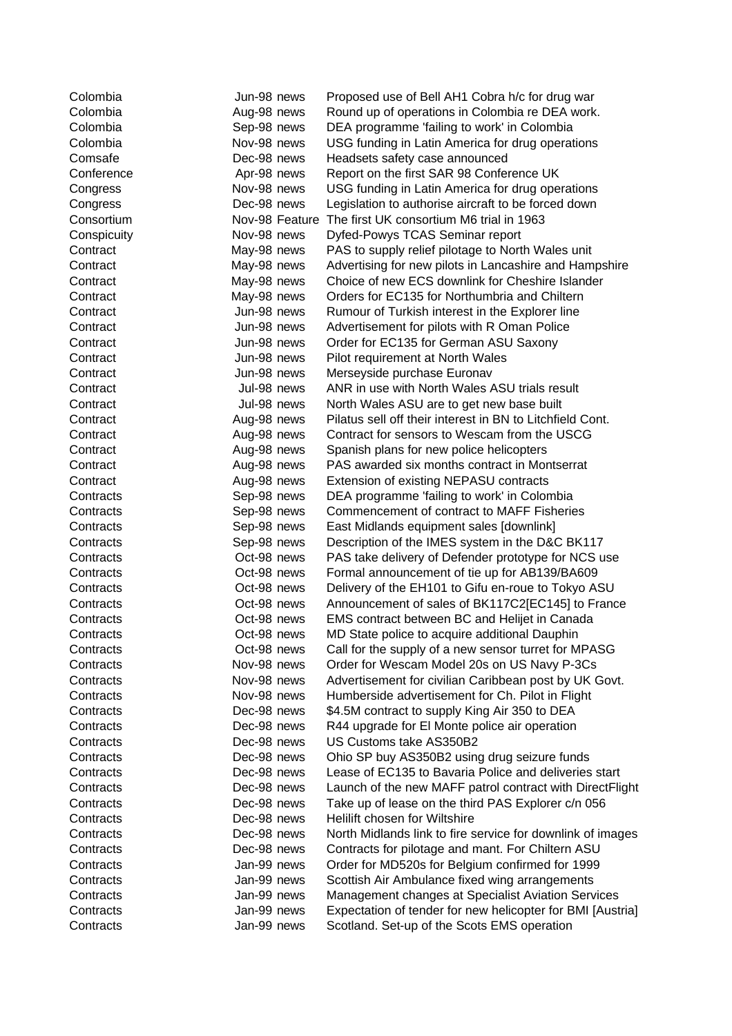| | | | |
|---|---|---|---|
| Colombia | Jun-98 | news | Proposed use of Bell AH1 Cobra h/c for drug war |
| Colombia | Aug-98 | news | Round up of operations in Colombia re DEA work. |
| Colombia | Sep-98 | news | DEA programme 'failing to work' in Colombia |
| Colombia | Nov-98 | news | USG funding in Latin America for drug operations |
| Comsafe | Dec-98 | news | Headsets safety case announced |
| Conference | Apr-98 | news | Report on the first SAR 98 Conference UK |
| Congress | Nov-98 | news | USG funding in Latin America for drug operations |
| Congress | Dec-98 | news | Legislation to authorise aircraft to be forced down |
| Consortium | Nov-98 | Feature | The first UK consortium M6 trial in 1963 |
| Conspicuity | Nov-98 | news | Dyfed-Powys TCAS Seminar report |
| Contract | May-98 | news | PAS to supply relief pilotage to North Wales unit |
| Contract | May-98 | news | Advertising for new pilots in Lancashire and Hampshire |
| Contract | May-98 | news | Choice of new ECS downlink for Cheshire Islander |
| Contract | May-98 | news | Orders for EC135 for Northumbria and Chiltern |
| Contract | Jun-98 | news | Rumour of Turkish interest in the Explorer line |
| Contract | Jun-98 | news | Advertisement for pilots with R Oman Police |
| Contract | Jun-98 | news | Order for EC135 for German ASU Saxony |
| Contract | Jun-98 | news | Pilot requirement at North Wales |
| Contract | Jun-98 | news | Merseyside purchase Euronav |
| Contract | Jul-98 | news | ANR in use with North Wales ASU trials result |
| Contract | Jul-98 | news | North Wales ASU are to get new base built |
| Contract | Aug-98 | news | Pilatus sell off their interest in BN to Litchfield Cont. |
| Contract | Aug-98 | news | Contract for sensors to Wescam from the USCG |
| Contract | Aug-98 | news | Spanish plans for new police helicopters |
| Contract | Aug-98 | news | PAS awarded six months contract in Montserrat |
| Contract | Aug-98 | news | Extension of existing NEPASU contracts |
| Contracts | Sep-98 | news | DEA programme 'failing to work' in Colombia |
| Contracts | Sep-98 | news | Commencement of contract to MAFF Fisheries |
| Contracts | Sep-98 | news | East Midlands equipment sales [downlink] |
| Contracts | Sep-98 | news | Description of the IMES system in the D&C BK117 |
| Contracts | Oct-98 | news | PAS take delivery of Defender prototype for NCS use |
| Contracts | Oct-98 | news | Formal announcement of tie up for AB139/BA609 |
| Contracts | Oct-98 | news | Delivery of the EH101 to Gifu en-roue to Tokyo ASU |
| Contracts | Oct-98 | news | Announcement of sales of BK117C2[EC145] to France |
| Contracts | Oct-98 | news | EMS contract between BC and Helijet in Canada |
| Contracts | Oct-98 | news | MD State police to acquire additional Dauphin |
| Contracts | Oct-98 | news | Call for the supply of a new sensor turret for MPASG |
| Contracts | Nov-98 | news | Order for Wescam Model 20s on US Navy P-3Cs |
| Contracts | Nov-98 | news | Advertisement for civilian Caribbean post by UK Govt. |
| Contracts | Nov-98 | news | Humberside advertisement for Ch. Pilot in Flight |
| Contracts | Dec-98 | news | $4.5M contract to supply King Air 350 to DEA |
| Contracts | Dec-98 | news | R44 upgrade for El Monte police air operation |
| Contracts | Dec-98 | news | US Customs take AS350B2 |
| Contracts | Dec-98 | news | Ohio SP buy AS350B2 using drug seizure funds |
| Contracts | Dec-98 | news | Lease of EC135 to Bavaria Police and deliveries start |
| Contracts | Dec-98 | news | Launch of the new MAFF patrol contract with DirectFlight |
| Contracts | Dec-98 | news | Take up of lease on the third PAS Explorer c/n 056 |
| Contracts | Dec-98 | news | Helilift chosen for Wiltshire |
| Contracts | Dec-98 | news | North Midlands link to fire service for downlink of images |
| Contracts | Dec-98 | news | Contracts for pilotage and mant. For Chiltern ASU |
| Contracts | Jan-99 | news | Order for MD520s for Belgium confirmed for 1999 |
| Contracts | Jan-99 | news | Scottish Air Ambulance fixed wing arrangements |
| Contracts | Jan-99 | news | Management changes at Specialist Aviation Services |
| Contracts | Jan-99 | news | Expectation of tender for new helicopter for BMI [Austria] |
| Contracts | Jan-99 | news | Scotland. Set-up of the Scots EMS operation |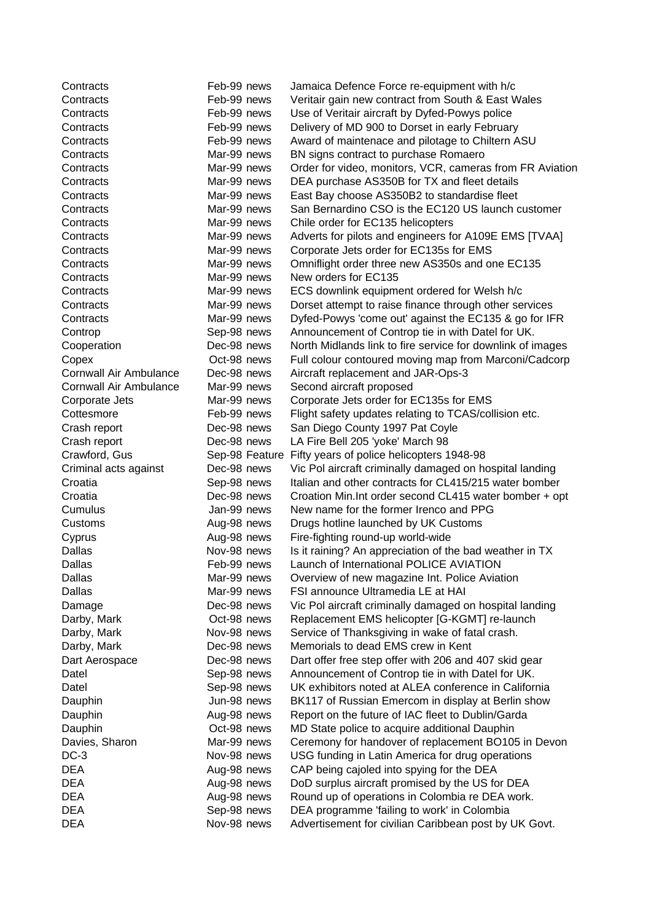| | | | |
|---|---|---|---|
| Contracts | Feb-99 | news | Jamaica Defence Force re-equipment with h/c |
| Contracts | Feb-99 | news | Veritair gain new contract from South & East Wales |
| Contracts | Feb-99 | news | Use of Veritair aircraft by Dyfed-Powys police |
| Contracts | Feb-99 | news | Delivery of MD 900 to Dorset in early February |
| Contracts | Feb-99 | news | Award of maintenace and pilotage to Chiltern ASU |
| Contracts | Mar-99 | news | BN signs contract to purchase Romaero |
| Contracts | Mar-99 | news | Order for video, monitors, VCR, cameras from FR Aviation |
| Contracts | Mar-99 | news | DEA purchase AS350B for TX and fleet details |
| Contracts | Mar-99 | news | East Bay choose AS350B2 to standardise fleet |
| Contracts | Mar-99 | news | San Bernardino CSO is the EC120 US launch customer |
| Contracts | Mar-99 | news | Chile order for EC135 helicopters |
| Contracts | Mar-99 | news | Adverts for pilots and engineers for A109E EMS [TVAA] |
| Contracts | Mar-99 | news | Corporate Jets order for EC135s for EMS |
| Contracts | Mar-99 | news | Omniflight order three new AS350s and one EC135 |
| Contracts | Mar-99 | news | New orders for EC135 |
| Contracts | Mar-99 | news | ECS downlink equipment ordered for Welsh h/c |
| Contracts | Mar-99 | news | Dorset attempt to raise finance through other services |
| Contracts | Mar-99 | news | Dyfed-Powys 'come out' against the EC135 & go for IFR |
| Controp | Sep-98 | news | Announcement of Controp tie in with Datel for UK. |
| Cooperation | Dec-98 | news | North Midlands link to fire service for downlink of images |
| Copex | Oct-98 | news | Full colour contoured moving map from Marconi/Cadcorp |
| Cornwall Air Ambulance | Dec-98 | news | Aircraft replacement and JAR-Ops-3 |
| Cornwall Air Ambulance | Mar-99 | news | Second aircraft proposed |
| Corporate Jets | Mar-99 | news | Corporate Jets order for EC135s for EMS |
| Cottesmore | Feb-99 | news | Flight safety updates relating to TCAS/collision etc. |
| Crash report | Dec-98 | news | San Diego County 1997 Pat Coyle |
| Crash report | Dec-98 | news | LA Fire Bell 205 'yoke' March 98 |
| Crawford, Gus | Sep-98 | Feature | Fifty years of police helicopters 1948-98 |
| Criminal acts against | Dec-98 | news | Vic Pol aircraft criminally damaged on hospital landing |
| Croatia | Sep-98 | news | Italian and other contracts for CL415/215 water bomber |
| Croatia | Dec-98 | news | Croation Min.Int order second CL415 water bomber + opt |
| Cumulus | Jan-99 | news | New name for the former Irenco and PPG |
| Customs | Aug-98 | news | Drugs hotline launched by UK Customs |
| Cyprus | Aug-98 | news | Fire-fighting round-up world-wide |
| Dallas | Nov-98 | news | Is it raining? An appreciation of the bad weather in TX |
| Dallas | Feb-99 | news | Launch of International POLICE AVIATION |
| Dallas | Mar-99 | news | Overview of new magazine Int. Police Aviation |
| Dallas | Mar-99 | news | FSI announce Ultramedia LE at HAI |
| Damage | Dec-98 | news | Vic Pol aircraft criminally damaged on hospital landing |
| Darby, Mark | Oct-98 | news | Replacement EMS helicopter [G-KGMT] re-launch |
| Darby, Mark | Nov-98 | news | Service of Thanksgiving in wake of fatal crash. |
| Darby, Mark | Dec-98 | news | Memorials to dead EMS crew in Kent |
| Dart Aerospace | Dec-98 | news | Dart offer free step offer with 206 and 407 skid gear |
| Datel | Sep-98 | news | Announcement of Controp tie in with Datel for UK. |
| Datel | Sep-98 | news | UK exhibitors noted at ALEA conference in California |
| Dauphin | Jun-98 | news | BK117 of Russian Emercom in display at Berlin show |
| Dauphin | Aug-98 | news | Report on the future of IAC fleet to Dublin/Garda |
| Dauphin | Oct-98 | news | MD State police to acquire additional Dauphin |
| Davies, Sharon | Mar-99 | news | Ceremony for handover of replacement BO105 in Devon |
| DC-3 | Nov-98 | news | USG funding in Latin America for drug operations |
| DEA | Aug-98 | news | CAP being cajoled into spying for the DEA |
| DEA | Aug-98 | news | DoD surplus aircraft promised by the US for DEA |
| DEA | Aug-98 | news | Round up of operations in Colombia re DEA work. |
| DEA | Sep-98 | news | DEA programme 'failing to work' in Colombia |
| DEA | Nov-98 | news | Advertisement for civilian Caribbean post by UK Govt. |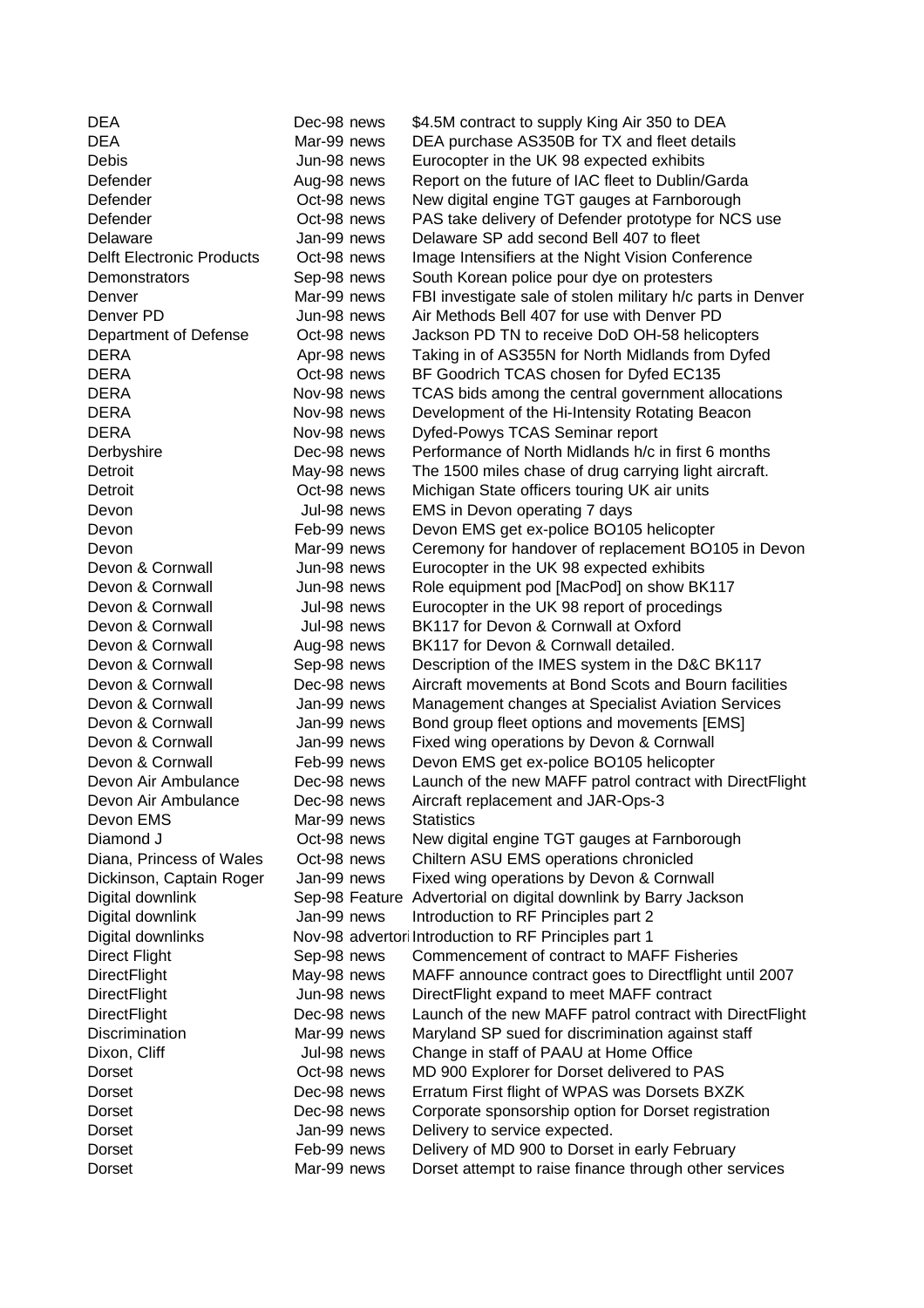| | | | |
|---|---|---|---|
| DEA | Dec-98 | news | $4.5M contract to supply King Air 350 to DEA |
| DEA | Mar-99 | news | DEA purchase AS350B for TX and fleet details |
| Debis | Jun-98 | news | Eurocopter in the UK 98 expected exhibits |
| Defender | Aug-98 | news | Report on the future of IAC fleet to Dublin/Garda |
| Defender | Oct-98 | news | New digital engine TGT gauges at Farnborough |
| Defender | Oct-98 | news | PAS take delivery of Defender prototype for NCS use |
| Delaware | Jan-99 | news | Delaware SP add second Bell 407 to fleet |
| Delft Electronic Products | Oct-98 | news | Image Intensifiers at the Night Vision Conference |
| Demonstrators | Sep-98 | news | South Korean police pour dye on protesters |
| Denver | Mar-99 | news | FBI investigate sale of stolen military h/c parts in Denver |
| Denver PD | Jun-98 | news | Air Methods Bell 407 for use with Denver PD |
| Department of Defense | Oct-98 | news | Jackson PD TN to receive DoD OH-58 helicopters |
| DERA | Apr-98 | news | Taking in of AS355N for North Midlands from Dyfed |
| DERA | Oct-98 | news | BF Goodrich TCAS chosen for Dyfed EC135 |
| DERA | Nov-98 | news | TCAS bids among the central government allocations |
| DERA | Nov-98 | news | Development of the Hi-Intensity Rotating Beacon |
| DERA | Nov-98 | news | Dyfed-Powys TCAS Seminar report |
| Derbyshire | Dec-98 | news | Performance of North Midlands h/c in first 6 months |
| Detroit | May-98 | news | The 1500 miles chase of drug carrying light aircraft. |
| Detroit | Oct-98 | news | Michigan State officers touring UK air units |
| Devon | Jul-98 | news | EMS in Devon operating 7 days |
| Devon | Feb-99 | news | Devon EMS get ex-police BO105 helicopter |
| Devon | Mar-99 | news | Ceremony for handover of replacement BO105 in Devon |
| Devon & Cornwall | Jun-98 | news | Eurocopter in the UK 98 expected exhibits |
| Devon & Cornwall | Jun-98 | news | Role equipment pod [MacPod] on show BK117 |
| Devon & Cornwall | Jul-98 | news | Eurocopter in the UK 98 report of procedings |
| Devon & Cornwall | Jul-98 | news | BK117 for Devon & Cornwall at Oxford |
| Devon & Cornwall | Aug-98 | news | BK117 for Devon & Cornwall detailed. |
| Devon & Cornwall | Sep-98 | news | Description of the IMES system in the D&C BK117 |
| Devon & Cornwall | Dec-98 | news | Aircraft movements at Bond Scots and Bourn facilities |
| Devon & Cornwall | Jan-99 | news | Management changes at Specialist Aviation Services |
| Devon & Cornwall | Jan-99 | news | Bond group fleet options and movements [EMS] |
| Devon & Cornwall | Jan-99 | news | Fixed wing operations by Devon & Cornwall |
| Devon & Cornwall | Feb-99 | news | Devon EMS get ex-police BO105 helicopter |
| Devon Air Ambulance | Dec-98 | news | Launch of the new MAFF patrol contract with DirectFlight |
| Devon Air Ambulance | Dec-98 | news | Aircraft replacement and JAR-Ops-3 |
| Devon EMS | Mar-99 | news | Statistics |
| Diamond J | Oct-98 | news | New digital engine TGT gauges at Farnborough |
| Diana, Princess of Wales | Oct-98 | news | Chiltern ASU EMS operations chronicled |
| Dickinson, Captain Roger | Jan-99 | news | Fixed wing operations by Devon & Cornwall |
| Digital downlink | Sep-98 | Feature | Advertorial on digital downlink by Barry Jackson |
| Digital downlink | Jan-99 | news | Introduction to RF Principles part 2 |
| Digital downlinks | Nov-98 | advertori | Introduction to RF Principles part 1 |
| Direct Flight | Sep-98 | news | Commencement of contract to MAFF Fisheries |
| DirectFlight | May-98 | news | MAFF announce contract goes to Directflight until 2007 |
| DirectFlight | Jun-98 | news | DirectFlight expand to meet MAFF contract |
| DirectFlight | Dec-98 | news | Launch of the new MAFF patrol contract with DirectFlight |
| Discrimination | Mar-99 | news | Maryland SP sued for discrimination against staff |
| Dixon, Cliff | Jul-98 | news | Change in staff of PAAU at Home Office |
| Dorset | Oct-98 | news | MD 900 Explorer for Dorset delivered to PAS |
| Dorset | Dec-98 | news | Erratum First flight of WPAS was Dorsets BXZK |
| Dorset | Dec-98 | news | Corporate sponsorship option for Dorset registration |
| Dorset | Jan-99 | news | Delivery to service expected. |
| Dorset | Feb-99 | news | Delivery of MD 900 to Dorset in early February |
| Dorset | Mar-99 | news | Dorset attempt to raise finance through other services |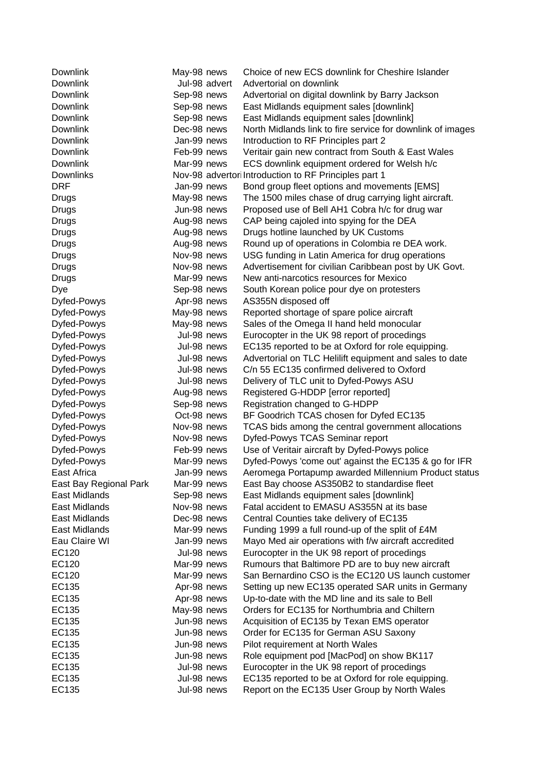| | | | |
|---|---|---|---|
| Downlink | May-98 | news | Choice of new ECS downlink for Cheshire Islander |
| Downlink | Jul-98 | advert | Advertorial on downlink |
| Downlink | Sep-98 | news | Advertorial on digital downlink by Barry Jackson |
| Downlink | Sep-98 | news | East Midlands equipment sales [downlink] |
| Downlink | Sep-98 | news | East Midlands equipment sales [downlink] |
| Downlink | Dec-98 | news | North Midlands link to fire service for downlink of images |
| Downlink | Jan-99 | news | Introduction to RF Principles part 2 |
| Downlink | Feb-99 | news | Veritair gain new contract from South & East Wales |
| Downlink | Mar-99 | news | ECS downlink equipment ordered for Welsh h/c |
| Downlinks | Nov-98 | advertori | Introduction to RF Principles part 1 |
| DRF | Jan-99 | news | Bond group fleet options and movements [EMS] |
| Drugs | May-98 | news | The 1500 miles chase of drug carrying light aircraft. |
| Drugs | Jun-98 | news | Proposed use of Bell AH1 Cobra h/c for drug war |
| Drugs | Aug-98 | news | CAP being cajoled into spying for the DEA |
| Drugs | Aug-98 | news | Drugs hotline launched by UK Customs |
| Drugs | Aug-98 | news | Round up of operations in Colombia re DEA work. |
| Drugs | Nov-98 | news | USG funding in Latin America for drug operations |
| Drugs | Nov-98 | news | Advertisement for civilian Caribbean post by UK Govt. |
| Drugs | Mar-99 | news | New anti-narcotics resources for Mexico |
| Dye | Sep-98 | news | South Korean police pour dye on protesters |
| Dyfed-Powys | Apr-98 | news | AS355N disposed off |
| Dyfed-Powys | May-98 | news | Reported shortage of spare police aircraft |
| Dyfed-Powys | May-98 | news | Sales of the Omega II hand held monocular |
| Dyfed-Powys | Jul-98 | news | Eurocopter in the UK 98 report of procedings |
| Dyfed-Powys | Jul-98 | news | EC135 reported to be at Oxford for role equipping. |
| Dyfed-Powys | Jul-98 | news | Advertorial on TLC Helilift equipment and sales to date |
| Dyfed-Powys | Jul-98 | news | C/n 55 EC135 confirmed delivered to Oxford |
| Dyfed-Powys | Jul-98 | news | Delivery of TLC unit to Dyfed-Powys ASU |
| Dyfed-Powys | Aug-98 | news | Registered G-HDDP [error reported] |
| Dyfed-Powys | Sep-98 | news | Registration changed to G-HDPP |
| Dyfed-Powys | Oct-98 | news | BF Goodrich TCAS chosen for Dyfed EC135 |
| Dyfed-Powys | Nov-98 | news | TCAS bids among the central government allocations |
| Dyfed-Powys | Nov-98 | news | Dyfed-Powys TCAS Seminar report |
| Dyfed-Powys | Feb-99 | news | Use of Veritair aircraft by Dyfed-Powys police |
| Dyfed-Powys | Mar-99 | news | Dyfed-Powys 'come out' against the EC135 & go for IFR |
| East Africa | Jan-99 | news | Aeromega Portapump awarded Millennium Product status |
| East Bay Regional Park | Mar-99 | news | East Bay choose AS350B2 to standardise fleet |
| East Midlands | Sep-98 | news | East Midlands equipment sales [downlink] |
| East Midlands | Nov-98 | news | Fatal accident to EMASU AS355N at its base |
| East Midlands | Dec-98 | news | Central Counties take delivery of EC135 |
| East Midlands | Mar-99 | news | Funding 1999 a full round-up of the split of £4M |
| Eau Claire WI | Jan-99 | news | Mayo Med air operations with f/w aircraft accredited |
| EC120 | Jul-98 | news | Eurocopter in the UK 98 report of procedings |
| EC120 | Mar-99 | news | Rumours that Baltimore PD are to buy new aircraft |
| EC120 | Mar-99 | news | San Bernardino CSO is the EC120 US launch customer |
| EC135 | Apr-98 | news | Setting up new EC135 operated SAR units in Germany |
| EC135 | Apr-98 | news | Up-to-date with the MD line and its sale to Bell |
| EC135 | May-98 | news | Orders for EC135 for Northumbria and Chiltern |
| EC135 | Jun-98 | news | Acquisition of EC135 by Texan EMS operator |
| EC135 | Jun-98 | news | Order for EC135 for German ASU Saxony |
| EC135 | Jun-98 | news | Pilot requirement at North Wales |
| EC135 | Jun-98 | news | Role equipment pod [MacPod] on show BK117 |
| EC135 | Jul-98 | news | Eurocopter in the UK 98 report of procedings |
| EC135 | Jul-98 | news | EC135 reported to be at Oxford for role equipping. |
| EC135 | Jul-98 | news | Report on the EC135 User Group by North Wales |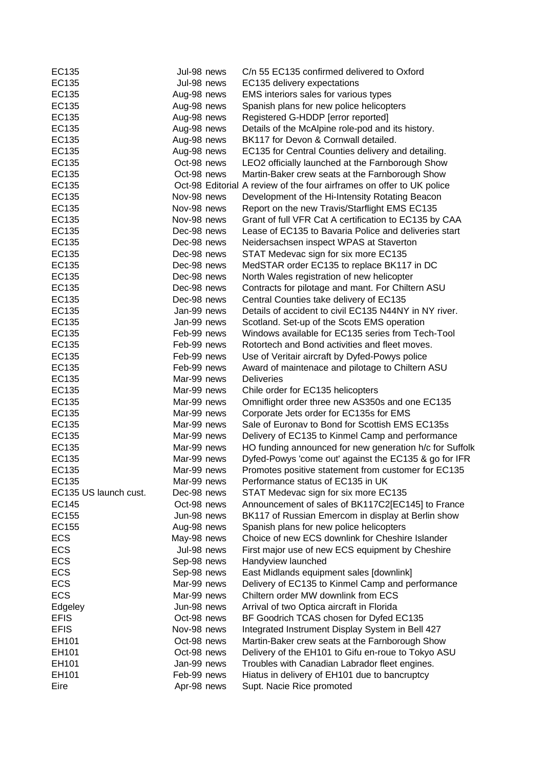| | | | |
|---|---|---|---|
| EC135 | Jul-98 | news | C/n 55 EC135 confirmed delivered to Oxford |
| EC135 | Jul-98 | news | EC135 delivery expectations |
| EC135 | Aug-98 | news | EMS interiors sales for various types |
| EC135 | Aug-98 | news | Spanish plans for new police helicopters |
| EC135 | Aug-98 | news | Registered G-HDDP [error reported] |
| EC135 | Aug-98 | news | Details of the McAlpine role-pod and its history. |
| EC135 | Aug-98 | news | BK117 for Devon & Cornwall detailed. |
| EC135 | Aug-98 | news | EC135 for Central Counties delivery and detailing. |
| EC135 | Oct-98 | news | LEO2 officially launched at the Farnborough Show |
| EC135 | Oct-98 | news | Martin-Baker crew seats at the Farnborough Show |
| EC135 | Oct-98 | Editorial | A review of the four airframes on offer to UK police |
| EC135 | Nov-98 | news | Development of the Hi-Intensity Rotating Beacon |
| EC135 | Nov-98 | news | Report on the new Travis/Starflight EMS EC135 |
| EC135 | Nov-98 | news | Grant of full VFR Cat A certification to EC135 by CAA |
| EC135 | Dec-98 | news | Lease of EC135 to Bavaria Police and deliveries start |
| EC135 | Dec-98 | news | Neidersachsen inspect WPAS at Staverton |
| EC135 | Dec-98 | news | STAT Medevac sign for six more EC135 |
| EC135 | Dec-98 | news | MedSTAR order EC135 to replace BK117 in DC |
| EC135 | Dec-98 | news | North Wales registration of new helicopter |
| EC135 | Dec-98 | news | Contracts for pilotage and mant. For Chiltern ASU |
| EC135 | Dec-98 | news | Central Counties take delivery of EC135 |
| EC135 | Jan-99 | news | Details of accident to civil EC135 N44NY in NY river. |
| EC135 | Jan-99 | news | Scotland. Set-up of the Scots EMS operation |
| EC135 | Feb-99 | news | Windows available for EC135 series from Tech-Tool |
| EC135 | Feb-99 | news | Rotortech and Bond activities and fleet moves. |
| EC135 | Feb-99 | news | Use of Veritair aircraft by Dyfed-Powys police |
| EC135 | Feb-99 | news | Award of maintenace and pilotage to Chiltern ASU |
| EC135 | Mar-99 | news | Deliveries |
| EC135 | Mar-99 | news | Chile order for EC135 helicopters |
| EC135 | Mar-99 | news | Omniflight order three new AS350s and one EC135 |
| EC135 | Mar-99 | news | Corporate Jets order for EC135s for EMS |
| EC135 | Mar-99 | news | Sale of Euronav to Bond for Scottish EMS EC135s |
| EC135 | Mar-99 | news | Delivery of EC135 to Kinmel Camp and performance |
| EC135 | Mar-99 | news | HO funding announced for new generation h/c for Suffolk |
| EC135 | Mar-99 | news | Dyfed-Powys 'come out' against the EC135 & go for IFR |
| EC135 | Mar-99 | news | Promotes positive statement from customer for EC135 |
| EC135 | Mar-99 | news | Performance status of EC135 in UK |
| EC135 US launch cust. | Dec-98 | news | STAT Medevac sign for six more EC135 |
| EC145 | Oct-98 | news | Announcement of sales of BK117C2[EC145] to France |
| EC155 | Jun-98 | news | BK117 of Russian Emercom in display at Berlin show |
| EC155 | Aug-98 | news | Spanish plans for new police helicopters |
| ECS | May-98 | news | Choice of new ECS downlink for Cheshire Islander |
| ECS | Jul-98 | news | First major use of new ECS equipment by Cheshire |
| ECS | Sep-98 | news | Handyview launched |
| ECS | Sep-98 | news | East Midlands equipment sales [downlink] |
| ECS | Mar-99 | news | Delivery of EC135 to Kinmel Camp and performance |
| ECS | Mar-99 | news | Chiltern order MW downlink from ECS |
| Edgeley | Jun-98 | news | Arrival of two Optica aircraft in Florida |
| EFIS | Oct-98 | news | BF Goodrich TCAS chosen for Dyfed EC135 |
| EFIS | Nov-98 | news | Integrated Instrument Display System in Bell 427 |
| EH101 | Oct-98 | news | Martin-Baker crew seats at the Farnborough Show |
| EH101 | Oct-98 | news | Delivery of the EH101 to Gifu en-roue to Tokyo ASU |
| EH101 | Jan-99 | news | Troubles with Canadian Labrador fleet engines. |
| EH101 | Feb-99 | news | Hiatus in delivery of EH101 due to bancruptcy |
| Eire | Apr-98 | news | Supt. Nacie Rice promoted |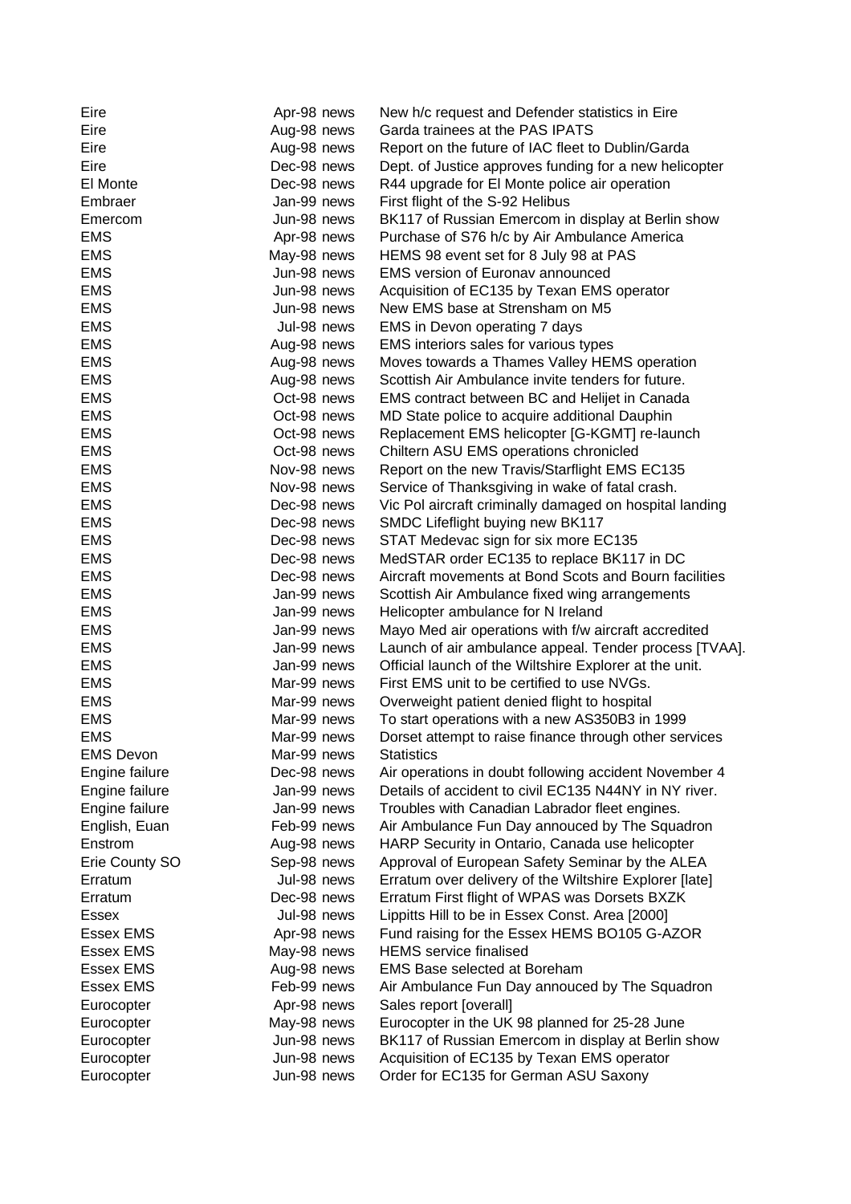| | | |
|---|---|---|
| Eire | Apr-98 news | New h/c request and Defender statistics in Eire |
| Eire | Aug-98 news | Garda trainees at the PAS IPATS |
| Eire | Aug-98 news | Report on the future of IAC fleet to Dublin/Garda |
| Eire | Dec-98 news | Dept. of Justice approves funding for a new helicopter |
| El Monte | Dec-98 news | R44 upgrade for El Monte police air operation |
| Embraer | Jan-99 news | First flight of the S-92 Helibus |
| Emercom | Jun-98 news | BK117 of Russian Emercom in display at Berlin show |
| EMS | Apr-98 news | Purchase of S76 h/c by Air Ambulance America |
| EMS | May-98 news | HEMS 98 event set for 8 July 98 at PAS |
| EMS | Jun-98 news | EMS version of Euronav announced |
| EMS | Jun-98 news | Acquisition of EC135 by Texan EMS operator |
| EMS | Jun-98 news | New EMS base at Strensham on M5 |
| EMS | Jul-98 news | EMS in Devon operating 7 days |
| EMS | Aug-98 news | EMS interiors sales for various types |
| EMS | Aug-98 news | Moves towards a Thames Valley HEMS operation |
| EMS | Aug-98 news | Scottish Air Ambulance invite tenders for future. |
| EMS | Oct-98 news | EMS contract between BC and Helijet in Canada |
| EMS | Oct-98 news | MD State police to acquire additional Dauphin |
| EMS | Oct-98 news | Replacement EMS helicopter [G-KGMT] re-launch |
| EMS | Oct-98 news | Chiltern ASU EMS operations chronicled |
| EMS | Nov-98 news | Report on the new Travis/Starflight EMS EC135 |
| EMS | Nov-98 news | Service of Thanksgiving in wake of fatal crash. |
| EMS | Dec-98 news | Vic Pol aircraft criminally damaged on hospital landing |
| EMS | Dec-98 news | SMDC Lifeflight buying new BK117 |
| EMS | Dec-98 news | STAT Medevac sign for six more EC135 |
| EMS | Dec-98 news | MedSTAR order EC135 to replace BK117 in DC |
| EMS | Dec-98 news | Aircraft movements at Bond Scots and Bourn facilities |
| EMS | Jan-99 news | Scottish Air Ambulance fixed wing arrangements |
| EMS | Jan-99 news | Helicopter ambulance for N Ireland |
| EMS | Jan-99 news | Mayo Med air operations with f/w aircraft accredited |
| EMS | Jan-99 news | Launch of air ambulance appeal. Tender process [TVAA]. |
| EMS | Jan-99 news | Official launch of the Wiltshire Explorer at the unit. |
| EMS | Mar-99 news | First EMS unit to be certified to use NVGs. |
| EMS | Mar-99 news | Overweight patient denied flight to hospital |
| EMS | Mar-99 news | To start operations with a new AS350B3 in 1999 |
| EMS | Mar-99 news | Dorset attempt to raise finance through other services |
| EMS Devon | Mar-99 news | Statistics |
| Engine failure | Dec-98 news | Air operations in doubt following accident November 4 |
| Engine failure | Jan-99 news | Details of accident to civil EC135 N44NY in NY river. |
| Engine failure | Jan-99 news | Troubles with Canadian Labrador fleet engines. |
| English, Euan | Feb-99 news | Air Ambulance Fun Day annouced by The Squadron |
| Enstrom | Aug-98 news | HARP Security in Ontario, Canada use helicopter |
| Erie County SO | Sep-98 news | Approval of European Safety Seminar by the ALEA |
| Erratum | Jul-98 news | Erratum over delivery of the Wiltshire Explorer [late] |
| Erratum | Dec-98 news | Erratum First flight of WPAS was Dorsets BXZK |
| Essex | Jul-98 news | Lippitts Hill to be in Essex Const. Area [2000] |
| Essex EMS | Apr-98 news | Fund raising for the Essex HEMS BO105 G-AZOR |
| Essex EMS | May-98 news | HEMS service finalised |
| Essex EMS | Aug-98 news | EMS Base selected at Boreham |
| Essex EMS | Feb-99 news | Air Ambulance Fun Day annouced by The Squadron |
| Eurocopter | Apr-98 news | Sales report [overall] |
| Eurocopter | May-98 news | Eurocopter in the UK 98 planned for 25-28 June |
| Eurocopter | Jun-98 news | BK117 of Russian Emercom in display at Berlin show |
| Eurocopter | Jun-98 news | Acquisition of EC135 by Texan EMS operator |
| Eurocopter | Jun-98 news | Order for EC135 for German ASU Saxony |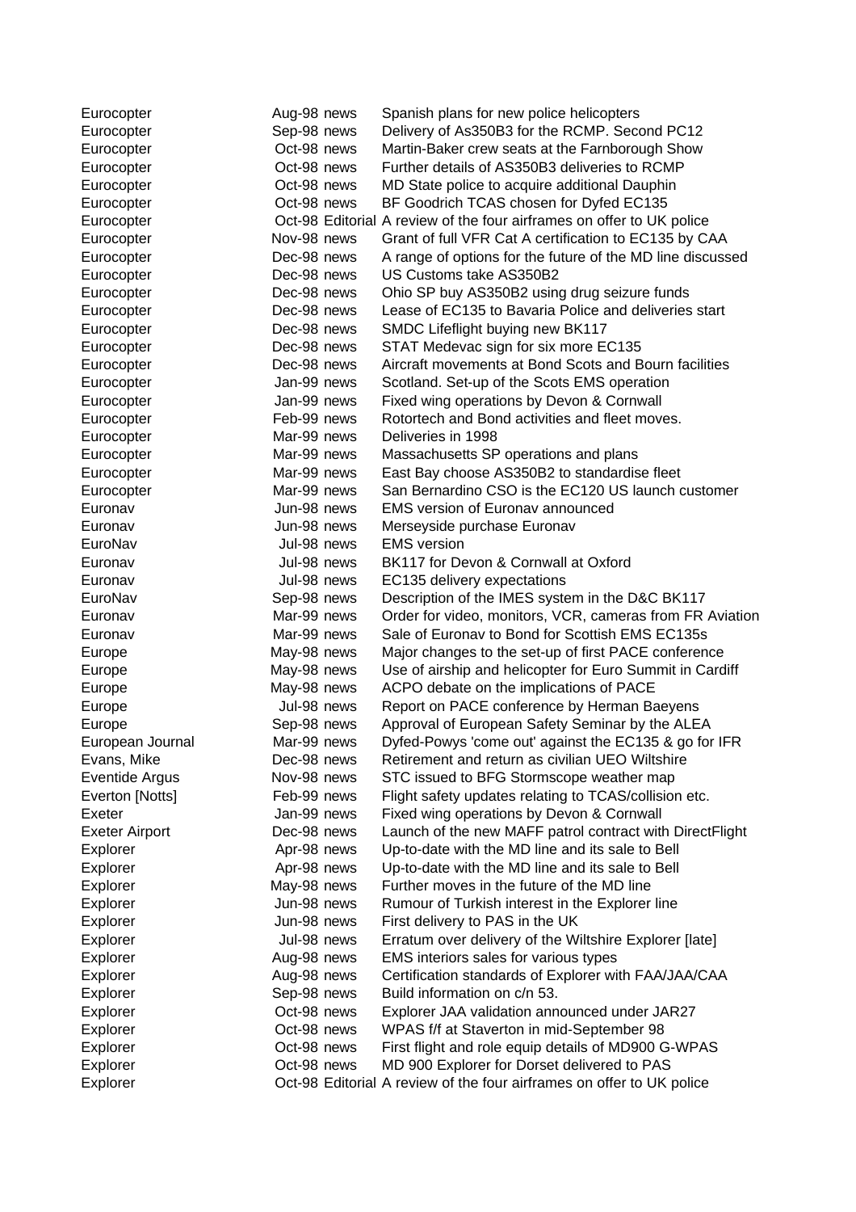| | | | |
|---|---|---|---|
| Eurocopter | Aug-98 | news | Spanish plans for new police helicopters |
| Eurocopter | Sep-98 | news | Delivery of As350B3 for the RCMP. Second PC12 |
| Eurocopter | Oct-98 | news | Martin-Baker crew seats at the Farnborough Show |
| Eurocopter | Oct-98 | news | Further details of AS350B3 deliveries to RCMP |
| Eurocopter | Oct-98 | news | MD State police to acquire additional Dauphin |
| Eurocopter | Oct-98 | news | BF Goodrich TCAS chosen for Dyfed EC135 |
| Eurocopter | Oct-98 | Editorial | A review of the four airframes on offer to UK police |
| Eurocopter | Nov-98 | news | Grant of full VFR Cat A certification to EC135 by CAA |
| Eurocopter | Dec-98 | news | A range of options for the future of the MD line discussed |
| Eurocopter | Dec-98 | news | US Customs take AS350B2 |
| Eurocopter | Dec-98 | news | Ohio SP buy AS350B2 using drug seizure funds |
| Eurocopter | Dec-98 | news | Lease of EC135 to Bavaria Police and deliveries start |
| Eurocopter | Dec-98 | news | SMDC Lifeflight buying new BK117 |
| Eurocopter | Dec-98 | news | STAT Medevac sign for six more EC135 |
| Eurocopter | Dec-98 | news | Aircraft movements at Bond Scots and Bourn facilities |
| Eurocopter | Jan-99 | news | Scotland. Set-up of the Scots EMS operation |
| Eurocopter | Jan-99 | news | Fixed wing operations by Devon & Cornwall |
| Eurocopter | Feb-99 | news | Rotortech and Bond activities and fleet moves. |
| Eurocopter | Mar-99 | news | Deliveries in 1998 |
| Eurocopter | Mar-99 | news | Massachusetts SP operations and plans |
| Eurocopter | Mar-99 | news | East Bay choose AS350B2 to standardise fleet |
| Eurocopter | Mar-99 | news | San Bernardino CSO is the EC120 US launch customer |
| Euronav | Jun-98 | news | EMS version of Euronav announced |
| Euronav | Jun-98 | news | Merseyside purchase Euronav |
| EuroNav | Jul-98 | news | EMS version |
| Euronav | Jul-98 | news | BK117 for Devon & Cornwall at Oxford |
| Euronav | Jul-98 | news | EC135 delivery expectations |
| EuroNav | Sep-98 | news | Description of the IMES system in the D&C BK117 |
| Euronav | Mar-99 | news | Order for video, monitors, VCR, cameras from FR Aviation |
| Euronav | Mar-99 | news | Sale of Euronav to Bond for Scottish EMS EC135s |
| Europe | May-98 | news | Major changes to the set-up of first PACE conference |
| Europe | May-98 | news | Use of airship and helicopter for Euro Summit in Cardiff |
| Europe | May-98 | news | ACPO debate on the implications of PACE |
| Europe | Jul-98 | news | Report on PACE conference by Herman Baeyens |
| Europe | Sep-98 | news | Approval of European Safety Seminar by the ALEA |
| European Journal | Mar-99 | news | Dyfed-Powys 'come out' against the EC135 & go for IFR |
| Evans, Mike | Dec-98 | news | Retirement and return as civilian UEO Wiltshire |
| Eventide Argus | Nov-98 | news | STC issued to BFG Stormscope weather map |
| Everton [Notts] | Feb-99 | news | Flight safety updates relating to TCAS/collision etc. |
| Exeter | Jan-99 | news | Fixed wing operations by Devon & Cornwall |
| Exeter Airport | Dec-98 | news | Launch of the new MAFF patrol contract with DirectFlight |
| Explorer | Apr-98 | news | Up-to-date with the MD line and its sale to Bell |
| Explorer | Apr-98 | news | Up-to-date with the MD line and its sale to Bell |
| Explorer | May-98 | news | Further moves in the future of the MD line |
| Explorer | Jun-98 | news | Rumour of Turkish interest in the Explorer line |
| Explorer | Jun-98 | news | First delivery to PAS in the UK |
| Explorer | Jul-98 | news | Erratum over delivery of the Wiltshire Explorer [late] |
| Explorer | Aug-98 | news | EMS interiors sales for various types |
| Explorer | Aug-98 | news | Certification standards of Explorer with FAA/JAA/CAA |
| Explorer | Sep-98 | news | Build information on c/n 53. |
| Explorer | Oct-98 | news | Explorer JAA validation announced under JAR27 |
| Explorer | Oct-98 | news | WPAS f/f at Staverton in mid-September 98 |
| Explorer | Oct-98 | news | First flight and role equip details of MD900 G-WPAS |
| Explorer | Oct-98 | news | MD 900 Explorer for Dorset delivered to PAS |
| Explorer | Oct-98 | Editorial | A review of the four airframes on offer to UK police |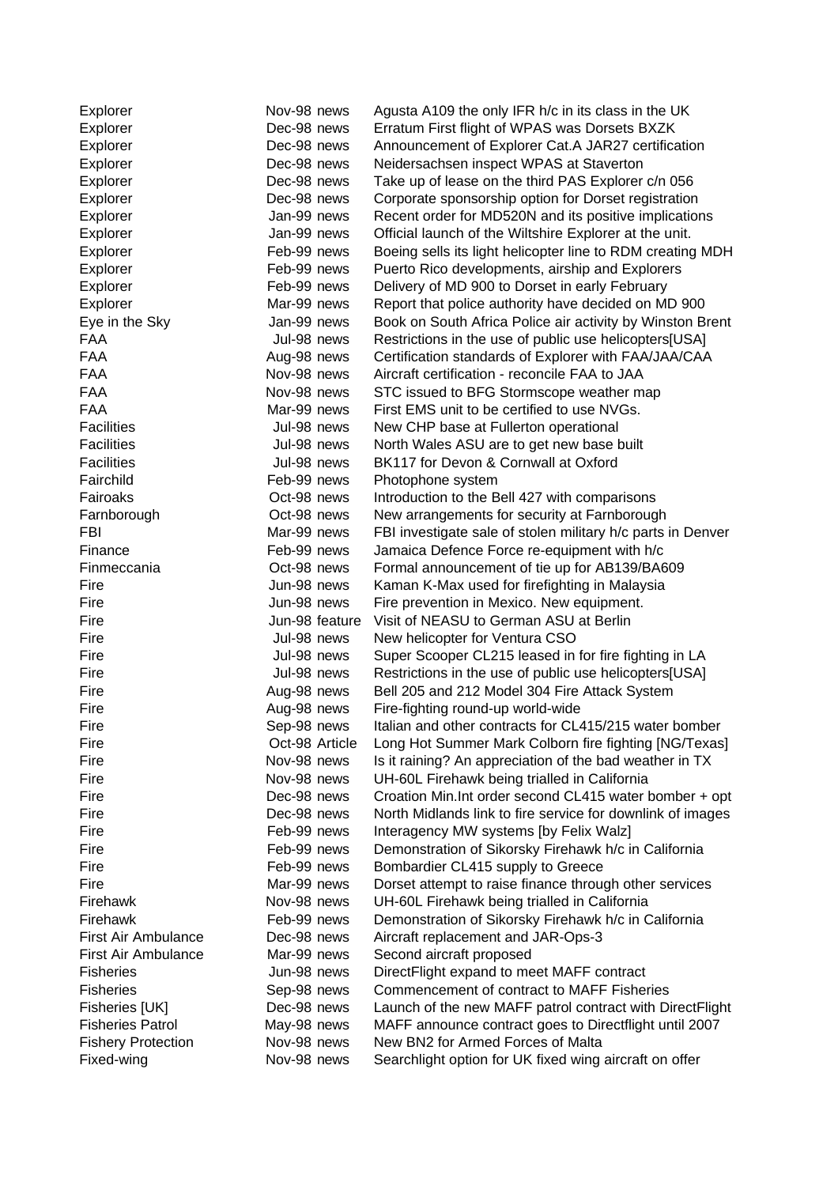| | | |
|---|---|---|
| Explorer | Nov-98 news | Agusta A109 the only IFR h/c in its class in the UK |
| Explorer | Dec-98 news | Erratum First flight of WPAS was Dorsets BXZK |
| Explorer | Dec-98 news | Announcement of Explorer Cat.A JAR27 certification |
| Explorer | Dec-98 news | Neidersachsen inspect WPAS at Staverton |
| Explorer | Dec-98 news | Take up of lease on the third PAS Explorer c/n 056 |
| Explorer | Dec-98 news | Corporate sponsorship option for Dorset registration |
| Explorer | Jan-99 news | Recent order for MD520N and its positive implications |
| Explorer | Jan-99 news | Official launch of the Wiltshire Explorer at the unit. |
| Explorer | Feb-99 news | Boeing sells its light helicopter line to RDM creating MDH |
| Explorer | Feb-99 news | Puerto Rico developments, airship and Explorers |
| Explorer | Feb-99 news | Delivery of MD 900 to Dorset in early February |
| Explorer | Mar-99 news | Report that police authority have decided on MD 900 |
| Eye in the Sky | Jan-99 news | Book on South Africa Police air activity by Winston Brent |
| FAA | Jul-98 news | Restrictions in the use of public use helicopters[USA] |
| FAA | Aug-98 news | Certification standards of Explorer with FAA/JAA/CAA |
| FAA | Nov-98 news | Aircraft certification - reconcile FAA to JAA |
| FAA | Nov-98 news | STC issued to BFG Stormscope weather map |
| FAA | Mar-99 news | First EMS unit to be certified to use NVGs. |
| Facilities | Jul-98 news | New CHP base at Fullerton operational |
| Facilities | Jul-98 news | North Wales ASU are to get new base built |
| Facilities | Jul-98 news | BK117 for Devon & Cornwall at Oxford |
| Fairchild | Feb-99 news | Photophone system |
| Fairoaks | Oct-98 news | Introduction to the Bell 427 with comparisons |
| Farnborough | Oct-98 news | New arrangements for security at Farnborough |
| FBI | Mar-99 news | FBI investigate sale of stolen military h/c parts in Denver |
| Finance | Feb-99 news | Jamaica Defence Force re-equipment with h/c |
| Finmeccania | Oct-98 news | Formal announcement of tie up for AB139/BA609 |
| Fire | Jun-98 news | Kaman K-Max used for firefighting in Malaysia |
| Fire | Jun-98 news | Fire prevention in Mexico. New equipment. |
| Fire | Jun-98 feature | Visit of NEASU to German ASU at Berlin |
| Fire | Jul-98 news | New helicopter for Ventura CSO |
| Fire | Jul-98 news | Super Scooper CL215 leased in for fire fighting in LA |
| Fire | Jul-98 news | Restrictions in the use of public use helicopters[USA] |
| Fire | Aug-98 news | Bell 205 and 212 Model 304 Fire Attack System |
| Fire | Aug-98 news | Fire-fighting round-up world-wide |
| Fire | Sep-98 news | Italian and other contracts for CL415/215 water bomber |
| Fire | Oct-98 Article | Long Hot Summer Mark Colborn fire fighting [NG/Texas] |
| Fire | Nov-98 news | Is it raining? An appreciation of the bad weather in TX |
| Fire | Nov-98 news | UH-60L Firehawk being trialled in California |
| Fire | Dec-98 news | Croation Min.Int order second CL415 water bomber + opt |
| Fire | Dec-98 news | North Midlands link to fire service for downlink of images |
| Fire | Feb-99 news | Interagency MW systems [by Felix Walz] |
| Fire | Feb-99 news | Demonstration of Sikorsky Firehawk h/c in California |
| Fire | Feb-99 news | Bombardier CL415 supply to Greece |
| Fire | Mar-99 news | Dorset attempt to raise finance through other services |
| Firehawk | Nov-98 news | UH-60L Firehawk being trialled in California |
| Firehawk | Feb-99 news | Demonstration of Sikorsky Firehawk h/c in California |
| First Air Ambulance | Dec-98 news | Aircraft replacement and JAR-Ops-3 |
| First Air Ambulance | Mar-99 news | Second aircraft proposed |
| Fisheries | Jun-98 news | DirectFlight expand to meet MAFF contract |
| Fisheries | Sep-98 news | Commencement of contract to MAFF Fisheries |
| Fisheries [UK] | Dec-98 news | Launch of the new MAFF patrol contract with DirectFlight |
| Fisheries Patrol | May-98 news | MAFF announce contract goes to Directflight until 2007 |
| Fishery Protection | Nov-98 news | New BN2 for Armed Forces of Malta |
| Fixed-wing | Nov-98 news | Searchlight option for UK fixed wing aircraft on offer |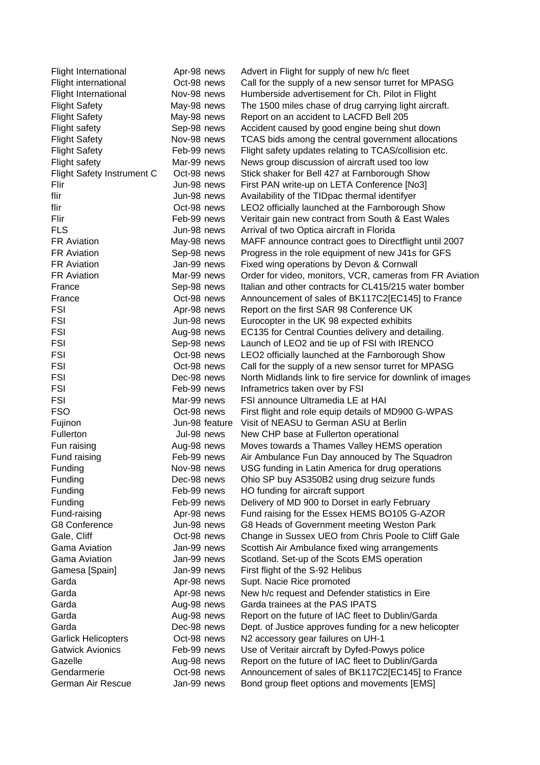| | | | |
|---|---|---|---|
| Flight International | Apr-98 | news | Advert in Flight for supply of new h/c fleet |
| Flight international | Oct-98 | news | Call for the supply of a new sensor turret for MPASG |
| Flight International | Nov-98 | news | Humberside advertisement for Ch. Pilot in Flight |
| Flight Safety | May-98 | news | The 1500 miles chase of drug carrying light aircraft. |
| Flight Safety | May-98 | news | Report on an accident to LACFD Bell 205 |
| Flight safety | Sep-98 | news | Accident caused by good engine being shut down |
| Flight Safety | Nov-98 | news | TCAS bids among the central government allocations |
| Flight Safety | Feb-99 | news | Flight safety updates relating to TCAS/collision etc. |
| Flight safety | Mar-99 | news | News group discussion of aircraft used too low |
| Flight Safety Instrument C | Oct-98 | news | Stick shaker for Bell 427 at Farnborough Show |
| Flir | Jun-98 | news | First PAN write-up on LETA Conference [No3] |
| flir | Jun-98 | news | Availability of the TIDpac thermal identifyer |
| flir | Oct-98 | news | LEO2 officially launched at the Farnborough Show |
| Flir | Feb-99 | news | Veritair gain new contract from South & East Wales |
| FLS | Jun-98 | news | Arrival of two Optica aircraft in Florida |
| FR Aviation | May-98 | news | MAFF announce contract goes to Directflight until 2007 |
| FR Aviation | Sep-98 | news | Progress in the role equipment of new J41s for GFS |
| FR Aviation | Jan-99 | news | Fixed wing operations by Devon & Cornwall |
| FR Aviation | Mar-99 | news | Order for video, monitors, VCR, cameras from FR Aviation |
| France | Sep-98 | news | Italian and other contracts for CL415/215 water bomber |
| France | Oct-98 | news | Announcement of sales of BK117C2[EC145] to France |
| FSI | Apr-98 | news | Report on the first SAR 98 Conference UK |
| FSI | Jun-98 | news | Eurocopter in the UK 98 expected exhibits |
| FSI | Aug-98 | news | EC135 for Central Counties delivery and detailing. |
| FSI | Sep-98 | news | Launch of LEO2 and tie up of FSI with IRENCO |
| FSI | Oct-98 | news | LEO2 officially launched at the Farnborough Show |
| FSI | Oct-98 | news | Call for the supply of a new sensor turret for MPASG |
| FSI | Dec-98 | news | North Midlands link to fire service for downlink of images |
| FSI | Feb-99 | news | Inframetrics taken over by FSI |
| FSI | Mar-99 | news | FSI announce Ultramedia LE at HAI |
| FSO | Oct-98 | news | First flight and role equip details of MD900 G-WPAS |
| Fujinon | Jun-98 | feature | Visit of NEASU to German ASU at Berlin |
| Fullerton | Jul-98 | news | New CHP base at Fullerton operational |
| Fun raising | Aug-98 | news | Moves towards a Thames Valley HEMS operation |
| Fund raising | Feb-99 | news | Air Ambulance Fun Day annouced by The Squadron |
| Funding | Nov-98 | news | USG funding in Latin America for drug operations |
| Funding | Dec-98 | news | Ohio SP buy AS350B2 using drug seizure funds |
| Funding | Feb-99 | news | HO funding for aircraft support |
| Funding | Feb-99 | news | Delivery of MD 900 to Dorset in early February |
| Fund-raising | Apr-98 | news | Fund raising for the Essex HEMS BO105 G-AZOR |
| G8 Conference | Jun-98 | news | G8 Heads of Government meeting Weston Park |
| Gale, Cliff | Oct-98 | news | Change in Sussex UEO from Chris Poole to Cliff Gale |
| Gama Aviation | Jan-99 | news | Scottish Air Ambulance fixed wing arrangements |
| Gama Aviation | Jan-99 | news | Scotland. Set-up of the Scots EMS operation |
| Gamesa [Spain] | Jan-99 | news | First flight of the S-92 Helibus |
| Garda | Apr-98 | news | Supt. Nacie Rice promoted |
| Garda | Apr-98 | news | New h/c request and Defender statistics in Eire |
| Garda | Aug-98 | news | Garda trainees at the PAS IPATS |
| Garda | Aug-98 | news | Report on the future of IAC fleet to Dublin/Garda |
| Garda | Dec-98 | news | Dept. of Justice approves funding for a new helicopter |
| Garlick Helicopters | Oct-98 | news | N2 accessory gear failures on UH-1 |
| Gatwick Avionics | Feb-99 | news | Use of Veritair aircraft by Dyfed-Powys police |
| Gazelle | Aug-98 | news | Report on the future of IAC fleet to Dublin/Garda |
| Gendarmerie | Oct-98 | news | Announcement of sales of BK117C2[EC145] to France |
| German Air Rescue | Jan-99 | news | Bond group fleet options and movements [EMS] |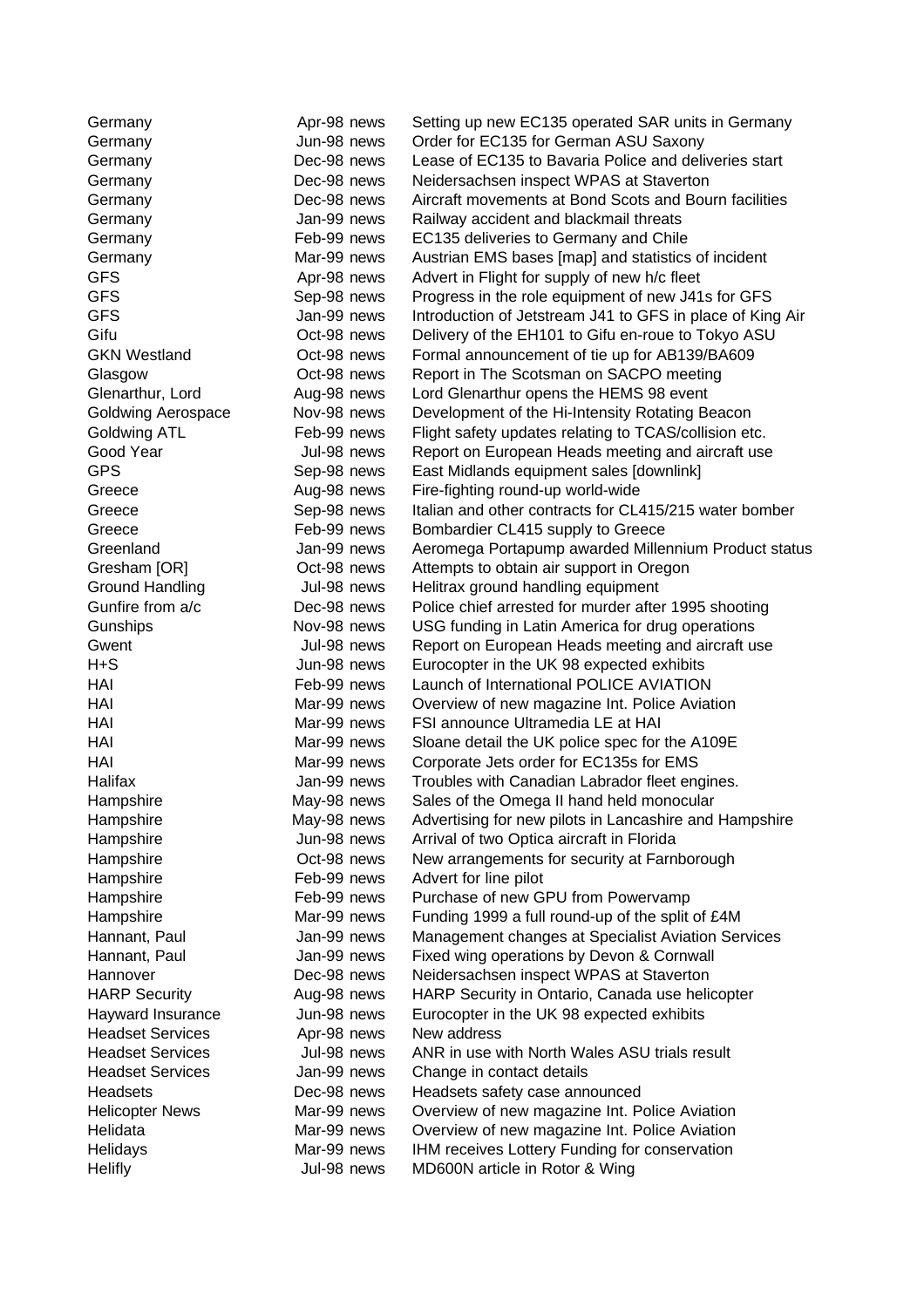| | | |
|---|---|---|
| Germany | Apr-98 news | Setting up new EC135 operated SAR units in Germany |
| Germany | Jun-98 news | Order for EC135 for German ASU Saxony |
| Germany | Dec-98 news | Lease of EC135 to Bavaria Police and deliveries start |
| Germany | Dec-98 news | Neidersachsen inspect WPAS at Staverton |
| Germany | Dec-98 news | Aircraft movements at Bond Scots and Bourn facilities |
| Germany | Jan-99 news | Railway accident and blackmail threats |
| Germany | Feb-99 news | EC135 deliveries to Germany and Chile |
| Germany | Mar-99 news | Austrian EMS bases [map] and statistics of incident |
| GFS | Apr-98 news | Advert in Flight for supply of new h/c fleet |
| GFS | Sep-98 news | Progress in the role equipment of new J41s for GFS |
| GFS | Jan-99 news | Introduction of Jetstream J41 to GFS in place of King Air |
| Gifu | Oct-98 news | Delivery of the EH101 to Gifu en-roue to Tokyo ASU |
| GKN Westland | Oct-98 news | Formal announcement of tie up for AB139/BA609 |
| Glasgow | Oct-98 news | Report in The Scotsman on SACPO meeting |
| Glenarthur, Lord | Aug-98 news | Lord Glenarthur opens the HEMS 98 event |
| Goldwing Aerospace | Nov-98 news | Development of the Hi-Intensity Rotating Beacon |
| Goldwing ATL | Feb-99 news | Flight safety updates relating to TCAS/collision etc. |
| Good Year | Jul-98 news | Report on European Heads meeting and aircraft use |
| GPS | Sep-98 news | East Midlands equipment sales [downlink] |
| Greece | Aug-98 news | Fire-fighting round-up world-wide |
| Greece | Sep-98 news | Italian and other contracts for CL415/215 water bomber |
| Greece | Feb-99 news | Bombardier CL415 supply to Greece |
| Greenland | Jan-99 news | Aeromega Portapump awarded Millennium Product status |
| Gresham [OR] | Oct-98 news | Attempts to obtain air support in Oregon |
| Ground Handling | Jul-98 news | Helitrax ground handling equipment |
| Gunfire from a/c | Dec-98 news | Police chief arrested for murder after 1995 shooting |
| Gunships | Nov-98 news | USG funding in Latin America for drug operations |
| Gwent | Jul-98 news | Report on European Heads meeting and aircraft use |
| H+S | Jun-98 news | Eurocopter in the UK 98 expected exhibits |
| HAI | Feb-99 news | Launch of International POLICE AVIATION |
| HAI | Mar-99 news | Overview of new magazine Int. Police Aviation |
| HAI | Mar-99 news | FSI announce Ultramedia LE at HAI |
| HAI | Mar-99 news | Sloane detail the UK police spec for the A109E |
| HAI | Mar-99 news | Corporate Jets order for EC135s for EMS |
| Halifax | Jan-99 news | Troubles with Canadian Labrador fleet engines. |
| Hampshire | May-98 news | Sales of the Omega II hand held monocular |
| Hampshire | May-98 news | Advertising for new pilots in Lancashire and Hampshire |
| Hampshire | Jun-98 news | Arrival of two Optica aircraft in Florida |
| Hampshire | Oct-98 news | New arrangements for security at Farnborough |
| Hampshire | Feb-99 news | Advert for line pilot |
| Hampshire | Feb-99 news | Purchase of new GPU from Powervamp |
| Hampshire | Mar-99 news | Funding 1999 a full round-up of the split of £4M |
| Hannant, Paul | Jan-99 news | Management changes at Specialist Aviation Services |
| Hannant, Paul | Jan-99 news | Fixed wing operations by Devon & Cornwall |
| Hannover | Dec-98 news | Neidersachsen inspect WPAS at Staverton |
| HARP Security | Aug-98 news | HARP Security in Ontario, Canada use helicopter |
| Hayward Insurance | Jun-98 news | Eurocopter in the UK 98 expected exhibits |
| Headset Services | Apr-98 news | New address |
| Headset Services | Jul-98 news | ANR in use with North Wales ASU trials result |
| Headset Services | Jan-99 news | Change in contact details |
| Headsets | Dec-98 news | Headsets safety case announced |
| Helicopter News | Mar-99 news | Overview of new magazine Int. Police Aviation |
| Helidata | Mar-99 news | Overview of new magazine Int. Police Aviation |
| Helidays | Mar-99 news | IHM receives Lottery Funding for conservation |
| Helifly | Jul-98 news | MD600N article in Rotor & Wing |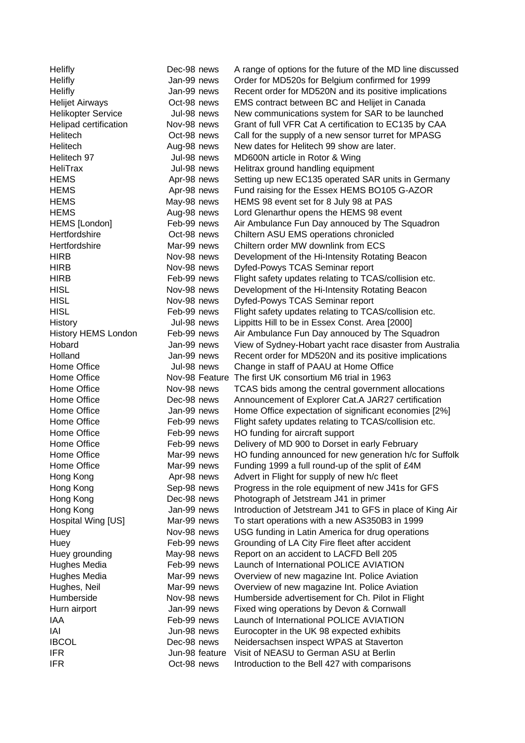| | | |
|---|---|---|
| Helifly | Dec-98 news | A range of options for the future of the MD line discussed |
| Helifly | Jan-99 news | Order for MD520s for Belgium confirmed for 1999 |
| Helifly | Jan-99 news | Recent order for MD520N and its positive implications |
| Helijet Airways | Oct-98 news | EMS contract between BC and Helijet in Canada |
| Helikopter Service | Jul-98 news | New communications system for SAR to be launched |
| Helipad certification | Nov-98 news | Grant of full VFR Cat A certification to EC135 by CAA |
| Helitech | Oct-98 news | Call for the supply of a new sensor turret for MPASG |
| Helitech | Aug-98 news | New dates for Helitech 99 show are later. |
| Helitech 97 | Jul-98 news | MD600N article in Rotor & Wing |
| HeliTrax | Jul-98 news | Helitrax ground handling equipment |
| HEMS | Apr-98 news | Setting up new EC135 operated SAR units in Germany |
| HEMS | Apr-98 news | Fund raising for the Essex HEMS BO105 G-AZOR |
| HEMS | May-98 news | HEMS 98 event set for 8 July 98 at PAS |
| HEMS | Aug-98 news | Lord Glenarthur opens the HEMS 98 event |
| HEMS [London] | Feb-99 news | Air Ambulance Fun Day annouced by The Squadron |
| Hertfordshire | Oct-98 news | Chiltern ASU EMS operations chronicled |
| Hertfordshire | Mar-99 news | Chiltern order MW downlink from ECS |
| HIRB | Nov-98 news | Development of the Hi-Intensity Rotating Beacon |
| HIRB | Nov-98 news | Dyfed-Powys TCAS Seminar report |
| HIRB | Feb-99 news | Flight safety updates relating to TCAS/collision etc. |
| HISL | Nov-98 news | Development of the Hi-Intensity Rotating Beacon |
| HISL | Nov-98 news | Dyfed-Powys TCAS Seminar report |
| HISL | Feb-99 news | Flight safety updates relating to TCAS/collision etc. |
| History | Jul-98 news | Lippitts Hill to be in Essex Const. Area [2000] |
| History HEMS London | Feb-99 news | Air Ambulance Fun Day annouced by The Squadron |
| Hobard | Jan-99 news | View of Sydney-Hobart yacht race disaster from Australia |
| Holland | Jan-99 news | Recent order for MD520N and its positive implications |
| Home Office | Jul-98 news | Change in staff of PAAU at Home Office |
| Home Office | Nov-98 Feature | The first UK consortium M6 trial in 1963 |
| Home Office | Nov-98 news | TCAS bids among the central government allocations |
| Home Office | Dec-98 news | Announcement of Explorer Cat.A JAR27 certification |
| Home Office | Jan-99 news | Home Office expectation of significant economies [2%] |
| Home Office | Feb-99 news | Flight safety updates relating to TCAS/collision etc. |
| Home Office | Feb-99 news | HO funding for aircraft support |
| Home Office | Feb-99 news | Delivery of MD 900 to Dorset in early February |
| Home Office | Mar-99 news | HO funding announced for new generation h/c for Suffolk |
| Home Office | Mar-99 news | Funding 1999 a full round-up of the split of £4M |
| Hong Kong | Apr-98 news | Advert in Flight for supply of new h/c fleet |
| Hong Kong | Sep-98 news | Progress in the role equipment of new J41s for GFS |
| Hong Kong | Dec-98 news | Photograph of Jetstream J41 in primer |
| Hong Kong | Jan-99 news | Introduction of Jetstream J41 to GFS in place of King Air |
| Hospital Wing [US] | Mar-99 news | To start operations with a new AS350B3 in 1999 |
| Huey | Nov-98 news | USG funding in Latin America for drug operations |
| Huey | Feb-99 news | Grounding of LA City Fire fleet after accident |
| Huey grounding | May-98 news | Report on an accident to LACFD Bell 205 |
| Hughes Media | Feb-99 news | Launch of International POLICE AVIATION |
| Hughes Media | Mar-99 news | Overview of new magazine Int. Police Aviation |
| Hughes, Neil | Mar-99 news | Overview of new magazine Int. Police Aviation |
| Humberside | Nov-98 news | Humberside advertisement for Ch. Pilot in Flight |
| Hurn airport | Jan-99 news | Fixed wing operations by Devon & Cornwall |
| IAA | Feb-99 news | Launch of International POLICE AVIATION |
| IAI | Jun-98 news | Eurocopter in the UK 98 expected exhibits |
| IBCOL | Dec-98 news | Neidersachsen inspect WPAS at Staverton |
| IFR | Jun-98 feature | Visit of NEASU to German ASU at Berlin |
| IFR | Oct-98 news | Introduction to the Bell 427 with comparisons |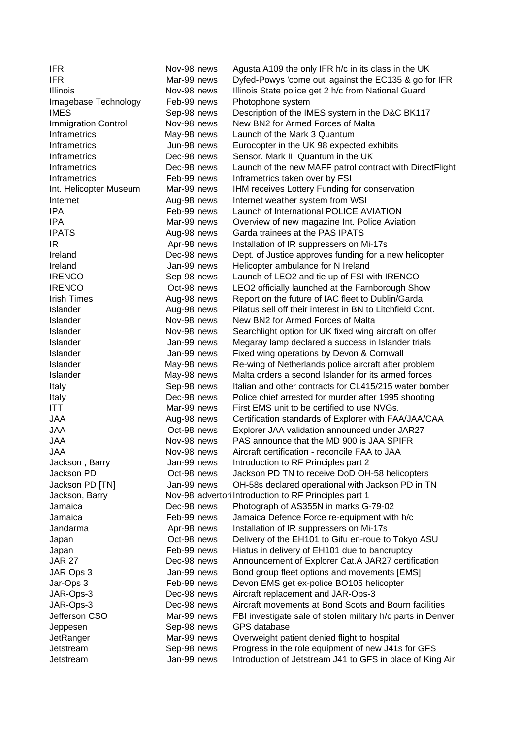| | | |
|---|---|---|
| IFR | Nov-98 news | Agusta A109 the only IFR h/c in its class in the UK |
| IFR | Mar-99 news | Dyfed-Powys 'come out' against the EC135 & go for IFR |
| Illinois | Nov-98 news | Illinois State police get 2 h/c from National Guard |
| Imagebase Technology | Feb-99 news | Photophone system |
| IMES | Sep-98 news | Description of the IMES system in the D&C BK117 |
| Immigration Control | Nov-98 news | New BN2 for Armed Forces of Malta |
| Inframetrics | May-98 news | Launch of the Mark 3 Quantum |
| Inframetrics | Jun-98 news | Eurocopter in the UK 98 expected exhibits |
| Inframetrics | Dec-98 news | Sensor. Mark III Quantum in the UK |
| Inframetrics | Dec-98 news | Launch of the new MAFF patrol contract with DirectFlight |
| Inframetrics | Feb-99 news | Inframetrics taken over by FSI |
| Int. Helicopter Museum | Mar-99 news | IHM receives Lottery Funding for conservation |
| Internet | Aug-98 news | Internet weather system from WSI |
| IPA | Feb-99 news | Launch of International POLICE AVIATION |
| IPA | Mar-99 news | Overview of new magazine Int. Police Aviation |
| IPATS | Aug-98 news | Garda trainees at the PAS IPATS |
| IR | Apr-98 news | Installation of IR suppressers on Mi-17s |
| Ireland | Dec-98 news | Dept. of Justice approves funding for a new helicopter |
| Ireland | Jan-99 news | Helicopter ambulance for N Ireland |
| IRENCO | Sep-98 news | Launch of LEO2 and tie up of FSI with IRENCO |
| IRENCO | Oct-98 news | LEO2 officially launched at the Farnborough Show |
| Irish Times | Aug-98 news | Report on the future of IAC fleet to Dublin/Garda |
| Islander | Aug-98 news | Pilatus sell off their interest in BN to Litchfield Cont. |
| Islander | Nov-98 news | New BN2 for Armed Forces of Malta |
| Islander | Nov-98 news | Searchlight option for UK fixed wing aircraft on offer |
| Islander | Jan-99 news | Megaray lamp declared a success in Islander trials |
| Islander | Jan-99 news | Fixed wing operations by Devon & Cornwall |
| Islander | May-98 news | Re-wing of Netherlands police aircraft after problem |
| Islander | May-98 news | Malta orders a second Islander for its armed forces |
| Italy | Sep-98 news | Italian and other contracts for CL415/215 water bomber |
| Italy | Dec-98 news | Police chief arrested for murder after 1995 shooting |
| ITT | Mar-99 news | First EMS unit to be certified to use NVGs. |
| JAA | Aug-98 news | Certification standards of Explorer with FAA/JAA/CAA |
| JAA | Oct-98 news | Explorer JAA validation announced under JAR27 |
| JAA | Nov-98 news | PAS announce that the MD 900 is JAA SPIFR |
| JAA | Nov-98 news | Aircraft certification - reconcile FAA to JAA |
| Jackson , Barry | Jan-99 news | Introduction to RF Principles part 2 |
| Jackson PD | Oct-98 news | Jackson PD TN to receive DoD OH-58 helicopters |
| Jackson PD [TN] | Jan-99 news | OH-58s declared operational with Jackson PD in TN |
| Jackson, Barry | Nov-98 advertori | Introduction to RF Principles part 1 |
| Jamaica | Dec-98 news | Photograph of AS355N in marks G-79-02 |
| Jamaica | Feb-99 news | Jamaica Defence Force re-equipment with h/c |
| Jandarma | Apr-98 news | Installation of IR suppressers on Mi-17s |
| Japan | Oct-98 news | Delivery of the EH101 to Gifu en-roue to Tokyo ASU |
| Japan | Feb-99 news | Hiatus in delivery of EH101 due to bancruptcy |
| JAR 27 | Dec-98 news | Announcement of Explorer Cat.A JAR27 certification |
| JAR Ops 3 | Jan-99 news | Bond group fleet options and movements [EMS] |
| Jar-Ops 3 | Feb-99 news | Devon EMS get ex-police BO105 helicopter |
| JAR-Ops-3 | Dec-98 news | Aircraft replacement and JAR-Ops-3 |
| JAR-Ops-3 | Dec-98 news | Aircraft movements at Bond Scots and Bourn facilities |
| Jefferson CSO | Mar-99 news | FBI investigate sale of stolen military h/c parts in Denver |
| Jeppesen | Sep-98 news | GPS database |
| JetRanger | Mar-99 news | Overweight patient denied flight to hospital |
| Jetstream | Sep-98 news | Progress in the role equipment of new J41s for GFS |
| Jetstream | Jan-99 news | Introduction of Jetstream J41 to GFS in place of King Air |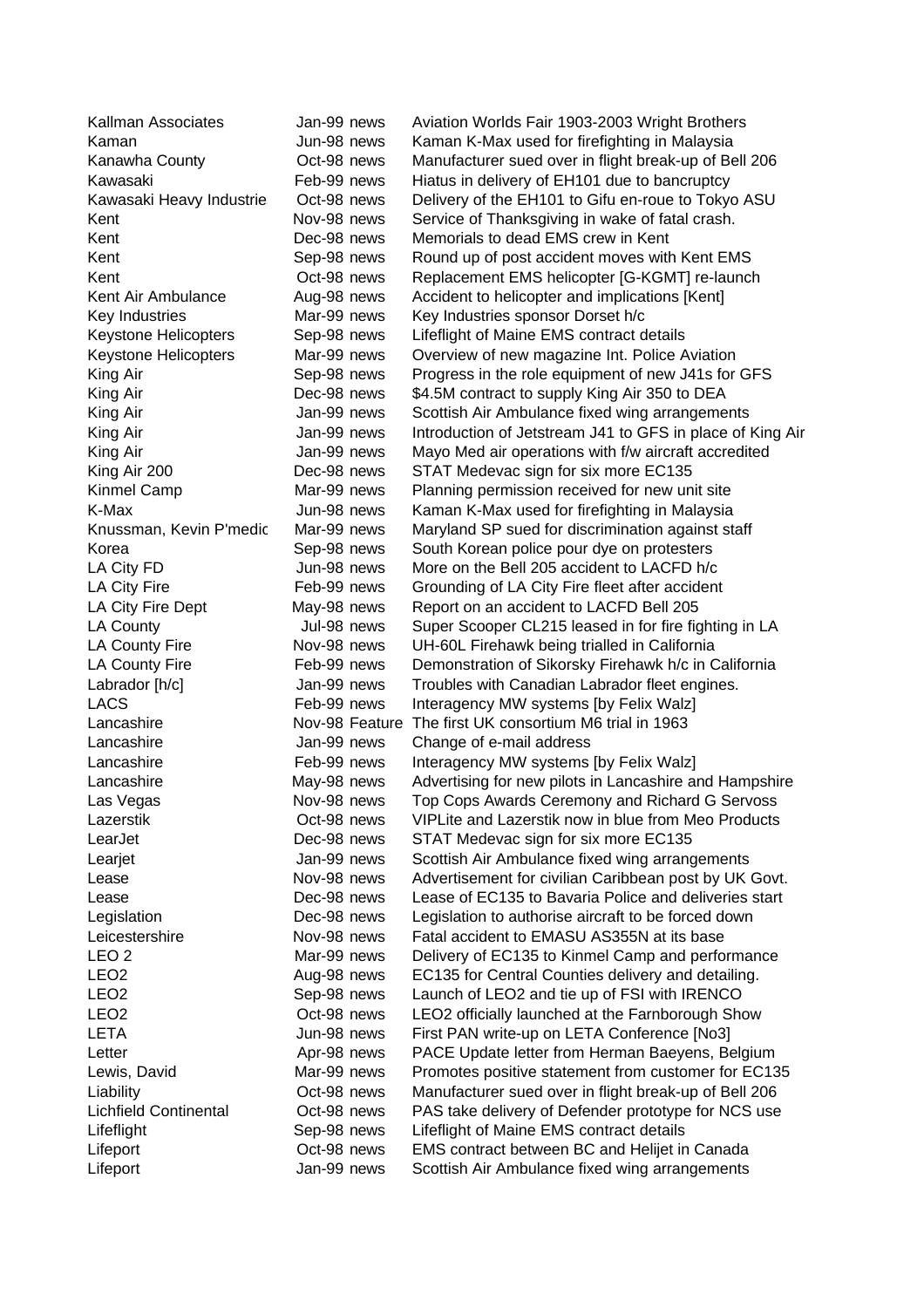| | | | |
|---|---|---|---|
| Kallman Associates | Jan-99 | news | Aviation Worlds Fair 1903-2003 Wright Brothers |
| Kaman | Jun-98 | news | Kaman K-Max used for firefighting in Malaysia |
| Kanawha County | Oct-98 | news | Manufacturer sued over in flight break-up of Bell 206 |
| Kawasaki | Feb-99 | news | Hiatus in delivery of EH101 due to bancruptcy |
| Kawasaki Heavy Industrie | Oct-98 | news | Delivery of the EH101 to Gifu en-roue to Tokyo ASU |
| Kent | Nov-98 | news | Service of Thanksgiving in wake of fatal crash. |
| Kent | Dec-98 | news | Memorials to dead EMS crew in Kent |
| Kent | Sep-98 | news | Round up of post accident moves with Kent EMS |
| Kent | Oct-98 | news | Replacement EMS helicopter [G-KGMT] re-launch |
| Kent Air Ambulance | Aug-98 | news | Accident to helicopter and implications [Kent] |
| Key Industries | Mar-99 | news | Key Industries sponsor Dorset h/c |
| Keystone Helicopters | Sep-98 | news | Lifeflight of Maine EMS contract details |
| Keystone Helicopters | Mar-99 | news | Overview of new magazine Int. Police Aviation |
| King Air | Sep-98 | news | Progress in the role equipment of new J41s for GFS |
| King Air | Dec-98 | news | $4.5M contract to supply King Air 350 to DEA |
| King Air | Jan-99 | news | Scottish Air Ambulance fixed wing arrangements |
| King Air | Jan-99 | news | Introduction of Jetstream J41 to GFS in place of King Air |
| King Air | Jan-99 | news | Mayo Med air operations with f/w aircraft accredited |
| King Air 200 | Dec-98 | news | STAT Medevac sign for six more EC135 |
| Kinmel Camp | Mar-99 | news | Planning permission received for new unit site |
| K-Max | Jun-98 | news | Kaman K-Max used for firefighting in Malaysia |
| Knussman, Kevin P'medic | Mar-99 | news | Maryland SP sued for discrimination against staff |
| Korea | Sep-98 | news | South Korean police pour dye on protesters |
| LA City FD | Jun-98 | news | More on the Bell 205 accident to LACFD h/c |
| LA City Fire | Feb-99 | news | Grounding of LA City Fire fleet after accident |
| LA City Fire Dept | May-98 | news | Report on an accident to LACFD Bell 205 |
| LA County | Jul-98 | news | Super Scooper CL215 leased in for fire fighting in LA |
| LA County Fire | Nov-98 | news | UH-60L Firehawk being trialled in California |
| LA County Fire | Feb-99 | news | Demonstration of Sikorsky Firehawk h/c in California |
| Labrador [h/c] | Jan-99 | news | Troubles with Canadian Labrador fleet engines. |
| LACS | Feb-99 | news | Interagency MW systems [by Felix Walz] |
| Lancashire | Nov-98 | Feature | The first UK consortium M6 trial in 1963 |
| Lancashire | Jan-99 | news | Change of e-mail address |
| Lancashire | Feb-99 | news | Interagency MW systems [by Felix Walz] |
| Lancashire | May-98 | news | Advertising for new pilots in Lancashire and Hampshire |
| Las Vegas | Nov-98 | news | Top Cops Awards Ceremony and Richard G Servoss |
| Lazerstik | Oct-98 | news | VIPLite and Lazerstik now in blue from Meo Products |
| LearJet | Dec-98 | news | STAT Medevac sign for six more EC135 |
| Learjet | Jan-99 | news | Scottish Air Ambulance fixed wing arrangements |
| Lease | Nov-98 | news | Advertisement for civilian Caribbean post by UK Govt. |
| Lease | Dec-98 | news | Lease of EC135 to Bavaria Police and deliveries start |
| Legislation | Dec-98 | news | Legislation to authorise aircraft to be forced down |
| Leicestershire | Nov-98 | news | Fatal accident to EMASU AS355N at its base |
| LEO 2 | Mar-99 | news | Delivery of EC135 to Kinmel Camp and performance |
| LEO2 | Aug-98 | news | EC135 for Central Counties delivery and detailing. |
| LEO2 | Sep-98 | news | Launch of LEO2 and tie up of FSI with IRENCO |
| LEO2 | Oct-98 | news | LEO2 officially launched at the Farnborough Show |
| LETA | Jun-98 | news | First PAN write-up on LETA Conference [No3] |
| Letter | Apr-98 | news | PACE Update letter from Herman Baeyens, Belgium |
| Lewis, David | Mar-99 | news | Promotes positive statement from customer for EC135 |
| Liability | Oct-98 | news | Manufacturer sued over in flight break-up of Bell 206 |
| Lichfield Continental | Oct-98 | news | PAS take delivery of Defender prototype for NCS use |
| Lifeflight | Sep-98 | news | Lifeflight of Maine EMS contract details |
| Lifeport | Oct-98 | news | EMS contract between BC and Helijet in Canada |
| Lifeport | Jan-99 | news | Scottish Air Ambulance fixed wing arrangements |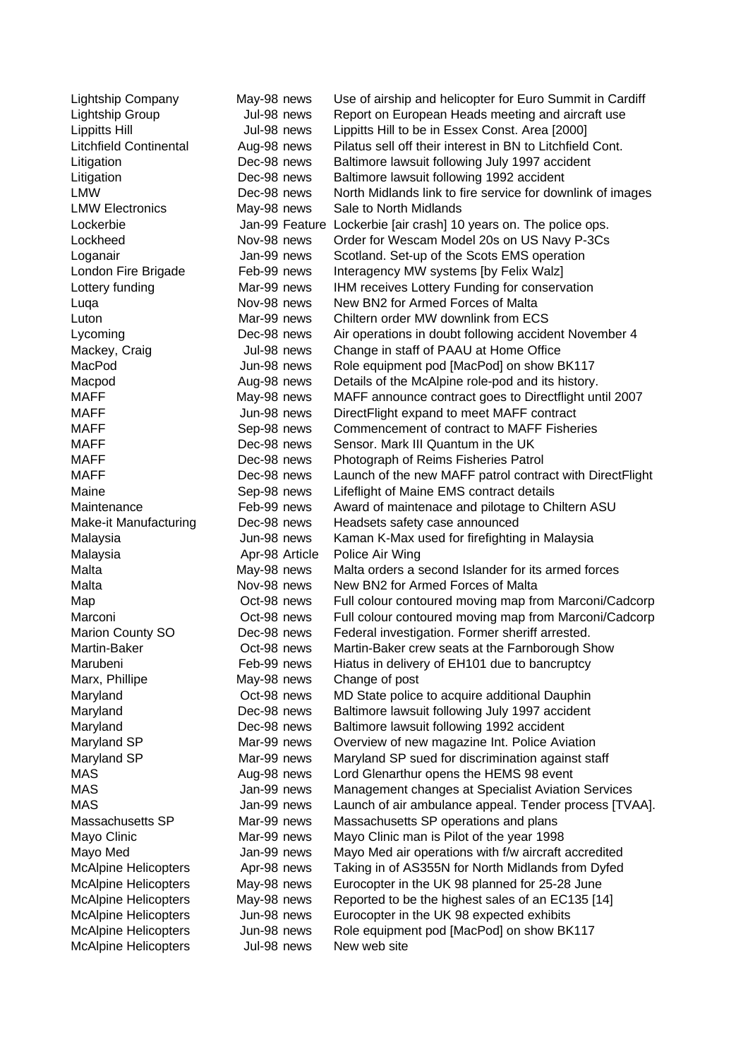| | | | |
|---|---|---|---|
| Lightship Company | May-98 | news | Use of airship and helicopter for Euro Summit in Cardiff |
| Lightship Group | Jul-98 | news | Report on European Heads meeting and aircraft use |
| Lippitts Hill | Jul-98 | news | Lippitts Hill to be in Essex Const. Area [2000] |
| Litchfield Continental | Aug-98 | news | Pilatus sell off their interest in BN to Litchfield Cont. |
| Litigation | Dec-98 | news | Baltimore lawsuit following July 1997 accident |
| Litigation | Dec-98 | news | Baltimore lawsuit following 1992 accident |
| LMW | Dec-98 | news | North Midlands link to fire service for downlink of images |
| LMW Electronics | May-98 | news | Sale to North Midlands |
| Lockerbie | Jan-99 | Feature | Lockerbie [air crash] 10 years on. The police ops. |
| Lockheed | Nov-98 | news | Order for Wescam Model 20s on US Navy P-3Cs |
| Loganair | Jan-99 | news | Scotland. Set-up of the Scots EMS operation |
| London Fire Brigade | Feb-99 | news | Interagency MW systems [by Felix Walz] |
| Lottery funding | Mar-99 | news | IHM receives Lottery Funding for conservation |
| Luqa | Nov-98 | news | New BN2 for Armed Forces of Malta |
| Luton | Mar-99 | news | Chiltern order MW downlink from ECS |
| Lycoming | Dec-98 | news | Air operations in doubt following accident November 4 |
| Mackey, Craig | Jul-98 | news | Change in staff of PAAU at Home Office |
| MacPod | Jun-98 | news | Role equipment pod [MacPod] on show BK117 |
| Macpod | Aug-98 | news | Details of the McAlpine role-pod and its history. |
| MAFF | May-98 | news | MAFF announce contract goes to Directflight until 2007 |
| MAFF | Jun-98 | news | DirectFlight expand to meet MAFF contract |
| MAFF | Sep-98 | news | Commencement of contract to MAFF Fisheries |
| MAFF | Dec-98 | news | Sensor. Mark III Quantum in the UK |
| MAFF | Dec-98 | news | Photograph of Reims Fisheries Patrol |
| MAFF | Dec-98 | news | Launch of the new MAFF patrol contract with DirectFlight |
| Maine | Sep-98 | news | Lifeflight of Maine EMS contract details |
| Maintenance | Feb-99 | news | Award of maintenace and pilotage to Chiltern ASU |
| Make-it Manufacturing | Dec-98 | news | Headsets safety case announced |
| Malaysia | Jun-98 | news | Kaman K-Max used for firefighting in Malaysia |
| Malaysia | Apr-98 | Article | Police Air Wing |
| Malta | May-98 | news | Malta orders a second Islander for its armed forces |
| Malta | Nov-98 | news | New BN2 for Armed Forces of Malta |
| Map | Oct-98 | news | Full colour contoured moving map from Marconi/Cadcorp |
| Marconi | Oct-98 | news | Full colour contoured moving map from Marconi/Cadcorp |
| Marion County SO | Dec-98 | news | Federal investigation. Former sheriff arrested. |
| Martin-Baker | Oct-98 | news | Martin-Baker crew seats at the Farnborough Show |
| Marubeni | Feb-99 | news | Hiatus in delivery of EH101 due to bancruptcy |
| Marx, Phillipe | May-98 | news | Change of post |
| Maryland | Oct-98 | news | MD State police to acquire additional Dauphin |
| Maryland | Dec-98 | news | Baltimore lawsuit following July 1997 accident |
| Maryland | Dec-98 | news | Baltimore lawsuit following 1992 accident |
| Maryland SP | Mar-99 | news | Overview of new magazine Int. Police Aviation |
| Maryland SP | Mar-99 | news | Maryland SP sued for discrimination against staff |
| MAS | Aug-98 | news | Lord Glenarthur opens the HEMS 98 event |
| MAS | Jan-99 | news | Management changes at Specialist Aviation Services |
| MAS | Jan-99 | news | Launch of air ambulance appeal. Tender process [TVAA]. |
| Massachusetts SP | Mar-99 | news | Massachusetts SP operations and plans |
| Mayo Clinic | Mar-99 | news | Mayo Clinic man is Pilot of the year 1998 |
| Mayo Med | Jan-99 | news | Mayo Med air operations with f/w aircraft accredited |
| McAlpine Helicopters | Apr-98 | news | Taking in of AS355N for North Midlands from Dyfed |
| McAlpine Helicopters | May-98 | news | Eurocopter in the UK 98 planned for 25-28 June |
| McAlpine Helicopters | May-98 | news | Reported to be the highest sales of an EC135 [14] |
| McAlpine Helicopters | Jun-98 | news | Eurocopter in the UK 98 expected exhibits |
| McAlpine Helicopters | Jun-98 | news | Role equipment pod [MacPod] on show BK117 |
| McAlpine Helicopters | Jul-98 | news | New web site |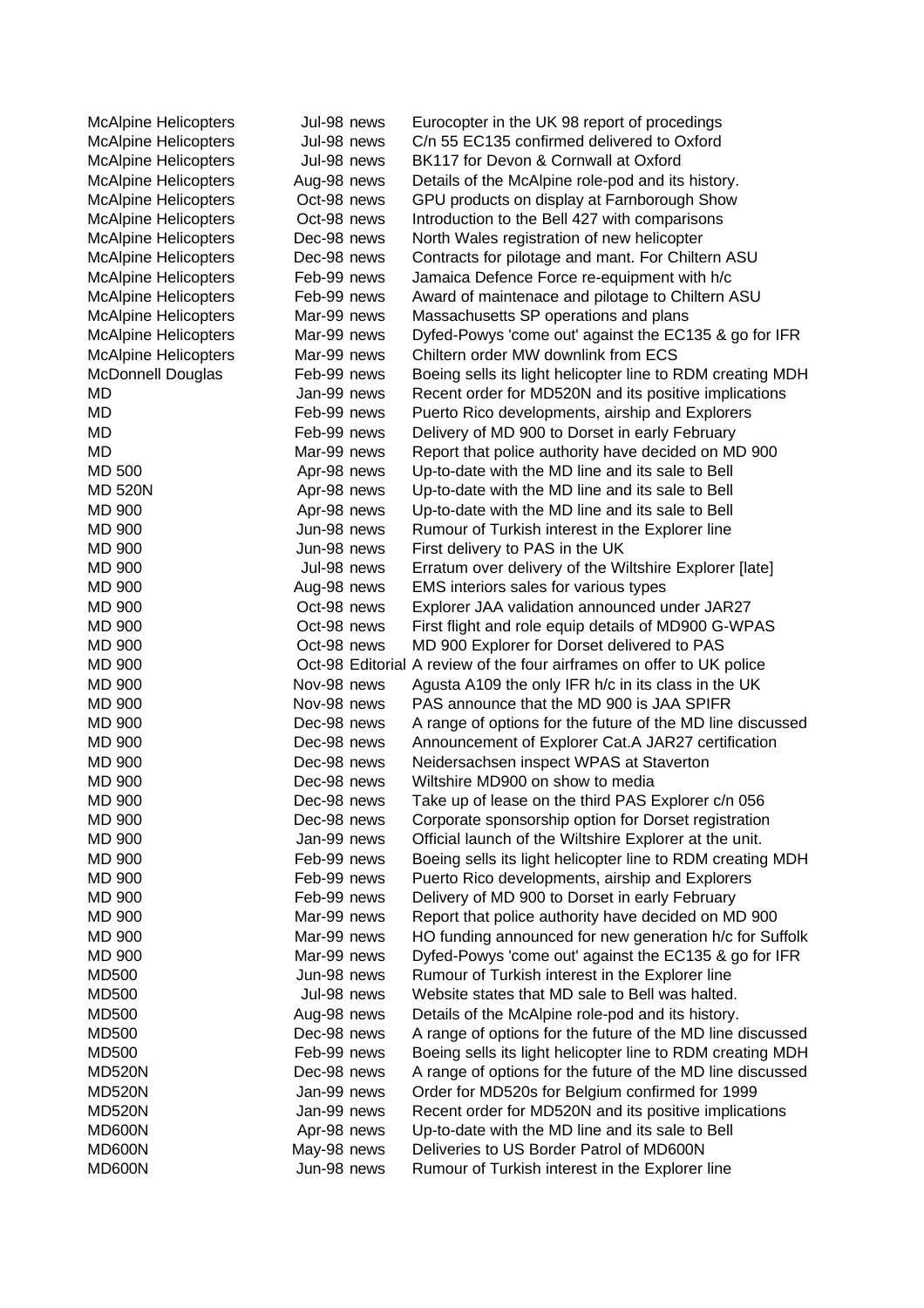| | | | |
|---|---|---|---|
| McAlpine Helicopters | Jul-98 | news | Eurocopter in the UK 98 report of procedings |
| McAlpine Helicopters | Jul-98 | news | C/n 55 EC135 confirmed delivered to Oxford |
| McAlpine Helicopters | Jul-98 | news | BK117 for Devon & Cornwall at Oxford |
| McAlpine Helicopters | Aug-98 | news | Details of the McAlpine role-pod and its history. |
| McAlpine Helicopters | Oct-98 | news | GPU products on display at Farnborough Show |
| McAlpine Helicopters | Oct-98 | news | Introduction to the Bell 427 with comparisons |
| McAlpine Helicopters | Dec-98 | news | North Wales registration of new helicopter |
| McAlpine Helicopters | Dec-98 | news | Contracts for pilotage and mant. For Chiltern ASU |
| McAlpine Helicopters | Feb-99 | news | Jamaica Defence Force re-equipment with h/c |
| McAlpine Helicopters | Feb-99 | news | Award of maintenace and pilotage to Chiltern ASU |
| McAlpine Helicopters | Mar-99 | news | Massachusetts SP operations and plans |
| McAlpine Helicopters | Mar-99 | news | Dyfed-Powys 'come out' against the EC135 & go for IFR |
| McAlpine Helicopters | Mar-99 | news | Chiltern order MW downlink from ECS |
| McDonnell Douglas | Feb-99 | news | Boeing sells its light helicopter line to RDM creating MDH |
| MD | Jan-99 | news | Recent order for MD520N and its positive implications |
| MD | Feb-99 | news | Puerto Rico developments, airship and Explorers |
| MD | Feb-99 | news | Delivery of MD 900 to Dorset in early February |
| MD | Mar-99 | news | Report that police authority have decided on MD 900 |
| MD 500 | Apr-98 | news | Up-to-date with the MD line and its sale to Bell |
| MD 520N | Apr-98 | news | Up-to-date with the MD line and its sale to Bell |
| MD 900 | Apr-98 | news | Up-to-date with the MD line and its sale to Bell |
| MD 900 | Jun-98 | news | Rumour of Turkish interest in the Explorer line |
| MD 900 | Jun-98 | news | First delivery to PAS in the UK |
| MD 900 | Jul-98 | news | Erratum over delivery of the Wiltshire Explorer [late] |
| MD 900 | Aug-98 | news | EMS interiors sales for various types |
| MD 900 | Oct-98 | news | Explorer JAA validation announced under JAR27 |
| MD 900 | Oct-98 | news | First flight and role equip details of MD900 G-WPAS |
| MD 900 | Oct-98 | news | MD 900 Explorer for Dorset delivered to PAS |
| MD 900 | Oct-98 | Editorial | A review of the four airframes on offer to UK police |
| MD 900 | Nov-98 | news | Agusta A109 the only IFR h/c in its class in the UK |
| MD 900 | Nov-98 | news | PAS announce that the MD 900 is JAA SPIFR |
| MD 900 | Dec-98 | news | A range of options for the future of the MD line discussed |
| MD 900 | Dec-98 | news | Announcement of Explorer Cat.A JAR27 certification |
| MD 900 | Dec-98 | news | Neidersachsen inspect WPAS at Staverton |
| MD 900 | Dec-98 | news | Wiltshire MD900 on show to media |
| MD 900 | Dec-98 | news | Take up of lease on the third PAS Explorer c/n 056 |
| MD 900 | Dec-98 | news | Corporate sponsorship option for Dorset registration |
| MD 900 | Jan-99 | news | Official launch of the Wiltshire Explorer at the unit. |
| MD 900 | Feb-99 | news | Boeing sells its light helicopter line to RDM creating MDH |
| MD 900 | Feb-99 | news | Puerto Rico developments, airship and Explorers |
| MD 900 | Feb-99 | news | Delivery of MD 900 to Dorset in early February |
| MD 900 | Mar-99 | news | Report that police authority have decided on MD 900 |
| MD 900 | Mar-99 | news | HO funding announced for new generation h/c for Suffolk |
| MD 900 | Mar-99 | news | Dyfed-Powys 'come out' against the EC135 & go for IFR |
| MD500 | Jun-98 | news | Rumour of Turkish interest in the Explorer line |
| MD500 | Jul-98 | news | Website states that MD sale to Bell was halted. |
| MD500 | Aug-98 | news | Details of the McAlpine role-pod and its history. |
| MD500 | Dec-98 | news | A range of options for the future of the MD line discussed |
| MD500 | Feb-99 | news | Boeing sells its light helicopter line to RDM creating MDH |
| MD520N | Dec-98 | news | A range of options for the future of the MD line discussed |
| MD520N | Jan-99 | news | Order for MD520s for Belgium confirmed for 1999 |
| MD520N | Jan-99 | news | Recent order for MD520N and its positive implications |
| MD600N | Apr-98 | news | Up-to-date with the MD line and its sale to Bell |
| MD600N | May-98 | news | Deliveries to US Border Patrol of MD600N |
| MD600N | Jun-98 | news | Rumour of Turkish interest in the Explorer line |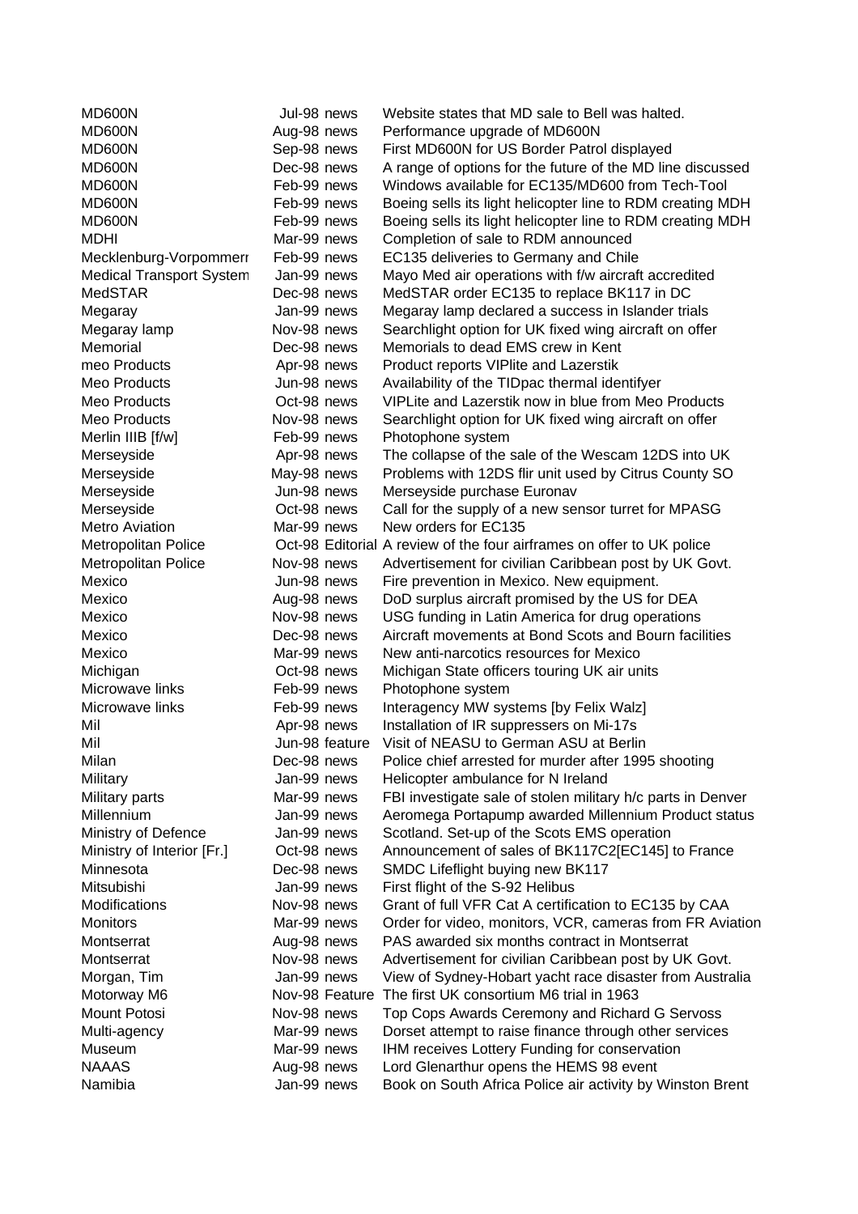| | | | |
|---|---|---|---|
| MD600N | Jul-98 | news | Website states that MD sale to Bell was halted. |
| MD600N | Aug-98 | news | Performance upgrade of MD600N |
| MD600N | Sep-98 | news | First MD600N for US Border Patrol displayed |
| MD600N | Dec-98 | news | A range of options for the future of the MD line discussed |
| MD600N | Feb-99 | news | Windows available for EC135/MD600 from Tech-Tool |
| MD600N | Feb-99 | news | Boeing sells its light helicopter line to RDM creating MDH |
| MD600N | Feb-99 | news | Boeing sells its light helicopter line to RDM creating MDH |
| MDHI | Mar-99 | news | Completion of sale to RDM announced |
| Mecklenburg-Vorpommerr | Feb-99 | news | EC135 deliveries to Germany and Chile |
| Medical Transport System | Jan-99 | news | Mayo Med air operations with f/w aircraft accredited |
| MedSTAR | Dec-98 | news | MedSTAR order EC135 to replace BK117 in DC |
| Megaray | Jan-99 | news | Megaray lamp declared a success in Islander trials |
| Megaray lamp | Nov-98 | news | Searchlight option for UK fixed wing aircraft on offer |
| Memorial | Dec-98 | news | Memorials to dead EMS crew in Kent |
| meo Products | Apr-98 | news | Product reports VIPlite and Lazerstik |
| Meo Products | Jun-98 | news | Availability of the TIDpac thermal identifyer |
| Meo Products | Oct-98 | news | VIPLite and Lazerstik now in blue from Meo Products |
| Meo Products | Nov-98 | news | Searchlight option for UK fixed wing aircraft on offer |
| Merlin IIIB [f/w] | Feb-99 | news | Photophone system |
| Merseyside | Apr-98 | news | The collapse of the sale of the Wescam 12DS into UK |
| Merseyside | May-98 | news | Problems with 12DS flir unit used by Citrus County SO |
| Merseyside | Jun-98 | news | Merseyside purchase Euronav |
| Merseyside | Oct-98 | news | Call for the supply of a new sensor turret for MPASG |
| Metro Aviation | Mar-99 | news | New orders for EC135 |
| Metropolitan Police | Oct-98 | Editorial | A review of the four airframes on offer to UK police |
| Metropolitan Police | Nov-98 | news | Advertisement for civilian Caribbean post by UK Govt. |
| Mexico | Jun-98 | news | Fire prevention in Mexico. New equipment. |
| Mexico | Aug-98 | news | DoD surplus aircraft promised by the US for DEA |
| Mexico | Nov-98 | news | USG funding in Latin America for drug operations |
| Mexico | Dec-98 | news | Aircraft movements at Bond Scots and Bourn facilities |
| Mexico | Mar-99 | news | New anti-narcotics resources for Mexico |
| Michigan | Oct-98 | news | Michigan State officers touring UK air units |
| Microwave links | Feb-99 | news | Photophone system |
| Microwave links | Feb-99 | news | Interagency MW systems [by Felix Walz] |
| Mil | Apr-98 | news | Installation of IR suppressers on Mi-17s |
| Mil | Jun-98 | feature | Visit of NEASU to German ASU at Berlin |
| Milan | Dec-98 | news | Police chief arrested for murder after 1995 shooting |
| Military | Jan-99 | news | Helicopter ambulance for N Ireland |
| Military parts | Mar-99 | news | FBI investigate sale of stolen military h/c parts in Denver |
| Millennium | Jan-99 | news | Aeromega Portapump awarded Millennium Product status |
| Ministry of Defence | Jan-99 | news | Scotland. Set-up of the Scots EMS operation |
| Ministry of Interior [Fr.] | Oct-98 | news | Announcement of sales of BK117C2[EC145] to France |
| Minnesota | Dec-98 | news | SMDC Lifeflight buying new BK117 |
| Mitsubishi | Jan-99 | news | First flight of the S-92 Helibus |
| Modifications | Nov-98 | news | Grant of full VFR Cat A certification to EC135 by CAA |
| Monitors | Mar-99 | news | Order for video, monitors, VCR, cameras from FR Aviation |
| Montserrat | Aug-98 | news | PAS awarded six months contract in Montserrat |
| Montserrat | Nov-98 | news | Advertisement for civilian Caribbean post by UK Govt. |
| Morgan, Tim | Jan-99 | news | View of Sydney-Hobart yacht race disaster from Australia |
| Motorway M6 | Nov-98 | Feature | The first UK consortium M6 trial in 1963 |
| Mount Potosi | Nov-98 | news | Top Cops Awards Ceremony and Richard G Servoss |
| Multi-agency | Mar-99 | news | Dorset attempt to raise finance through other services |
| Museum | Mar-99 | news | IHM receives Lottery Funding for conservation |
| NAAAS | Aug-98 | news | Lord Glenarthur opens the HEMS 98 event |
| Namibia | Jan-99 | news | Book on South Africa Police air activity by Winston Brent |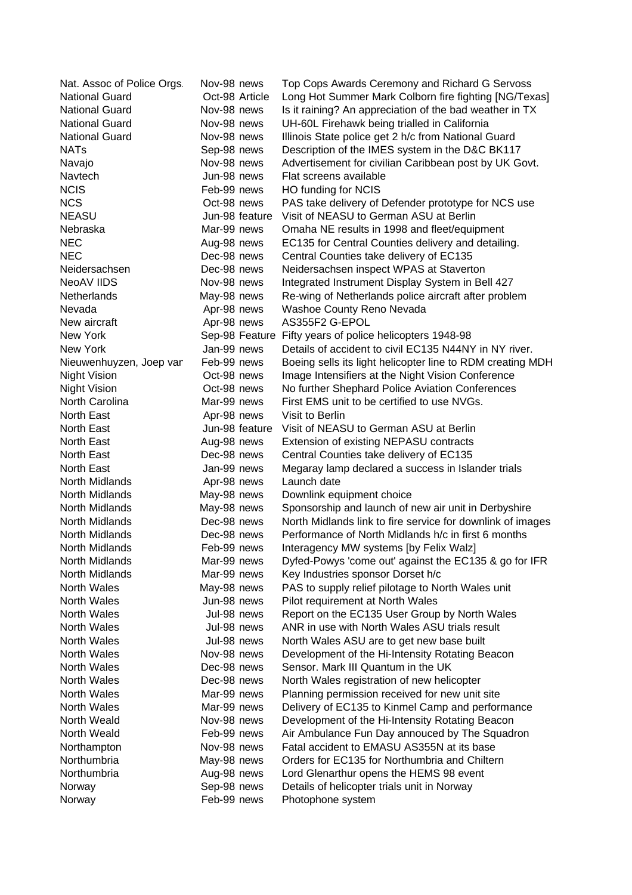| | | | |
|---|---|---|---|
| Nat. Assoc of Police Orgs. | Nov-98 | news | Top Cops Awards Ceremony and Richard G Servoss |
| National Guard | Oct-98 | Article | Long Hot Summer Mark Colborn fire fighting [NG/Texas] |
| National Guard | Nov-98 | news | Is it raining? An appreciation of the bad weather in TX |
| National Guard | Nov-98 | news | UH-60L Firehawk being trialled in California |
| National Guard | Nov-98 | news | Illinois State police get 2 h/c from National Guard |
| NATs | Sep-98 | news | Description of the IMES system in the D&C BK117 |
| Navajo | Nov-98 | news | Advertisement for civilian Caribbean post by UK Govt. |
| Navtech | Jun-98 | news | Flat screens available |
| NCIS | Feb-99 | news | HO funding for NCIS |
| NCS | Oct-98 | news | PAS take delivery of Defender prototype for NCS use |
| NEASU | Jun-98 | feature | Visit of NEASU to German ASU at Berlin |
| Nebraska | Mar-99 | news | Omaha NE results in 1998 and fleet/equipment |
| NEC | Aug-98 | news | EC135 for Central Counties delivery and detailing. |
| NEC | Dec-98 | news | Central Counties take delivery of EC135 |
| Neidersachsen | Dec-98 | news | Neidersachsen inspect WPAS at Staverton |
| NeoAV IIDS | Nov-98 | news | Integrated Instrument Display System in Bell 427 |
| Netherlands | May-98 | news | Re-wing of Netherlands police aircraft after problem |
| Nevada | Apr-98 | news | Washoe County Reno Nevada |
| New aircraft | Apr-98 | news | AS355F2 G-EPOL |
| New York | Sep-98 | Feature | Fifty years of police helicopters 1948-98 |
| New York | Jan-99 | news | Details of accident to civil EC135 N44NY in NY river. |
| Nieuwenhuyzen, Joep van | Feb-99 | news | Boeing sells its light helicopter line to RDM creating MDH |
| Night Vision | Oct-98 | news | Image Intensifiers at the Night Vision Conference |
| Night Vision | Oct-98 | news | No further Shephard Police Aviation Conferences |
| North Carolina | Mar-99 | news | First EMS unit to be certified to use NVGs. |
| North East | Apr-98 | news | Visit to Berlin |
| North East | Jun-98 | feature | Visit of NEASU to German ASU at Berlin |
| North East | Aug-98 | news | Extension of existing NEPASU contracts |
| North East | Dec-98 | news | Central Counties take delivery of EC135 |
| North East | Jan-99 | news | Megaray lamp declared a success in Islander trials |
| North Midlands | Apr-98 | news | Launch date |
| North Midlands | May-98 | news | Downlink equipment choice |
| North Midlands | May-98 | news | Sponsorship and launch of new air unit in Derbyshire |
| North Midlands | Dec-98 | news | North Midlands link to fire service for downlink of images |
| North Midlands | Dec-98 | news | Performance of North Midlands h/c in first 6 months |
| North Midlands | Feb-99 | news | Interagency MW systems [by Felix Walz] |
| North Midlands | Mar-99 | news | Dyfed-Powys 'come out' against the EC135 & go for IFR |
| North Midlands | Mar-99 | news | Key Industries sponsor Dorset h/c |
| North Wales | May-98 | news | PAS to supply relief pilotage to North Wales unit |
| North Wales | Jun-98 | news | Pilot requirement at North Wales |
| North Wales | Jul-98 | news | Report on the EC135 User Group by North Wales |
| North Wales | Jul-98 | news | ANR in use with North Wales ASU trials result |
| North Wales | Jul-98 | news | North Wales ASU are to get new base built |
| North Wales | Nov-98 | news | Development of the Hi-Intensity Rotating Beacon |
| North Wales | Dec-98 | news | Sensor. Mark III Quantum in the UK |
| North Wales | Dec-98 | news | North Wales registration of new helicopter |
| North Wales | Mar-99 | news | Planning permission received for new unit site |
| North Wales | Mar-99 | news | Delivery of EC135 to Kinmel Camp and performance |
| North Weald | Nov-98 | news | Development of the Hi-Intensity Rotating Beacon |
| North Weald | Feb-99 | news | Air Ambulance Fun Day annouced by The Squadron |
| Northampton | Nov-98 | news | Fatal accident to EMASU AS355N at its base |
| Northumbria | May-98 | news | Orders for EC135 for Northumbria and Chiltern |
| Northumbria | Aug-98 | news | Lord Glenarthur opens the HEMS 98 event |
| Norway | Sep-98 | news | Details of helicopter trials unit in Norway |
| Norway | Feb-99 | news | Photophone system |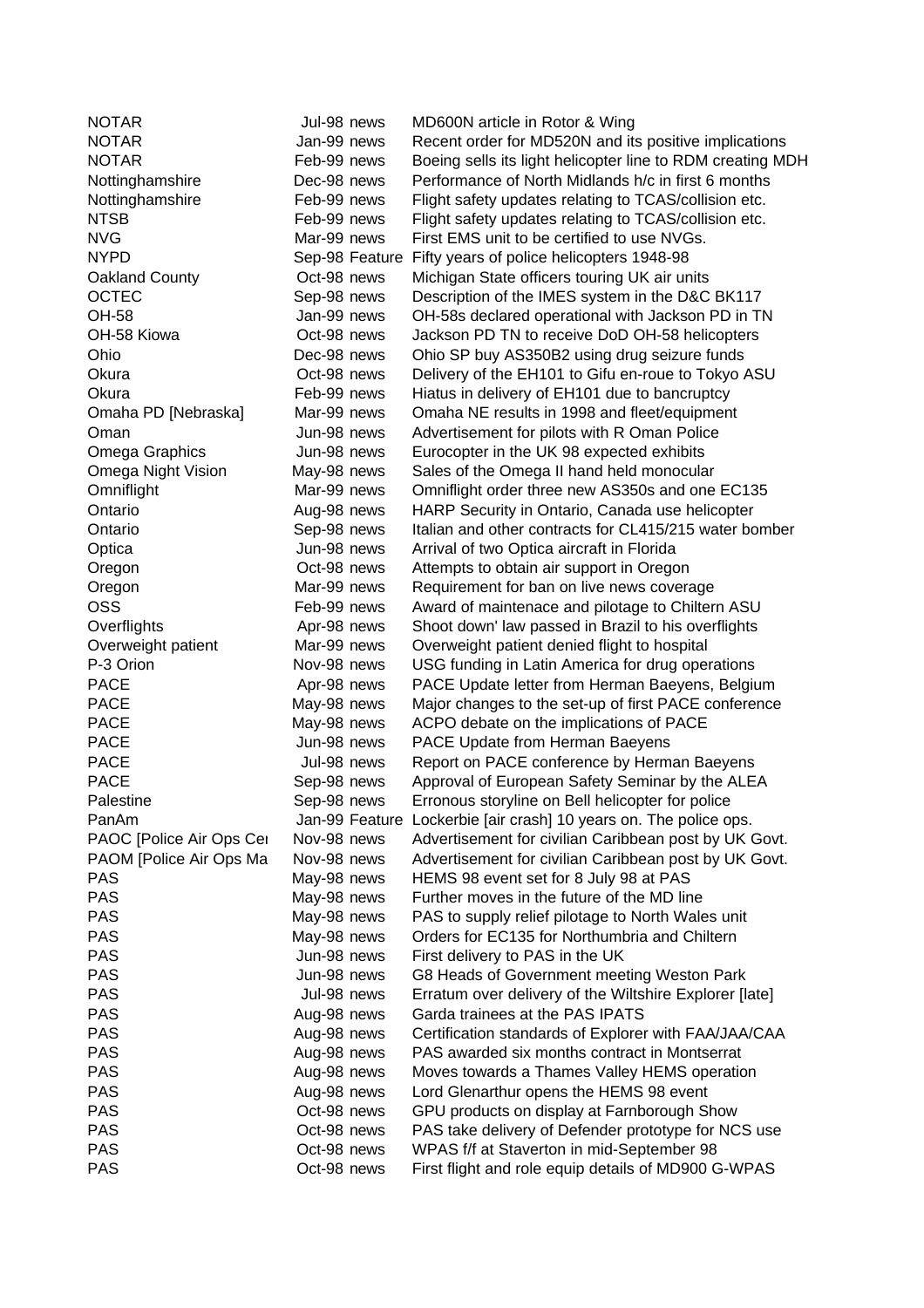| | | | |
|---|---|---|---|
| NOTAR | Jul-98 | news | MD600N article in Rotor & Wing |
| NOTAR | Jan-99 | news | Recent order for MD520N and its positive implications |
| NOTAR | Feb-99 | news | Boeing sells its light helicopter line to RDM creating MDH |
| Nottinghamshire | Dec-98 | news | Performance of North Midlands h/c in first 6 months |
| Nottinghamshire | Feb-99 | news | Flight safety updates relating to TCAS/collision etc. |
| NTSB | Feb-99 | news | Flight safety updates relating to TCAS/collision etc. |
| NVG | Mar-99 | news | First EMS unit to be certified to use NVGs. |
| NYPD | Sep-98 | Feature | Fifty years of police helicopters 1948-98 |
| Oakland County | Oct-98 | news | Michigan State officers touring UK air units |
| OCTEC | Sep-98 | news | Description of the IMES system in the D&C BK117 |
| OH-58 | Jan-99 | news | OH-58s declared operational with Jackson PD in TN |
| OH-58 Kiowa | Oct-98 | news | Jackson PD TN to receive DoD OH-58 helicopters |
| Ohio | Dec-98 | news | Ohio SP buy AS350B2 using drug seizure funds |
| Okura | Oct-98 | news | Delivery of the EH101 to Gifu en-roue to Tokyo ASU |
| Okura | Feb-99 | news | Hiatus in delivery of EH101 due to bancruptcy |
| Omaha PD [Nebraska] | Mar-99 | news | Omaha NE results in 1998 and fleet/equipment |
| Oman | Jun-98 | news | Advertisement for pilots with R Oman Police |
| Omega Graphics | Jun-98 | news | Eurocopter in the UK 98 expected exhibits |
| Omega Night Vision | May-98 | news | Sales of the Omega II hand held monocular |
| Omniflight | Mar-99 | news | Omniflight order three new AS350s and one EC135 |
| Ontario | Aug-98 | news | HARP Security in Ontario, Canada use helicopter |
| Ontario | Sep-98 | news | Italian and other contracts for CL415/215 water bomber |
| Optica | Jun-98 | news | Arrival of two Optica aircraft in Florida |
| Oregon | Oct-98 | news | Attempts to obtain air support in Oregon |
| Oregon | Mar-99 | news | Requirement for ban on live news coverage |
| OSS | Feb-99 | news | Award of maintenace and pilotage to Chiltern ASU |
| Overflights | Apr-98 | news | Shoot down' law passed in Brazil to his overflights |
| Overweight patient | Mar-99 | news | Overweight patient denied flight to hospital |
| P-3 Orion | Nov-98 | news | USG funding in Latin America for drug operations |
| PACE | Apr-98 | news | PACE Update letter from Herman Baeyens, Belgium |
| PACE | May-98 | news | Major changes to the set-up of first PACE conference |
| PACE | May-98 | news | ACPO debate on the implications of PACE |
| PACE | Jun-98 | news | PACE Update from Herman Baeyens |
| PACE | Jul-98 | news | Report on PACE conference by Herman Baeyens |
| PACE | Sep-98 | news | Approval of European Safety Seminar by the ALEA |
| Palestine | Sep-98 | news | Erronous storyline on Bell helicopter for police |
| PanAm | Jan-99 | Feature | Lockerbie [air crash] 10 years on. The police ops. |
| PAOC [Police Air Ops Cer | Nov-98 | news | Advertisement for civilian Caribbean post by UK Govt. |
| PAOM [Police Air Ops Ma | Nov-98 | news | Advertisement for civilian Caribbean post by UK Govt. |
| PAS | May-98 | news | HEMS 98 event set for 8 July 98 at PAS |
| PAS | May-98 | news | Further moves in the future of the MD line |
| PAS | May-98 | news | PAS to supply relief pilotage to North Wales unit |
| PAS | May-98 | news | Orders for EC135 for Northumbria and Chiltern |
| PAS | Jun-98 | news | First delivery to PAS in the UK |
| PAS | Jun-98 | news | G8 Heads of Government meeting Weston Park |
| PAS | Jul-98 | news | Erratum over delivery of the Wiltshire Explorer [late] |
| PAS | Aug-98 | news | Garda trainees at the PAS IPATS |
| PAS | Aug-98 | news | Certification standards of Explorer with FAA/JAA/CAA |
| PAS | Aug-98 | news | PAS awarded six months contract in Montserrat |
| PAS | Aug-98 | news | Moves towards a Thames Valley HEMS operation |
| PAS | Aug-98 | news | Lord Glenarthur opens the HEMS 98 event |
| PAS | Oct-98 | news | GPU products on display at Farnborough Show |
| PAS | Oct-98 | news | PAS take delivery of Defender prototype for NCS use |
| PAS | Oct-98 | news | WPAS f/f at Staverton in mid-September 98 |
| PAS | Oct-98 | news | First flight and role equip details of MD900 G-WPAS |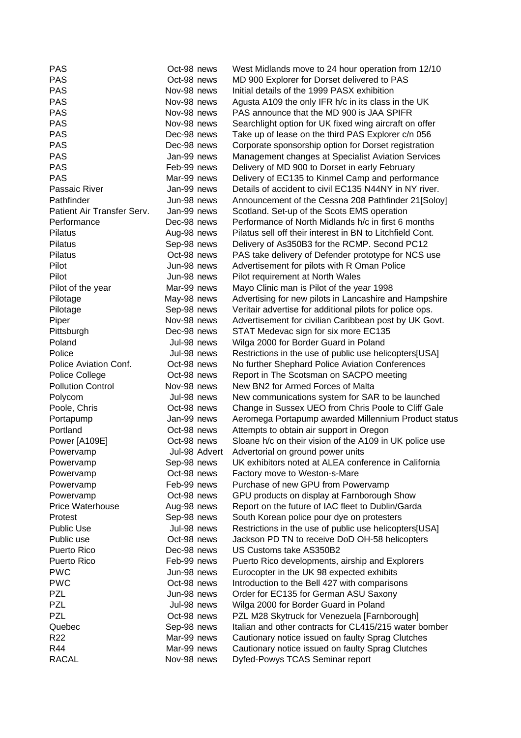| | | | |
|---|---|---|---|
| PAS | Oct-98 | news | West Midlands move to 24 hour operation from 12/10 |
| PAS | Oct-98 | news | MD 900 Explorer for Dorset delivered to PAS |
| PAS | Nov-98 | news | Initial details of the 1999 PASX exhibition |
| PAS | Nov-98 | news | Agusta A109 the only IFR h/c in its class in the UK |
| PAS | Nov-98 | news | PAS announce that the MD 900 is JAA SPIFR |
| PAS | Nov-98 | news | Searchlight option for UK fixed wing aircraft on offer |
| PAS | Dec-98 | news | Take up of lease on the third PAS Explorer c/n 056 |
| PAS | Dec-98 | news | Corporate sponsorship option for Dorset registration |
| PAS | Jan-99 | news | Management changes at Specialist Aviation Services |
| PAS | Feb-99 | news | Delivery of MD 900 to Dorset in early February |
| PAS | Mar-99 | news | Delivery of EC135 to Kinmel Camp and performance |
| Passaic River | Jan-99 | news | Details of accident to civil EC135 N44NY in NY river. |
| Pathfinder | Jun-98 | news | Announcement of the Cessna 208 Pathfinder 21[Soloy] |
| Patient Air Transfer Serv. | Jan-99 | news | Scotland. Set-up of the Scots EMS operation |
| Performance | Dec-98 | news | Performance of North Midlands h/c in first 6 months |
| Pilatus | Aug-98 | news | Pilatus sell off their interest in BN to Litchfield Cont. |
| Pilatus | Sep-98 | news | Delivery of As350B3 for the RCMP. Second PC12 |
| Pilatus | Oct-98 | news | PAS take delivery of Defender prototype for NCS use |
| Pilot | Jun-98 | news | Advertisement for pilots with R Oman Police |
| Pilot | Jun-98 | news | Pilot requirement at North Wales |
| Pilot of the year | Mar-99 | news | Mayo Clinic man is Pilot of the year 1998 |
| Pilotage | May-98 | news | Advertising for new pilots in Lancashire and Hampshire |
| Pilotage | Sep-98 | news | Veritair advertise for additional pilots for police ops. |
| Piper | Nov-98 | news | Advertisement for civilian Caribbean post by UK Govt. |
| Pittsburgh | Dec-98 | news | STAT Medevac sign for six more EC135 |
| Poland | Jul-98 | news | Wilga 2000 for Border Guard in Poland |
| Police | Jul-98 | news | Restrictions in the use of public use helicopters[USA] |
| Police Aviation Conf. | Oct-98 | news | No further Shephard Police Aviation Conferences |
| Police College | Oct-98 | news | Report in The Scotsman on SACPO meeting |
| Pollution Control | Nov-98 | news | New BN2 for Armed Forces of Malta |
| Polycom | Jul-98 | news | New communications system for SAR to be launched |
| Poole, Chris | Oct-98 | news | Change in Sussex UEO from Chris Poole to Cliff Gale |
| Portapump | Jan-99 | news | Aeromega Portapump awarded Millennium Product status |
| Portland | Oct-98 | news | Attempts to obtain air support in Oregon |
| Power [A109E] | Oct-98 | news | Sloane h/c on their vision of the A109 in UK police use |
| Powervamp | Jul-98 | Advert | Advertorial on ground power units |
| Powervamp | Sep-98 | news | UK exhibitors noted at ALEA conference in California |
| Powervamp | Oct-98 | news | Factory move to Weston-s-Mare |
| Powervamp | Feb-99 | news | Purchase of new GPU from Powervamp |
| Powervamp | Oct-98 | news | GPU products on display at Farnborough Show |
| Price Waterhouse | Aug-98 | news | Report on the future of IAC fleet to Dublin/Garda |
| Protest | Sep-98 | news | South Korean police pour dye on protesters |
| Public Use | Jul-98 | news | Restrictions in the use of public use helicopters[USA] |
| Public use | Oct-98 | news | Jackson PD TN to receive DoD OH-58 helicopters |
| Puerto Rico | Dec-98 | news | US Customs take AS350B2 |
| Puerto Rico | Feb-99 | news | Puerto Rico developments, airship and Explorers |
| PWC | Jun-98 | news | Eurocopter in the UK 98 expected exhibits |
| PWC | Oct-98 | news | Introduction to the Bell 427 with comparisons |
| PZL | Jun-98 | news | Order for EC135 for German ASU Saxony |
| PZL | Jul-98 | news | Wilga 2000 for Border Guard in Poland |
| PZL | Oct-98 | news | PZL M28 Skytruck for Venezuela [Farnborough] |
| Quebec | Sep-98 | news | Italian and other contracts for CL415/215 water bomber |
| R22 | Mar-99 | news | Cautionary notice issued on faulty Sprag Clutches |
| R44 | Mar-99 | news | Cautionary notice issued on faulty Sprag Clutches |
| RACAL | Nov-98 | news | Dyfed-Powys TCAS Seminar report |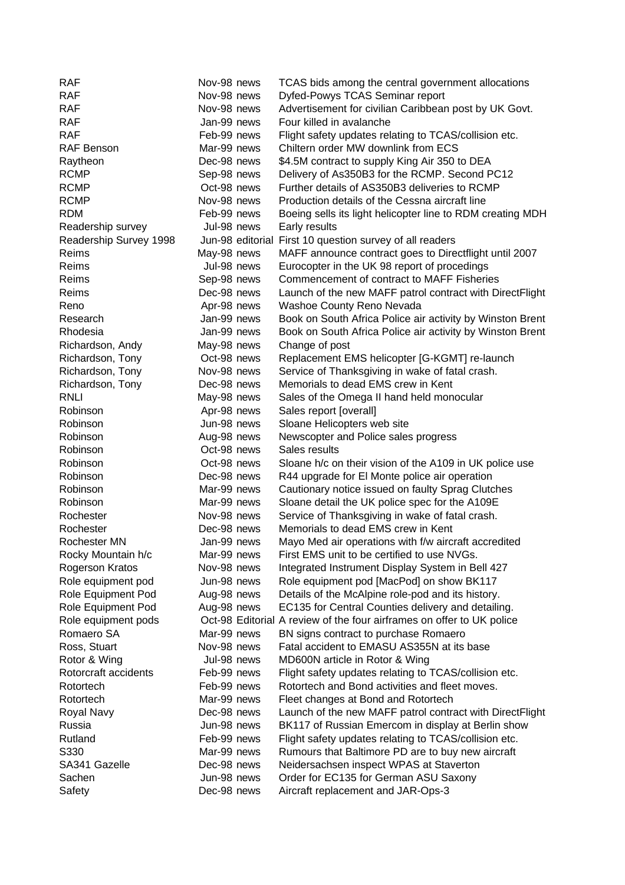| | | | |
|---|---|---|---|
| RAF | Nov-98 | news | TCAS bids among the central government allocations |
| RAF | Nov-98 | news | Dyfed-Powys TCAS Seminar report |
| RAF | Nov-98 | news | Advertisement for civilian Caribbean post by UK Govt. |
| RAF | Jan-99 | news | Four killed in avalanche |
| RAF | Feb-99 | news | Flight safety updates relating to TCAS/collision etc. |
| RAF Benson | Mar-99 | news | Chiltern order MW downlink from ECS |
| Raytheon | Dec-98 | news | $4.5M contract to supply King Air 350 to DEA |
| RCMP | Sep-98 | news | Delivery of As350B3 for the RCMP. Second PC12 |
| RCMP | Oct-98 | news | Further details of AS350B3 deliveries to RCMP |
| RCMP | Nov-98 | news | Production details of the Cessna aircraft line |
| RDM | Feb-99 | news | Boeing sells its light helicopter line to RDM creating MDH |
| Readership survey | Jul-98 | news | Early results |
| Readership Survey 1998 | Jun-98 | editorial | First 10 question survey of all readers |
| Reims | May-98 | news | MAFF announce contract goes to Directflight until 2007 |
| Reims | Jul-98 | news | Eurocopter in the UK 98 report of procedings |
| Reims | Sep-98 | news | Commencement of contract to MAFF Fisheries |
| Reims | Dec-98 | news | Launch of the new MAFF patrol contract with DirectFlight |
| Reno | Apr-98 | news | Washoe County Reno Nevada |
| Research | Jan-99 | news | Book on South Africa Police air activity by Winston Brent |
| Rhodesia | Jan-99 | news | Book on South Africa Police air activity by Winston Brent |
| Richardson, Andy | May-98 | news | Change of post |
| Richardson, Tony | Oct-98 | news | Replacement EMS helicopter [G-KGMT] re-launch |
| Richardson, Tony | Nov-98 | news | Service of Thanksgiving in wake of fatal crash. |
| Richardson, Tony | Dec-98 | news | Memorials to dead EMS crew in Kent |
| RNLI | May-98 | news | Sales of the Omega II hand held monocular |
| Robinson | Apr-98 | news | Sales report [overall] |
| Robinson | Jun-98 | news | Sloane Helicopters web site |
| Robinson | Aug-98 | news | Newscopter and Police sales progress |
| Robinson | Oct-98 | news | Sales results |
| Robinson | Oct-98 | news | Sloane h/c on their vision of the A109 in UK police use |
| Robinson | Dec-98 | news | R44 upgrade for El Monte police air operation |
| Robinson | Mar-99 | news | Cautionary notice issued on faulty Sprag Clutches |
| Robinson | Mar-99 | news | Sloane detail the UK police spec for the A109E |
| Rochester | Nov-98 | news | Service of Thanksgiving in wake of fatal crash. |
| Rochester | Dec-98 | news | Memorials to dead EMS crew in Kent |
| Rochester MN | Jan-99 | news | Mayo Med air operations with f/w aircraft accredited |
| Rocky Mountain h/c | Mar-99 | news | First EMS unit to be certified to use NVGs. |
| Rogerson Kratos | Nov-98 | news | Integrated Instrument Display System in Bell 427 |
| Role equipment pod | Jun-98 | news | Role equipment pod [MacPod] on show BK117 |
| Role Equipment Pod | Aug-98 | news | Details of the McAlpine role-pod and its history. |
| Role Equipment Pod | Aug-98 | news | EC135 for Central Counties delivery and detailing. |
| Role equipment pods | Oct-98 | Editorial | A review of the four airframes on offer to UK police |
| Romaero SA | Mar-99 | news | BN signs contract to purchase Romaero |
| Ross, Stuart | Nov-98 | news | Fatal accident to EMASU AS355N at its base |
| Rotor & Wing | Jul-98 | news | MD600N article in Rotor & Wing |
| Rotorcraft accidents | Feb-99 | news | Flight safety updates relating to TCAS/collision etc. |
| Rotortech | Feb-99 | news | Rotortech and Bond activities and fleet moves. |
| Rotortech | Mar-99 | news | Fleet changes at Bond and Rotortech |
| Royal Navy | Dec-98 | news | Launch of the new MAFF patrol contract with DirectFlight |
| Russia | Jun-98 | news | BK117 of Russian Emercom in display at Berlin show |
| Rutland | Feb-99 | news | Flight safety updates relating to TCAS/collision etc. |
| S330 | Mar-99 | news | Rumours that Baltimore PD are to buy new aircraft |
| SA341 Gazelle | Dec-98 | news | Neidersachsen inspect WPAS at Staverton |
| Sachen | Jun-98 | news | Order for EC135 for German ASU Saxony |
| Safety | Dec-98 | news | Aircraft replacement and JAR-Ops-3 |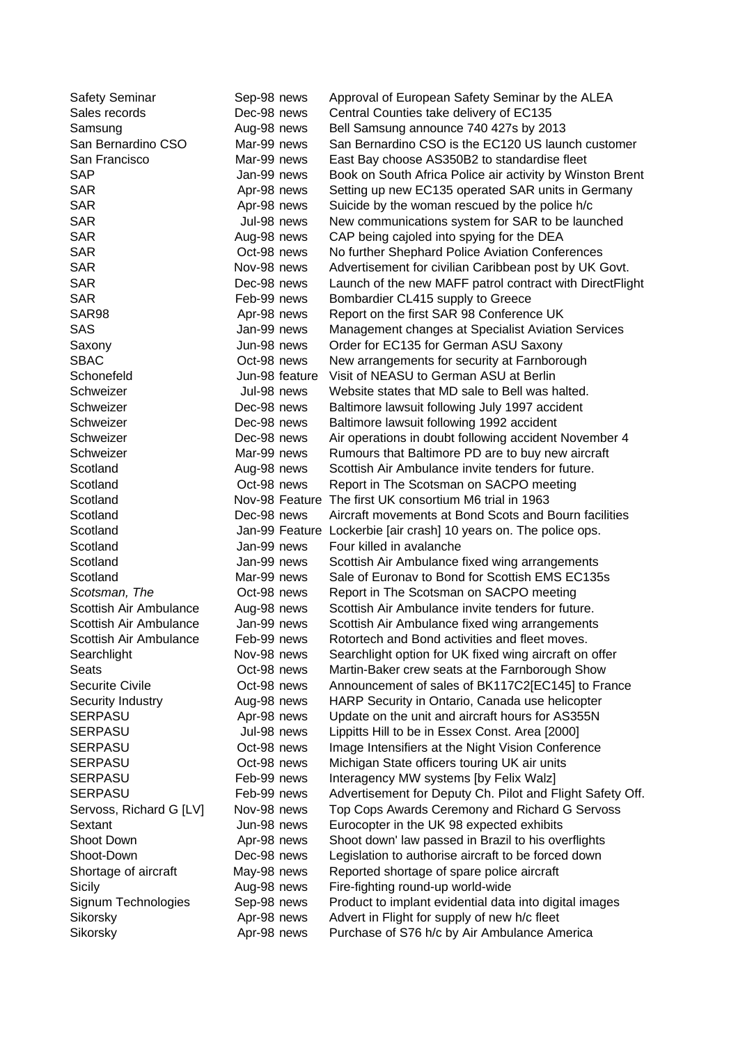| | | | |
|---|---|---|---|
| Safety Seminar | Sep-98 | news | Approval of European Safety Seminar by the ALEA |
| Sales records | Dec-98 | news | Central Counties take delivery of EC135 |
| Samsung | Aug-98 | news | Bell Samsung announce 740 427s by 2013 |
| San Bernardino CSO | Mar-99 | news | San Bernardino CSO is the EC120 US launch customer |
| San Francisco | Mar-99 | news | East Bay choose AS350B2 to standardise fleet |
| SAP | Jan-99 | news | Book on South Africa Police air activity by Winston Brent |
| SAR | Apr-98 | news | Setting up new EC135 operated SAR units in Germany |
| SAR | Apr-98 | news | Suicide by the woman rescued by the police h/c |
| SAR | Jul-98 | news | New communications system for SAR to be launched |
| SAR | Aug-98 | news | CAP being cajoled into spying for the DEA |
| SAR | Oct-98 | news | No further Shephard Police Aviation Conferences |
| SAR | Nov-98 | news | Advertisement for civilian Caribbean post by UK Govt. |
| SAR | Dec-98 | news | Launch of the new MAFF patrol contract with DirectFlight |
| SAR | Feb-99 | news | Bombardier CL415 supply to Greece |
| SAR98 | Apr-98 | news | Report on the first SAR 98 Conference UK |
| SAS | Jan-99 | news | Management changes at Specialist Aviation Services |
| Saxony | Jun-98 | news | Order for EC135 for German ASU Saxony |
| SBAC | Oct-98 | news | New arrangements for security at Farnborough |
| Schonefeld | Jun-98 | feature | Visit of NEASU to German ASU at Berlin |
| Schweizer | Jul-98 | news | Website states that MD sale to Bell was halted. |
| Schweizer | Dec-98 | news | Baltimore lawsuit following July 1997 accident |
| Schweizer | Dec-98 | news | Baltimore lawsuit following 1992 accident |
| Schweizer | Dec-98 | news | Air operations in doubt following accident November 4 |
| Schweizer | Mar-99 | news | Rumours that Baltimore PD are to buy new aircraft |
| Scotland | Aug-98 | news | Scottish Air Ambulance invite tenders for future. |
| Scotland | Oct-98 | news | Report in The Scotsman on SACPO meeting |
| Scotland | Nov-98 | Feature | The first UK consortium M6 trial in 1963 |
| Scotland | Dec-98 | news | Aircraft movements at Bond Scots and Bourn facilities |
| Scotland | Jan-99 | Feature | Lockerbie [air crash] 10 years on. The police ops. |
| Scotland | Jan-99 | news | Four killed in avalanche |
| Scotland | Jan-99 | news | Scottish Air Ambulance fixed wing arrangements |
| Scotland | Mar-99 | news | Sale of Euronav to Bond for Scottish EMS EC135s |
| *Scotsman, The* | Oct-98 | news | Report in The Scotsman on SACPO meeting |
| Scottish Air Ambulance | Aug-98 | news | Scottish Air Ambulance invite tenders for future. |
| Scottish Air Ambulance | Jan-99 | news | Scottish Air Ambulance fixed wing arrangements |
| Scottish Air Ambulance | Feb-99 | news | Rotortech and Bond activities and fleet moves. |
| Searchlight | Nov-98 | news | Searchlight option for UK fixed wing aircraft on offer |
| Seats | Oct-98 | news | Martin-Baker crew seats at the Farnborough Show |
| Securite Civile | Oct-98 | news | Announcement of sales of BK117C2[EC145] to France |
| Security Industry | Aug-98 | news | HARP Security in Ontario, Canada use helicopter |
| SERPASU | Apr-98 | news | Update on the unit and aircraft hours for AS355N |
| SERPASU | Jul-98 | news | Lippitts Hill to be in Essex Const. Area [2000] |
| SERPASU | Oct-98 | news | Image Intensifiers at the Night Vision Conference |
| SERPASU | Oct-98 | news | Michigan State officers touring UK air units |
| SERPASU | Feb-99 | news | Interagency MW systems [by Felix Walz] |
| SERPASU | Feb-99 | news | Advertisement for Deputy Ch. Pilot and Flight Safety Off. |
| Servoss, Richard G [LV] | Nov-98 | news | Top Cops Awards Ceremony and Richard G Servoss |
| Sextant | Jun-98 | news | Eurocopter in the UK 98 expected exhibits |
| Shoot Down | Apr-98 | news | Shoot down' law passed in Brazil to his overflights |
| Shoot-Down | Dec-98 | news | Legislation to authorise aircraft to be forced down |
| Shortage of aircraft | May-98 | news | Reported shortage of spare police aircraft |
| Sicily | Aug-98 | news | Fire-fighting round-up world-wide |
| Signum Technologies | Sep-98 | news | Product to implant evidential data into digital images |
| Sikorsky | Apr-98 | news | Advert in Flight for supply of new h/c fleet |
| Sikorsky | Apr-98 | news | Purchase of S76 h/c by Air Ambulance America |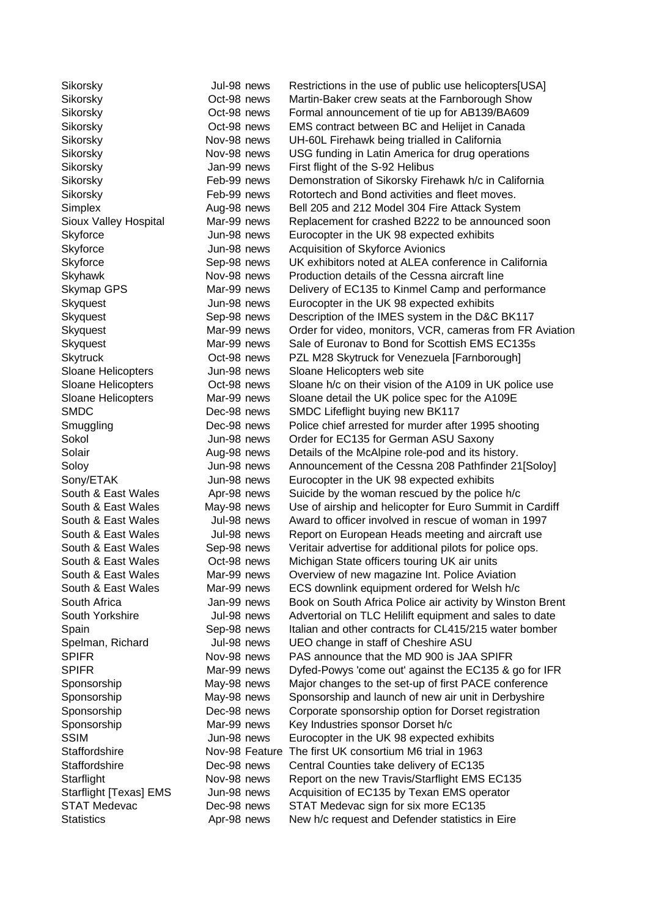| | | | |
|---|---|---|---|
| Sikorsky | Jul-98 | news | Restrictions in the use of public use helicopters[USA] |
| Sikorsky | Oct-98 | news | Martin-Baker crew seats at the Farnborough Show |
| Sikorsky | Oct-98 | news | Formal announcement of tie up for AB139/BA609 |
| Sikorsky | Oct-98 | news | EMS contract between BC and Helijet in Canada |
| Sikorsky | Nov-98 | news | UH-60L Firehawk being trialled in California |
| Sikorsky | Nov-98 | news | USG funding in Latin America for drug operations |
| Sikorsky | Jan-99 | news | First flight of the S-92 Helibus |
| Sikorsky | Feb-99 | news | Demonstration of Sikorsky Firehawk h/c in California |
| Sikorsky | Feb-99 | news | Rotortech and Bond activities and fleet moves. |
| Simplex | Aug-98 | news | Bell 205 and 212 Model 304 Fire Attack System |
| Sioux Valley Hospital | Mar-99 | news | Replacement for crashed B222 to be announced soon |
| Skyforce | Jun-98 | news | Eurocopter in the UK 98 expected exhibits |
| Skyforce | Jun-98 | news | Acquisition of Skyforce Avionics |
| Skyforce | Sep-98 | news | UK exhibitors noted at ALEA conference in California |
| Skyhawk | Nov-98 | news | Production details of the Cessna aircraft line |
| Skymap GPS | Mar-99 | news | Delivery of EC135 to Kinmel Camp and performance |
| Skyquest | Jun-98 | news | Eurocopter in the UK 98 expected exhibits |
| Skyquest | Sep-98 | news | Description of the IMES system in the D&C BK117 |
| Skyquest | Mar-99 | news | Order for video, monitors, VCR, cameras from FR Aviation |
| Skyquest | Mar-99 | news | Sale of Euronav to Bond for Scottish EMS EC135s |
| Skytruck | Oct-98 | news | PZL M28 Skytruck for Venezuela [Farnborough] |
| Sloane Helicopters | Jun-98 | news | Sloane Helicopters web site |
| Sloane Helicopters | Oct-98 | news | Sloane h/c on their vision of the A109 in UK police use |
| Sloane Helicopters | Mar-99 | news | Sloane detail the UK police spec for the A109E |
| SMDC | Dec-98 | news | SMDC Lifeflight buying new BK117 |
| Smuggling | Dec-98 | news | Police chief arrested for murder after 1995 shooting |
| Sokol | Jun-98 | news | Order for EC135 for German ASU Saxony |
| Solair | Aug-98 | news | Details of the McAlpine role-pod and its history. |
| Soloy | Jun-98 | news | Announcement of the Cessna 208 Pathfinder 21[Soloy] |
| Sony/ETAK | Jun-98 | news | Eurocopter in the UK 98 expected exhibits |
| South & East Wales | Apr-98 | news | Suicide by the woman rescued by the police h/c |
| South & East Wales | May-98 | news | Use of airship and helicopter for Euro Summit in Cardiff |
| South & East Wales | Jul-98 | news | Award to officer involved in rescue of woman in 1997 |
| South & East Wales | Jul-98 | news | Report on European Heads meeting and aircraft use |
| South & East Wales | Sep-98 | news | Veritair advertise for additional pilots for police ops. |
| South & East Wales | Oct-98 | news | Michigan State officers touring UK air units |
| South & East Wales | Mar-99 | news | Overview of new magazine Int. Police Aviation |
| South & East Wales | Mar-99 | news | ECS downlink equipment ordered for Welsh h/c |
| South Africa | Jan-99 | news | Book on South Africa Police air activity by Winston Brent |
| South Yorkshire | Jul-98 | news | Advertorial on TLC Helilift equipment and sales to date |
| Spain | Sep-98 | news | Italian and other contracts for CL415/215 water bomber |
| Spelman, Richard | Jul-98 | news | UEO change in staff of Cheshire ASU |
| SPIFR | Nov-98 | news | PAS announce that the MD 900 is JAA SPIFR |
| SPIFR | Mar-99 | news | Dyfed-Powys 'come out' against the EC135 & go for IFR |
| Sponsorship | May-98 | news | Major changes to the set-up of first PACE conference |
| Sponsorship | May-98 | news | Sponsorship and launch of new air unit in Derbyshire |
| Sponsorship | Dec-98 | news | Corporate sponsorship option for Dorset registration |
| Sponsorship | Mar-99 | news | Key Industries sponsor Dorset h/c |
| SSIM | Jun-98 | news | Eurocopter in the UK 98 expected exhibits |
| Staffordshire | Nov-98 | Feature | The first UK consortium M6 trial in 1963 |
| Staffordshire | Dec-98 | news | Central Counties take delivery of EC135 |
| Starflight | Nov-98 | news | Report on the new Travis/Starflight EMS EC135 |
| Starflight [Texas] EMS | Jun-98 | news | Acquisition of EC135 by Texan EMS operator |
| STAT Medevac | Dec-98 | news | STAT Medevac sign for six more EC135 |
| Statistics | Apr-98 | news | New h/c request and Defender statistics in Eire |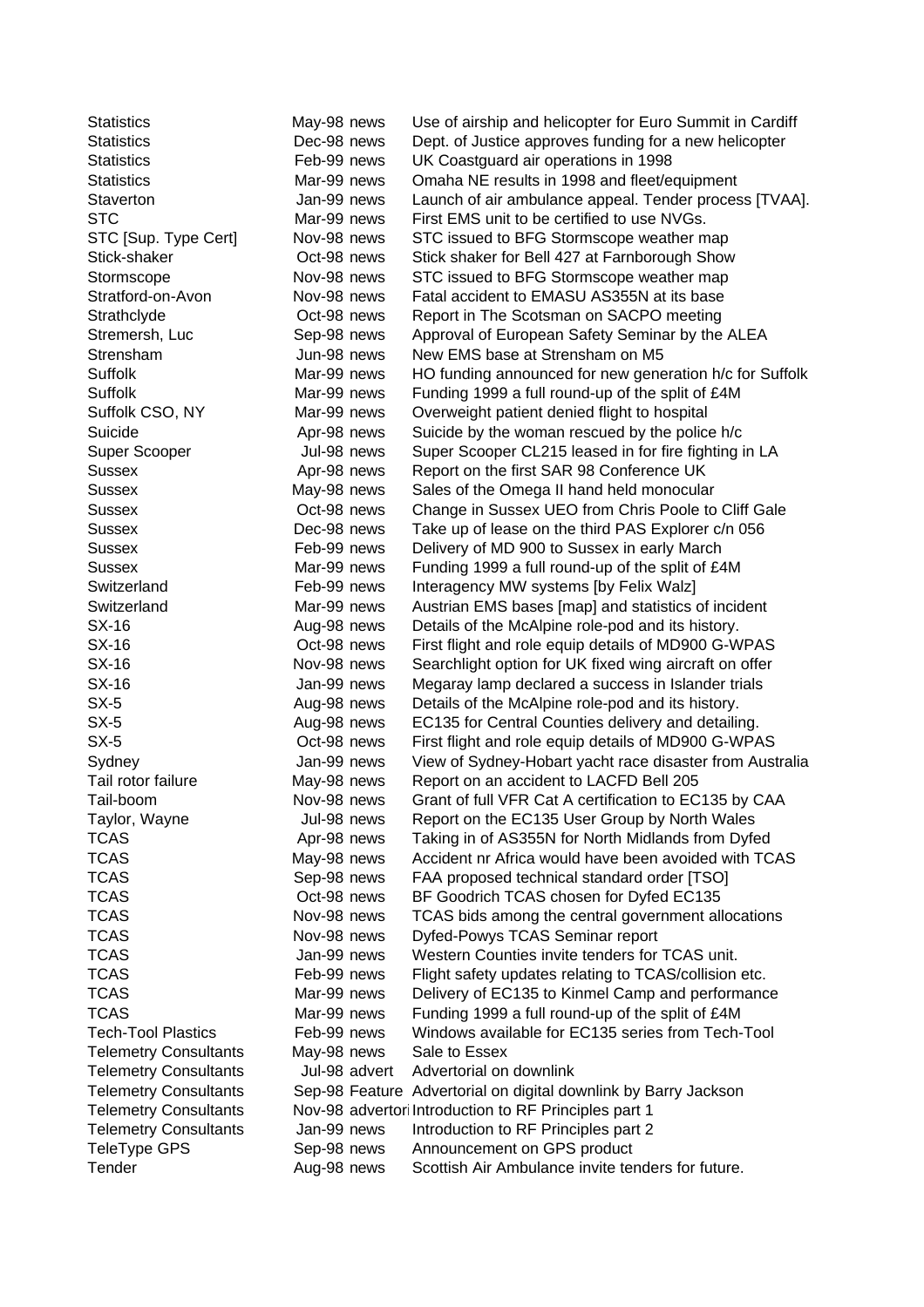| | | |
|---|---|---|
| Statistics | May-98 news | Use of airship and helicopter for Euro Summit in Cardiff |
| Statistics | Dec-98 news | Dept. of Justice approves funding for a new helicopter |
| Statistics | Feb-99 news | UK Coastguard air operations in 1998 |
| Statistics | Mar-99 news | Omaha NE results in 1998 and fleet/equipment |
| Staverton | Jan-99 news | Launch of air ambulance appeal. Tender process [TVAA]. |
| STC | Mar-99 news | First EMS unit to be certified to use NVGs. |
| STC [Sup. Type Cert] | Nov-98 news | STC issued to BFG Stormscope weather map |
| Stick-shaker | Oct-98 news | Stick shaker for Bell 427 at Farnborough Show |
| Stormscope | Nov-98 news | STC issued to BFG Stormscope weather map |
| Stratford-on-Avon | Nov-98 news | Fatal accident to EMASU AS355N at its base |
| Strathclyde | Oct-98 news | Report in The Scotsman on SACPO meeting |
| Stremersh, Luc | Sep-98 news | Approval of European Safety Seminar by the ALEA |
| Strensham | Jun-98 news | New EMS base at Strensham on M5 |
| Suffolk | Mar-99 news | HO funding announced for new generation h/c for Suffolk |
| Suffolk | Mar-99 news | Funding 1999 a full round-up of the split of £4M |
| Suffolk CSO, NY | Mar-99 news | Overweight patient denied flight to hospital |
| Suicide | Apr-98 news | Suicide by the woman rescued by the police h/c |
| Super Scooper | Jul-98 news | Super Scooper CL215 leased in for fire fighting in LA |
| Sussex | Apr-98 news | Report on the first SAR 98 Conference UK |
| Sussex | May-98 news | Sales of the Omega II hand held monocular |
| Sussex | Oct-98 news | Change in Sussex UEO from Chris Poole to Cliff Gale |
| Sussex | Dec-98 news | Take up of lease on the third PAS Explorer c/n 056 |
| Sussex | Feb-99 news | Delivery of MD 900 to Sussex in early March |
| Sussex | Mar-99 news | Funding 1999 a full round-up of the split of £4M |
| Switzerland | Feb-99 news | Interagency MW systems [by Felix Walz] |
| Switzerland | Mar-99 news | Austrian EMS bases [map] and statistics of incident |
| SX-16 | Aug-98 news | Details of the McAlpine role-pod and its history. |
| SX-16 | Oct-98 news | First flight and role equip details of MD900 G-WPAS |
| SX-16 | Nov-98 news | Searchlight option for UK fixed wing aircraft on offer |
| SX-16 | Jan-99 news | Megaray lamp declared a success in Islander trials |
| SX-5 | Aug-98 news | Details of the McAlpine role-pod and its history. |
| SX-5 | Aug-98 news | EC135 for Central Counties delivery and detailing. |
| SX-5 | Oct-98 news | First flight and role equip details of MD900 G-WPAS |
| Sydney | Jan-99 news | View of Sydney-Hobart yacht race disaster from Australia |
| Tail rotor failure | May-98 news | Report on an accident to LACFD Bell 205 |
| Tail-boom | Nov-98 news | Grant of full VFR Cat A certification to EC135 by CAA |
| Taylor, Wayne | Jul-98 news | Report on the EC135 User Group by North Wales |
| TCAS | Apr-98 news | Taking in of AS355N for North Midlands from Dyfed |
| TCAS | May-98 news | Accident nr Africa would have been avoided with TCAS |
| TCAS | Sep-98 news | FAA proposed technical standard order [TSO] |
| TCAS | Oct-98 news | BF Goodrich TCAS chosen for Dyfed EC135 |
| TCAS | Nov-98 news | TCAS bids among the central government allocations |
| TCAS | Nov-98 news | Dyfed-Powys TCAS Seminar report |
| TCAS | Jan-99 news | Western Counties invite tenders for TCAS unit. |
| TCAS | Feb-99 news | Flight safety updates relating to TCAS/collision etc. |
| TCAS | Mar-99 news | Delivery of EC135 to Kinmel Camp and performance |
| TCAS | Mar-99 news | Funding 1999 a full round-up of the split of £4M |
| Tech-Tool Plastics | Feb-99 news | Windows available for EC135 series from Tech-Tool |
| Telemetry Consultants | May-98 news | Sale to Essex |
| Telemetry Consultants | Jul-98 advert | Advertorial on downlink |
| Telemetry Consultants | Sep-98 Feature | Advertorial on digital downlink by Barry Jackson |
| Telemetry Consultants | Nov-98 advertori | Introduction to RF Principles part 1 |
| Telemetry Consultants | Jan-99 news | Introduction to RF Principles part 2 |
| TeleType GPS | Sep-98 news | Announcement on GPS product |
| Tender | Aug-98 news | Scottish Air Ambulance invite tenders for future. |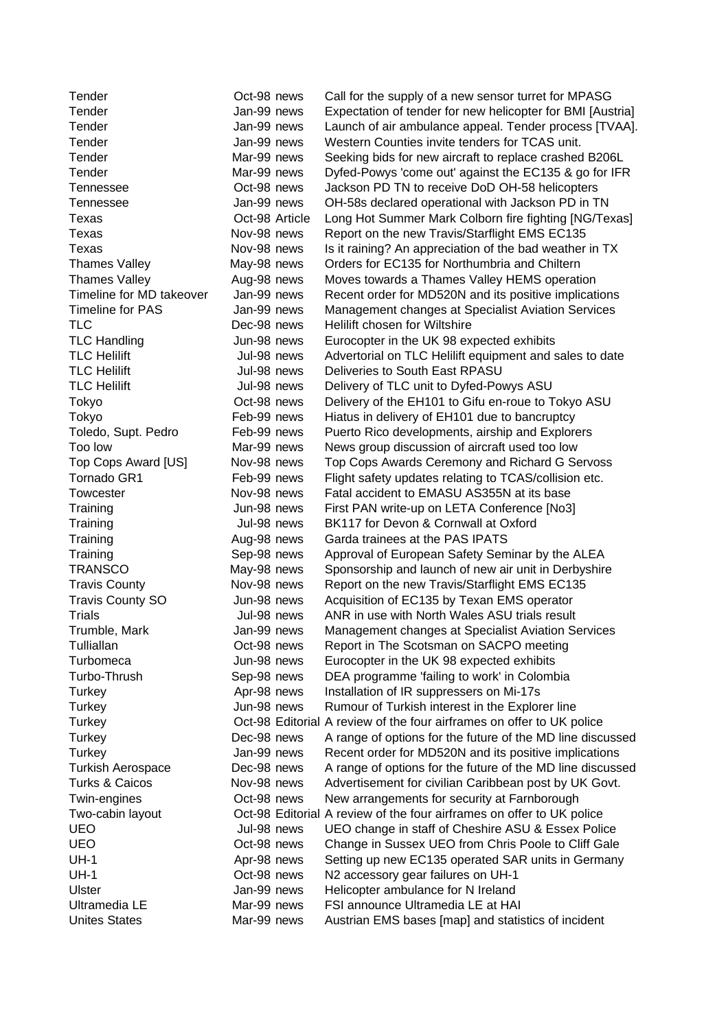| | | | |
|---|---|---|---|
| Tender | Oct-98 | news | Call for the supply of a new sensor turret for MPASG |
| Tender | Jan-99 | news | Expectation of tender for new helicopter for BMI [Austria] |
| Tender | Jan-99 | news | Launch of air ambulance appeal. Tender process [TVAA]. |
| Tender | Jan-99 | news | Western Counties invite tenders for TCAS unit. |
| Tender | Mar-99 | news | Seeking bids for new aircraft to replace crashed B206L |
| Tender | Mar-99 | news | Dyfed-Powys 'come out' against the EC135 & go for IFR |
| Tennessee | Oct-98 | news | Jackson PD TN to receive DoD OH-58 helicopters |
| Tennessee | Jan-99 | news | OH-58s declared operational with Jackson PD in TN |
| Texas | Oct-98 | Article | Long Hot Summer Mark Colborn fire fighting [NG/Texas] |
| Texas | Nov-98 | news | Report on the new Travis/Starflight EMS EC135 |
| Texas | Nov-98 | news | Is it raining? An appreciation of the bad weather in TX |
| Thames Valley | May-98 | news | Orders for EC135 for Northumbria and Chiltern |
| Thames Valley | Aug-98 | news | Moves towards a Thames Valley HEMS operation |
| Timeline for MD takeover | Jan-99 | news | Recent order for MD520N and its positive implications |
| Timeline for PAS | Jan-99 | news | Management changes at Specialist Aviation Services |
| TLC | Dec-98 | news | Helilift chosen for Wiltshire |
| TLC Handling | Jun-98 | news | Eurocopter in the UK 98 expected exhibits |
| TLC Helilift | Jul-98 | news | Advertorial on TLC Helilift equipment and sales to date |
| TLC Helilift | Jul-98 | news | Deliveries to South East RPASU |
| TLC Helilift | Jul-98 | news | Delivery of TLC unit to Dyfed-Powys ASU |
| Tokyo | Oct-98 | news | Delivery of the EH101 to Gifu en-roue to Tokyo ASU |
| Tokyo | Feb-99 | news | Hiatus in delivery of EH101 due to bancruptcy |
| Toledo, Supt. Pedro | Feb-99 | news | Puerto Rico developments, airship and Explorers |
| Too low | Mar-99 | news | News group discussion of aircraft used too low |
| Top Cops Award [US] | Nov-98 | news | Top Cops Awards Ceremony and Richard G Servoss |
| Tornado GR1 | Feb-99 | news | Flight safety updates relating to TCAS/collision etc. |
| Towcester | Nov-98 | news | Fatal accident to EMASU AS355N at its base |
| Training | Jun-98 | news | First PAN write-up on LETA Conference [No3] |
| Training | Jul-98 | news | BK117 for Devon & Cornwall at Oxford |
| Training | Aug-98 | news | Garda trainees at the PAS IPATS |
| Training | Sep-98 | news | Approval of European Safety Seminar by the ALEA |
| TRANSCO | May-98 | news | Sponsorship and launch of new air unit in Derbyshire |
| Travis County | Nov-98 | news | Report on the new Travis/Starflight EMS EC135 |
| Travis County SO | Jun-98 | news | Acquisition of EC135 by Texan EMS operator |
| Trials | Jul-98 | news | ANR in use with North Wales ASU trials result |
| Trumble, Mark | Jan-99 | news | Management changes at Specialist Aviation Services |
| Tulliallan | Oct-98 | news | Report in The Scotsman on SACPO meeting |
| Turbomeca | Jun-98 | news | Eurocopter in the UK 98 expected exhibits |
| Turbo-Thrush | Sep-98 | news | DEA programme 'failing to work' in Colombia |
| Turkey | Apr-98 | news | Installation of IR suppressers on Mi-17s |
| Turkey | Jun-98 | news | Rumour of Turkish interest in the Explorer line |
| Turkey | Oct-98 | Editorial | A review of the four airframes on offer to UK police |
| Turkey | Dec-98 | news | A range of options for the future of the MD line discussed |
| Turkey | Jan-99 | news | Recent order for MD520N and its positive implications |
| Turkish Aerospace | Dec-98 | news | A range of options for the future of the MD line discussed |
| Turks & Caicos | Nov-98 | news | Advertisement for civilian Caribbean post by UK Govt. |
| Twin-engines | Oct-98 | news | New arrangements for security at Farnborough |
| Two-cabin layout | Oct-98 | Editorial | A review of the four airframes on offer to UK police |
| UEO | Jul-98 | news | UEO change in staff of Cheshire ASU & Essex Police |
| UEO | Oct-98 | news | Change in Sussex UEO from Chris Poole to Cliff Gale |
| UH-1 | Apr-98 | news | Setting up new EC135 operated SAR units in Germany |
| UH-1 | Oct-98 | news | N2 accessory gear failures on UH-1 |
| Ulster | Jan-99 | news | Helicopter ambulance for N Ireland |
| Ultramedia LE | Mar-99 | news | FSI announce Ultramedia LE at HAI |
| Unites States | Mar-99 | news | Austrian EMS bases [map] and statistics of incident |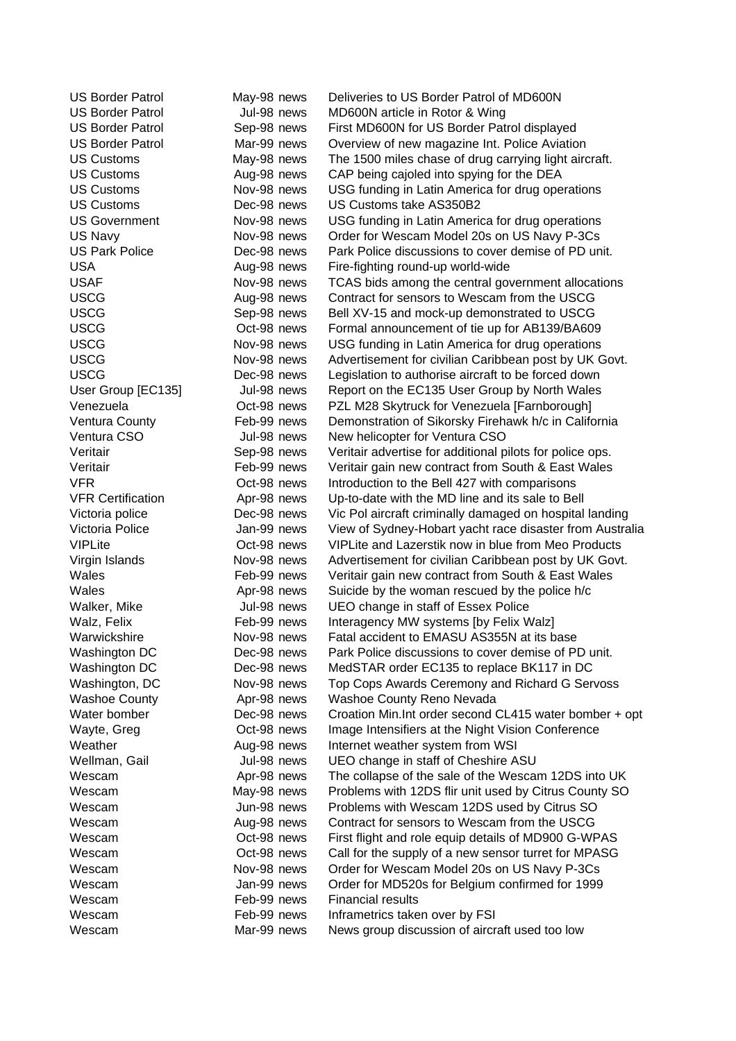| | | | |
|---|---|---|---|
| US Border Patrol | May-98 | news | Deliveries to US Border Patrol of MD600N |
| US Border Patrol | Jul-98 | news | MD600N article in Rotor & Wing |
| US Border Patrol | Sep-98 | news | First MD600N for US Border Patrol displayed |
| US Border Patrol | Mar-99 | news | Overview of new magazine Int. Police Aviation |
| US Customs | May-98 | news | The 1500 miles chase of drug carrying light aircraft. |
| US Customs | Aug-98 | news | CAP being cajoled into spying for the DEA |
| US Customs | Nov-98 | news | USG funding in Latin America for drug operations |
| US Customs | Dec-98 | news | US Customs take AS350B2 |
| US Government | Nov-98 | news | USG funding in Latin America for drug operations |
| US Navy | Nov-98 | news | Order for Wescam Model 20s on US Navy P-3Cs |
| US Park Police | Dec-98 | news | Park Police discussions to cover demise of PD unit. |
| USA | Aug-98 | news | Fire-fighting round-up world-wide |
| USAF | Nov-98 | news | TCAS bids among the central government allocations |
| USCG | Aug-98 | news | Contract for sensors to Wescam from the USCG |
| USCG | Sep-98 | news | Bell XV-15 and mock-up demonstrated to USCG |
| USCG | Oct-98 | news | Formal announcement of tie up for AB139/BA609 |
| USCG | Nov-98 | news | USG funding in Latin America for drug operations |
| USCG | Nov-98 | news | Advertisement for civilian Caribbean post by UK Govt. |
| USCG | Dec-98 | news | Legislation to authorise aircraft to be forced down |
| User Group [EC135] | Jul-98 | news | Report on the EC135 User Group by North Wales |
| Venezuela | Oct-98 | news | PZL M28 Skytruck for Venezuela [Farnborough] |
| Ventura County | Feb-99 | news | Demonstration of Sikorsky Firehawk h/c in California |
| Ventura CSO | Jul-98 | news | New helicopter for Ventura CSO |
| Veritair | Sep-98 | news | Veritair advertise for additional pilots for police ops. |
| Veritair | Feb-99 | news | Veritair gain new contract from South & East Wales |
| VFR | Oct-98 | news | Introduction to the Bell 427 with comparisons |
| VFR Certification | Apr-98 | news | Up-to-date with the MD line and its sale to Bell |
| Victoria police | Dec-98 | news | Vic Pol aircraft criminally damaged on hospital landing |
| Victoria Police | Jan-99 | news | View of Sydney-Hobart yacht race disaster from Australia |
| VIPLite | Oct-98 | news | VIPLite and Lazerstik now in blue from Meo Products |
| Virgin Islands | Nov-98 | news | Advertisement for civilian Caribbean post by UK Govt. |
| Wales | Feb-99 | news | Veritair gain new contract from South & East Wales |
| Wales | Apr-98 | news | Suicide by the woman rescued by the police h/c |
| Walker, Mike | Jul-98 | news | UEO change in staff of Essex Police |
| Walz, Felix | Feb-99 | news | Interagency MW systems [by Felix Walz] |
| Warwickshire | Nov-98 | news | Fatal accident to EMASU AS355N at its base |
| Washington DC | Dec-98 | news | Park Police discussions to cover demise of PD unit. |
| Washington DC | Dec-98 | news | MedSTAR order EC135 to replace BK117 in DC |
| Washington, DC | Nov-98 | news | Top Cops Awards Ceremony and Richard G Servoss |
| Washoe County | Apr-98 | news | Washoe County Reno Nevada |
| Water bomber | Dec-98 | news | Croation Min.Int order second CL415 water bomber + opt |
| Wayte, Greg | Oct-98 | news | Image Intensifiers at the Night Vision Conference |
| Weather | Aug-98 | news | Internet weather system from WSI |
| Wellman, Gail | Jul-98 | news | UEO change in staff of Cheshire ASU |
| Wescam | Apr-98 | news | The collapse of the sale of the Wescam 12DS into UK |
| Wescam | May-98 | news | Problems with 12DS flir unit used by Citrus County SO |
| Wescam | Jun-98 | news | Problems with Wescam 12DS used by Citrus SO |
| Wescam | Aug-98 | news | Contract for sensors to Wescam from the USCG |
| Wescam | Oct-98 | news | First flight and role equip details of MD900 G-WPAS |
| Wescam | Oct-98 | news | Call for the supply of a new sensor turret for MPASG |
| Wescam | Nov-98 | news | Order for Wescam Model 20s on US Navy P-3Cs |
| Wescam | Jan-99 | news | Order for MD520s for Belgium confirmed for 1999 |
| Wescam | Feb-99 | news | Financial results |
| Wescam | Feb-99 | news | Inframetrics taken over by FSI |
| Wescam | Mar-99 | news | News group discussion of aircraft used too low |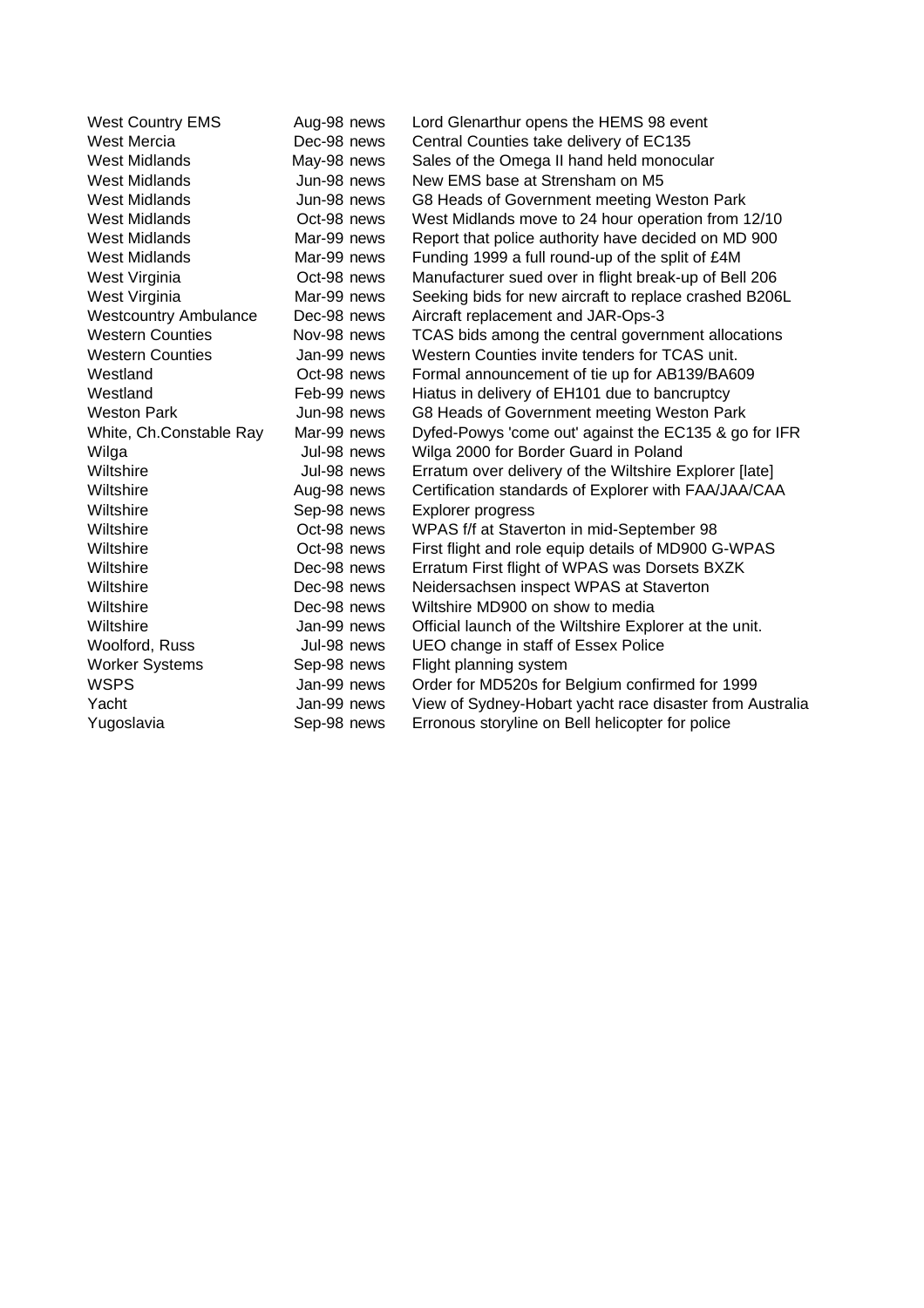| | | |
|---|---|---|
| West Country EMS | Aug-98 news | Lord Glenarthur opens the HEMS 98 event |
| West Mercia | Dec-98 news | Central Counties take delivery of EC135 |
| West Midlands | May-98 news | Sales of the Omega II hand held monocular |
| West Midlands | Jun-98 news | New EMS base at Strensham on M5 |
| West Midlands | Jun-98 news | G8 Heads of Government meeting Weston Park |
| West Midlands | Oct-98 news | West Midlands move to 24 hour operation from 12/10 |
| West Midlands | Mar-99 news | Report that police authority have decided on MD 900 |
| West Midlands | Mar-99 news | Funding 1999 a full round-up of the split of £4M |
| West Virginia | Oct-98 news | Manufacturer sued over in flight break-up of Bell 206 |
| West Virginia | Mar-99 news | Seeking bids for new aircraft to replace crashed B206L |
| Westcountry Ambulance | Dec-98 news | Aircraft replacement and JAR-Ops-3 |
| Western Counties | Nov-98 news | TCAS bids among the central government allocations |
| Western Counties | Jan-99 news | Western Counties invite tenders for TCAS unit. |
| Westland | Oct-98 news | Formal announcement of tie up for AB139/BA609 |
| Westland | Feb-99 news | Hiatus in delivery of EH101 due to bancruptcy |
| Weston Park | Jun-98 news | G8 Heads of Government meeting Weston Park |
| White, Ch.Constable Ray | Mar-99 news | Dyfed-Powys 'come out' against the EC135 & go for IFR |
| Wilga | Jul-98 news | Wilga 2000 for Border Guard in Poland |
| Wiltshire | Jul-98 news | Erratum over delivery of the Wiltshire Explorer [late] |
| Wiltshire | Aug-98 news | Certification standards of Explorer with FAA/JAA/CAA |
| Wiltshire | Sep-98 news | Explorer progress |
| Wiltshire | Oct-98 news | WPAS f/f at Staverton in mid-September 98 |
| Wiltshire | Oct-98 news | First flight and role equip details of MD900 G-WPAS |
| Wiltshire | Dec-98 news | Erratum First flight of WPAS was Dorsets BXZK |
| Wiltshire | Dec-98 news | Neidersachsen inspect WPAS at Staverton |
| Wiltshire | Dec-98 news | Wiltshire MD900 on show to media |
| Wiltshire | Jan-99 news | Official launch of the Wiltshire Explorer at the unit. |
| Woolford, Russ | Jul-98 news | UEO change in staff of Essex Police |
| Worker Systems | Sep-98 news | Flight planning system |
| WSPS | Jan-99 news | Order for MD520s for Belgium confirmed for 1999 |
| Yacht | Jan-99 news | View of Sydney-Hobart yacht race disaster from Australia |
| Yugoslavia | Sep-98 news | Erronous storyline on Bell helicopter for police |